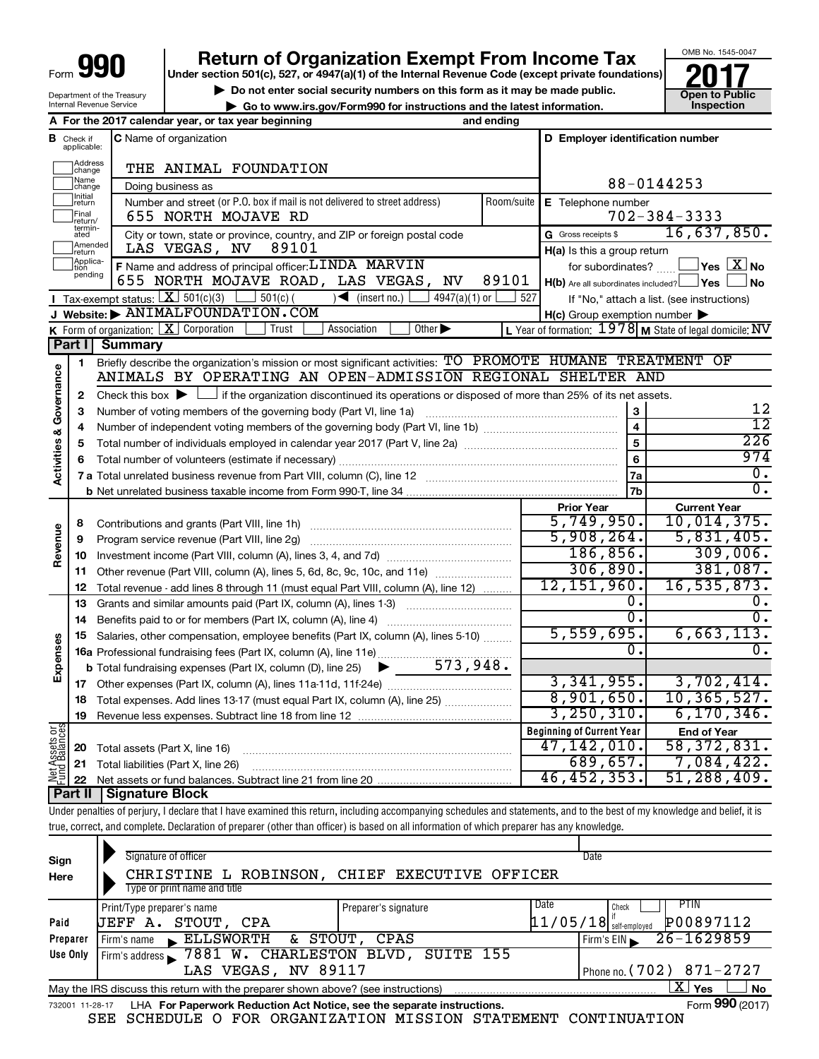Form **990**

# Return of Organization Exempt From Income Tax

**Under section 501(c), 527, or 4947(a)(1) of the Internal Revenue Code (except private foundations)**

▶ Do not enter social security numbers on this form as it may be made public.

▶ Go to www.irs.gov/Form990 for instructions and the latest information.

OMB No. 1545-0047

**2017**

**Open to Public Inspection**

Department of the Treasury
Internal Revenue Service

**A** For the 2017 calendar year, or tax year beginning and ending

**B** Check if applicable: Address change, Name change, Initial return, Final return/terminated, Amended return, Application pending

**C** Name of organization: THE ANIMAL FOUNDATION

Doing business as

Number and street (or P.O. box if mail is not delivered to street address): 655 NORTH MOJAVE RD | Room/suite

City or town, state or province, country, and ZIP or foreign postal code: LAS VEGAS, NV 89101

**D** Employer identification number: 88-0144253

**E** Telephone number: 702-384-3333

**G** Gross receipts $ 16,637,850.

**F** Name and address of principal officer: LINDA MARVIN, 655 NORTH MOJAVE ROAD, LAS VEGAS, NV 89101

**H(a)** Is this a group return for subordinates? ☐ Yes ☒ No

**H(b)** Are all subordinates included? ☐ Yes ☐ No — If "No," attach a list. (see instructions)

**I** Tax-exempt status: ☒ 501(c)(3) ☐ 501(c) ( ) ◀ (insert no.) ☐ 4947(a)(1) or ☐ 527

**J** Website: ▶ ANIMALFOUNDATION.COM

**H(c)** Group exemption number ▶

**K** Form of organization: ☒ Corporation ☐ Trust ☐ Association ☐ Other ▶

**L** Year of formation: 1978 **M** State of legal domicile: NV

## Part I Summary

**Activities & Governance**

1. Briefly describe the organization's mission or most significant activities: TO PROMOTE HUMANE TREATMENT OF ANIMALS BY OPERATING AN OPEN-ADMISSION REGIONAL SHELTER AND
2. Check this box ▶ ☐ if the organization discontinued its operations or disposed of more than 25% of its net assets.

| | | | |
|---|---|---|---|
| 3 | Number of voting members of the governing body (Part VI, line 1a) | 3 | 12 |
| 4 | Number of independent voting members of the governing body (Part VI, line 1b) | 4 | 12 |
| 5 | Total number of individuals employed in calendar year 2017 (Part V, line 2a) | 5 | 226 |
| 6 | Total number of volunteers (estimate if necessary) | 6 | 974 |
| 7a | Total unrelated business revenue from Part VIII, column (C), line 12 | 7a | 0. |
| b | Net unrelated business taxable income from Form 990-T, line 34 | 7b | 0. |

| | | | Prior Year | Current Year |
|---|---|---|---|---|
| **Revenue** | 8 | Contributions and grants (Part VIII, line 1h) | 5,749,950. | 10,014,375. |
| | 9 | Program service revenue (Part VIII, line 2g) | 5,908,264. | 5,831,405. |
| | 10 | Investment income (Part VIII, column (A), lines 3, 4, and 7d) | 186,856. | 309,006. |
| | 11 | Other revenue (Part VIII, column (A), lines 5, 6d, 8c, 9c, 10c, and 11e) | 306,890. | 381,087. |
| | 12 | Total revenue - add lines 8 through 11 (must equal Part VIII, column (A), line 12) | 12,151,960. | 16,535,873. |
| **Expenses** | 13 | Grants and similar amounts paid (Part IX, column (A), lines 1-3) | 0. | 0. |
| | 14 | Benefits paid to or for members (Part IX, column (A), line 4) | 0. | 0. |
| | 15 | Salaries, other compensation, employee benefits (Part IX, column (A), lines 5-10) | 5,559,695. | 6,663,113. |
| | 16a | Professional fundraising fees (Part IX, column (A), line 11e) | 0. | 0. |
| | b | Total fundraising expenses (Part IX, column (D), line 25) ▶ 573,948. | | |
| | 17 | Other expenses (Part IX, column (A), lines 11a-11d, 11f-24e) | 3,341,955. | 3,702,414. |
| | 18 | Total expenses. Add lines 13-17 (must equal Part IX, column (A), line 25) | 8,901,650. | 10,365,527. |
| | 19 | Revenue less expenses. Subtract line 18 from line 12 | 3,250,310. | 6,170,346. |

| | | | Beginning of Current Year | End of Year |
|---|---|---|---|---|
| **Net Assets or Fund Balances** | 20 | Total assets (Part X, line 16) | 47,142,010. | 58,372,831. |
| | 21 | Total liabilities (Part X, line 26) | 689,657. | 7,084,422. |
| | 22 | Net assets or fund balances. Subtract line 21 from line 20 | 46,452,353. | 51,288,409. |

## Part II Signature Block

Under penalties of perjury, I declare that I have examined this return, including accompanying schedules and statements, and to the best of my knowledge and belief, it is true, correct, and complete. Declaration of preparer (other than officer) is based on all information of which preparer has any knowledge.

**Sign Here**

Signature of officer | Date

CHRISTINE L ROBINSON, CHIEF EXECUTIVE OFFICER
Type or print name and title

**Paid Preparer Use Only**

| Print/Type preparer's name | Preparer's signature | Date | Check ☐ if self-employed | PTIN |
|---|---|---|---|---|
| JEFF A. STOUT, CPA | | 11/05/18 | | P00897112 |

Firm's name ▶ ELLSWORTH & STOUT, CPAS — Firm's EIN ▶ 26-1629859

Firm's address ▶ 7881 W. CHARLESTON BLVD, SUITE 155, LAS VEGAS, NV 89117 — Phone no. (702) 871-2727

May the IRS discuss this return with the preparer shown above? (see instructions) ☒ Yes ☐ No

732001 11-28-17 LHA **For Paperwork Reduction Act Notice, see the separate instructions.** Form **990** (2017)

SEE SCHEDULE O FOR ORGANIZATION MISSION STATEMENT CONTINUATION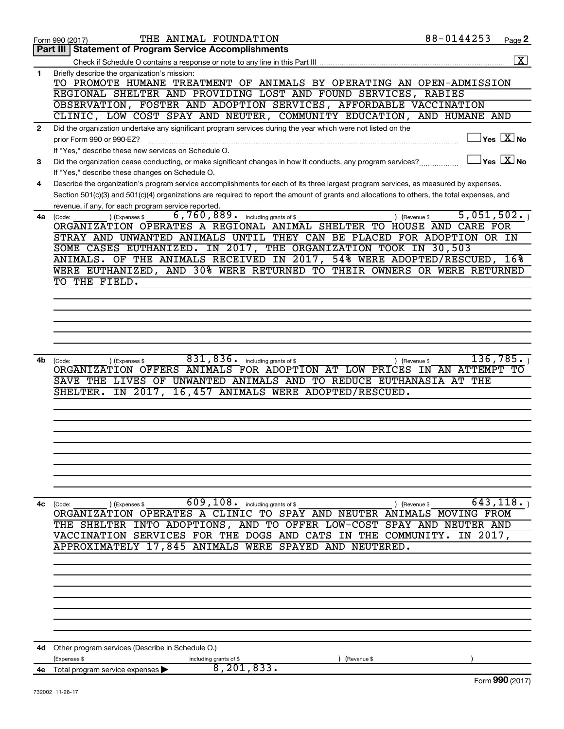Form 990 (2017) THE ANIMAL FOUNDATION 88-0144253

## Part III | Statement of Program Service Accomplishments

Check if Schedule O contains a response or note to any line in this Part III ..... [X]

**1** Briefly describe the organization's mission:

TO PROMOTE HUMANE TREATMENT OF ANIMALS BY OPERATING AN OPEN-ADMISSION REGIONAL SHELTER AND PROVIDING LOST AND FOUND SERVICES, RABIES OBSERVATION, FOSTER AND ADOPTION SERVICES, AFFORDABLE VACCINATION CLINIC, LOW COST SPAY AND NEUTER, COMMUNITY EDUCATION, AND HUMANE AND

**2** Did the organization undertake any significant program services during the year which were not listed on the prior Form 990 or 990-EZ? ..... [ ] Yes [X] No

If "Yes," describe these new services on Schedule O.

**3** Did the organization cease conducting, or make significant changes in how it conducts, any program services? ..... [ ] Yes [X] No

If "Yes," describe these changes on Schedule O.

**4** Describe the organization's program service accomplishments for each of its three largest program services, as measured by expenses. Section 501(c)(3) and 501(c)(4) organizations are required to report the amount of grants and allocations to others, the total expenses, and revenue, if any, for each program service reported.

**4a** (Code: ) (Expenses $ 6,760,889. including grants of $ ) (Revenue $ 5,051,502.)

ORGANIZATION OPERATES A REGIONAL ANIMAL SHELTER TO HOUSE AND CARE FOR STRAY AND UNWANTED ANIMALS UNTIL THEY CAN BE PLACED FOR ADOPTION OR IN SOME CASES EUTHANIZED. IN 2017, THE ORGANIZATION TOOK IN 30,503 ANIMALS. OF THE ANIMALS RECEIVED IN 2017, 54% WERE ADOPTED/RESCUED, 16% WERE EUTHANIZED, AND 30% WERE RETURNED TO THEIR OWNERS OR WERE RETURNED TO THE FIELD.

**4b** (Code: ) (Expenses $ 831,836. including grants of $ ) (Revenue $ 136,785.)

ORGANIZATION OFFERS ANIMALS FOR ADOPTION AT LOW PRICES IN AN ATTEMPT TO SAVE THE LIVES OF UNWANTED ANIMALS AND TO REDUCE EUTHANASIA AT THE SHELTER. IN 2017, 16,457 ANIMALS WERE ADOPTED/RESCUED.

**4c** (Code: ) (Expenses $ 609,108. including grants of $ ) (Revenue $ 643,118.)

ORGANIZATION OPERATES A CLINIC TO SPAY AND NEUTER ANIMALS MOVING FROM THE SHELTER INTO ADOPTIONS, AND TO OFFER LOW-COST SPAY AND NEUTER AND VACCINATION SERVICES FOR THE DOGS AND CATS IN THE COMMUNITY. IN 2017, APPROXIMATELY 17,845 ANIMALS WERE SPAYED AND NEUTERED.

**4d** Other program services (Describe in Schedule O.)

(Expenses $ including grants of $ ) (Revenue $ )

**4e** Total program service expenses ▶ 8,201,833.

Form **990** (2017)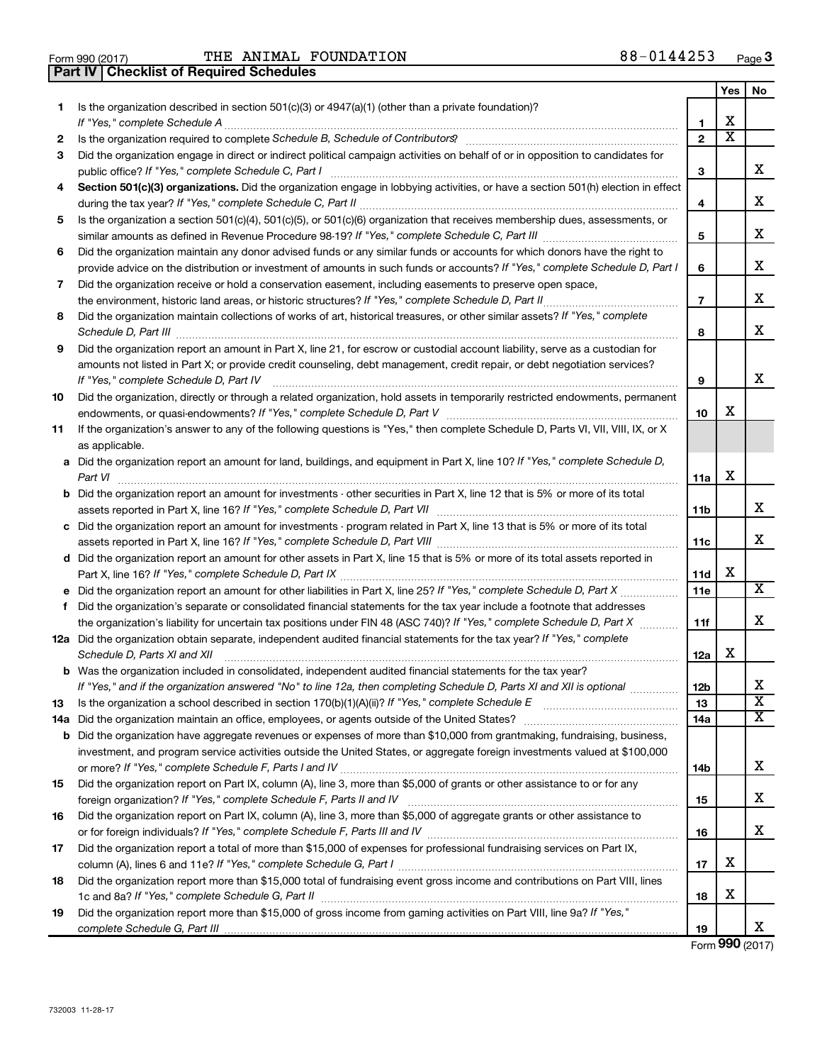Form 990 (2017) THE ANIMAL FOUNDATION 88-0144253 Page 3

**Part IV Checklist of Required Schedules**

| | | | Yes | No |
|---|---|---|---|---|
| 1 | Is the organization described in section 501(c)(3) or 4947(a)(1) (other than a private foundation)? *If "Yes," complete Schedule A* | 1 | X | |
| 2 | Is the organization required to complete *Schedule B, Schedule of Contributors*? | 2 | X | |
| 3 | Did the organization engage in direct or indirect political campaign activities on behalf of or in opposition to candidates for public office? *If "Yes," complete Schedule C, Part I* | 3 | | X |
| 4 | **Section 501(c)(3) organizations.** Did the organization engage in lobbying activities, or have a section 501(h) election in effect during the tax year? *If "Yes," complete Schedule C, Part II* | 4 | | X |
| 5 | Is the organization a section 501(c)(4), 501(c)(5), or 501(c)(6) organization that receives membership dues, assessments, or similar amounts as defined in Revenue Procedure 98-19? *If "Yes," complete Schedule C, Part III* | 5 | | X |
| 6 | Did the organization maintain any donor advised funds or any similar funds or accounts for which donors have the right to provide advice on the distribution or investment of amounts in such funds or accounts? *If "Yes," complete Schedule D, Part I* | 6 | | X |
| 7 | Did the organization receive or hold a conservation easement, including easements to preserve open space, the environment, historic land areas, or historic structures? *If "Yes," complete Schedule D, Part II* | 7 | | X |
| 8 | Did the organization maintain collections of works of art, historical treasures, or other similar assets? *If "Yes," complete Schedule D, Part III* | 8 | | X |
| 9 | Did the organization report an amount in Part X, line 21, for escrow or custodial account liability, serve as a custodian for amounts not listed in Part X; or provide credit counseling, debt management, credit repair, or debt negotiation services? *If "Yes," complete Schedule D, Part IV* | 9 | | X |
| 10 | Did the organization, directly or through a related organization, hold assets in temporarily restricted endowments, permanent endowments, or quasi-endowments? *If "Yes," complete Schedule D, Part V* | 10 | X | |
| 11 | If the organization's answer to any of the following questions is "Yes," then complete Schedule D, Parts VI, VII, VIII, IX, or X as applicable. | | | |
| a | Did the organization report an amount for land, buildings, and equipment in Part X, line 10? *If "Yes," complete Schedule D, Part VI* | 11a | X | |
| b | Did the organization report an amount for investments - other securities in Part X, line 12 that is 5% or more of its total assets reported in Part X, line 16? *If "Yes," complete Schedule D, Part VII* | 11b | | X |
| c | Did the organization report an amount for investments - program related in Part X, line 13 that is 5% or more of its total assets reported in Part X, line 16? *If "Yes," complete Schedule D, Part VIII* | 11c | | X |
| d | Did the organization report an amount for other assets in Part X, line 15 that is 5% or more of its total assets reported in Part X, line 16? *If "Yes," complete Schedule D, Part IX* | 11d | X | |
| e | Did the organization report an amount for other liabilities in Part X, line 25? *If "Yes," complete Schedule D, Part X* | 11e | | X |
| f | Did the organization's separate or consolidated financial statements for the tax year include a footnote that addresses the organization's liability for uncertain tax positions under FIN 48 (ASC 740)? *If "Yes," complete Schedule D, Part X* | 11f | | X |
| 12a | Did the organization obtain separate, independent audited financial statements for the tax year? *If "Yes," complete Schedule D, Parts XI and XII* | 12a | X | |
| b | Was the organization included in consolidated, independent audited financial statements for the tax year? *If "Yes," and if the organization answered "No" to line 12a, then completing Schedule D, Parts XI and XII is optional* | 12b | | X |
| 13 | Is the organization a school described in section 170(b)(1)(A)(ii)? *If "Yes," complete Schedule E* | 13 | | X |
| 14a | Did the organization maintain an office, employees, or agents outside of the United States? | 14a | | X |
| b | Did the organization have aggregate revenues or expenses of more than $10,000 from grantmaking, fundraising, business, investment, and program service activities outside the United States, or aggregate foreign investments valued at $100,000 or more? *If "Yes," complete Schedule F, Parts I and IV* | 14b | | X |
| 15 | Did the organization report on Part IX, column (A), line 3, more than $5,000 of grants or other assistance to or for any foreign organization? *If "Yes," complete Schedule F, Parts II and IV* | 15 | | X |
| 16 | Did the organization report on Part IX, column (A), line 3, more than $5,000 of aggregate grants or other assistance to or for foreign individuals? *If "Yes," complete Schedule F, Parts III and IV* | 16 | | X |
| 17 | Did the organization report a total of more than $15,000 of expenses for professional fundraising services on Part IX, column (A), lines 6 and 11e? *If "Yes," complete Schedule G, Part I* | 17 | X | |
| 18 | Did the organization report more than $15,000 total of fundraising event gross income and contributions on Part VIII, lines 1c and 8a? *If "Yes," complete Schedule G, Part II* | 18 | X | |
| 19 | Did the organization report more than $15,000 of gross income from gaming activities on Part VIII, line 9a? *If "Yes," complete Schedule G, Part III* | 19 | | X |

Form **990** (2017)

732003 11-28-17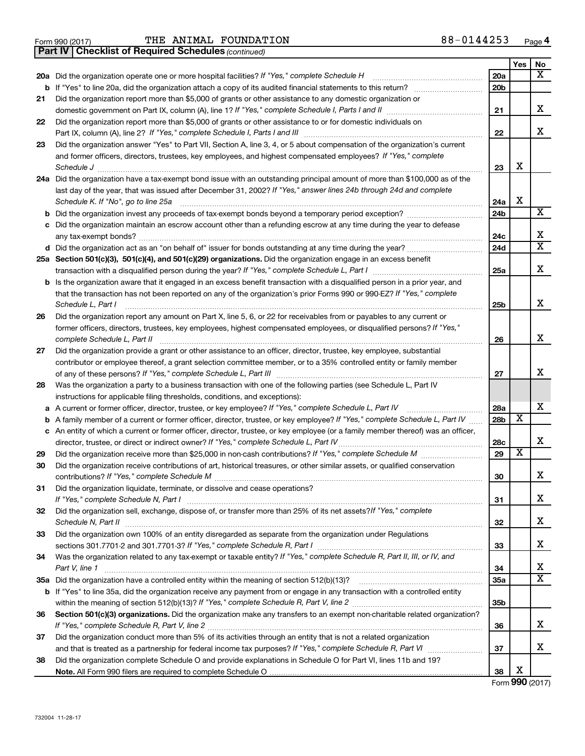Form 990 (2017) THE ANIMAL FOUNDATION 88-0144253

## Part IV | Checklist of Required Schedules *(continued)*

| | | | Yes | No |
|---|---|---|---|---|
| **20a** | Did the organization operate one or more hospital facilities? *If "Yes," complete Schedule H* | **20a** | | X |
| **b** | If "Yes" to line 20a, did the organization attach a copy of its audited financial statements to this return? | **20b** | | |
| **21** | Did the organization report more than $5,000 of grants or other assistance to any domestic organization or domestic government on Part IX, column (A), line 1? *If "Yes," complete Schedule I, Parts I and II* | **21** | | X |
| **22** | Did the organization report more than $5,000 of grants or other assistance to or for domestic individuals on Part IX, column (A), line 2? *If "Yes," complete Schedule I, Parts I and III* | **22** | | X |
| **23** | Did the organization answer "Yes" to Part VII, Section A, line 3, 4, or 5 about compensation of the organization's current and former officers, directors, trustees, key employees, and highest compensated employees? *If "Yes," complete Schedule J* | **23** | X | |
| **24a** | Did the organization have a tax-exempt bond issue with an outstanding principal amount of more than $100,000 as of the last day of the year, that was issued after December 31, 2002? *If "Yes," answer lines 24b through 24d and complete Schedule K. If "No", go to line 25a* | **24a** | X | |
| **b** | Did the organization invest any proceeds of tax-exempt bonds beyond a temporary period exception? | **24b** | | X |
| **c** | Did the organization maintain an escrow account other than a refunding escrow at any time during the year to defease any tax-exempt bonds? | **24c** | | X |
| **d** | Did the organization act as an "on behalf of" issuer for bonds outstanding at any time during the year? | **24d** | | X |
| **25a** | **Section 501(c)(3), 501(c)(4), and 501(c)(29) organizations.** Did the organization engage in an excess benefit transaction with a disqualified person during the year? *If "Yes," complete Schedule L, Part I* | **25a** | | X |
| **b** | Is the organization aware that it engaged in an excess benefit transaction with a disqualified person in a prior year, and that the transaction has not been reported on any of the organization's prior Forms 990 or 990-EZ? *If "Yes," complete Schedule L, Part I* | **25b** | | X |
| **26** | Did the organization report any amount on Part X, line 5, 6, or 22 for receivables from or payables to any current or former officers, directors, trustees, key employees, highest compensated employees, or disqualified persons? *If "Yes," complete Schedule L, Part II* | **26** | | X |
| **27** | Did the organization provide a grant or other assistance to an officer, director, trustee, key employee, substantial contributor or employee thereof, a grant selection committee member, or to a 35% controlled entity or family member of any of these persons? *If "Yes," complete Schedule L, Part III* | **27** | | X |
| **28** | Was the organization a party to a business transaction with one of the following parties (see Schedule L, Part IV instructions for applicable filing thresholds, conditions, and exceptions): | | | |
| **a** | A current or former officer, director, trustee, or key employee? *If "Yes," complete Schedule L, Part IV* | **28a** | | X |
| **b** | A family member of a current or former officer, director, trustee, or key employee? *If "Yes," complete Schedule L, Part IV* | **28b** | X | |
| **c** | An entity of which a current or former officer, director, trustee, or key employee (or a family member thereof) was an officer, director, trustee, or direct or indirect owner? *If "Yes," complete Schedule L, Part IV* | **28c** | | X |
| **29** | Did the organization receive more than $25,000 in non-cash contributions? *If "Yes," complete Schedule M* | **29** | X | |
| **30** | Did the organization receive contributions of art, historical treasures, or other similar assets, or qualified conservation contributions? *If "Yes," complete Schedule M* | **30** | | X |
| **31** | Did the organization liquidate, terminate, or dissolve and cease operations? *If "Yes," complete Schedule N, Part I* | **31** | | X |
| **32** | Did the organization sell, exchange, dispose of, or transfer more than 25% of its net assets? *If "Yes," complete Schedule N, Part II* | **32** | | X |
| **33** | Did the organization own 100% of an entity disregarded as separate from the organization under Regulations sections 301.7701-2 and 301.7701-3? *If "Yes," complete Schedule R, Part I* | **33** | | X |
| **34** | Was the organization related to any tax-exempt or taxable entity? *If "Yes," complete Schedule R, Part II, III, or IV, and Part V, line 1* | **34** | | X |
| **35a** | Did the organization have a controlled entity within the meaning of section 512(b)(13)? | **35a** | | X |
| **b** | If "Yes" to line 35a, did the organization receive any payment from or engage in any transaction with a controlled entity within the meaning of section 512(b)(13)? *If "Yes," complete Schedule R, Part V, line 2* | **35b** | | |
| **36** | **Section 501(c)(3) organizations.** Did the organization make any transfers to an exempt non-charitable related organization? *If "Yes," complete Schedule R, Part V, line 2* | **36** | | X |
| **37** | Did the organization conduct more than 5% of its activities through an entity that is not a related organization and that is treated as a partnership for federal income tax purposes? *If "Yes," complete Schedule R, Part VI* | **37** | | X |
| **38** | Did the organization complete Schedule O and provide explanations in Schedule O for Part VI, lines 11b and 19? **Note.** All Form 990 filers are required to complete Schedule O | **38** | X | |

Form **990** (2017)

732004 11-28-17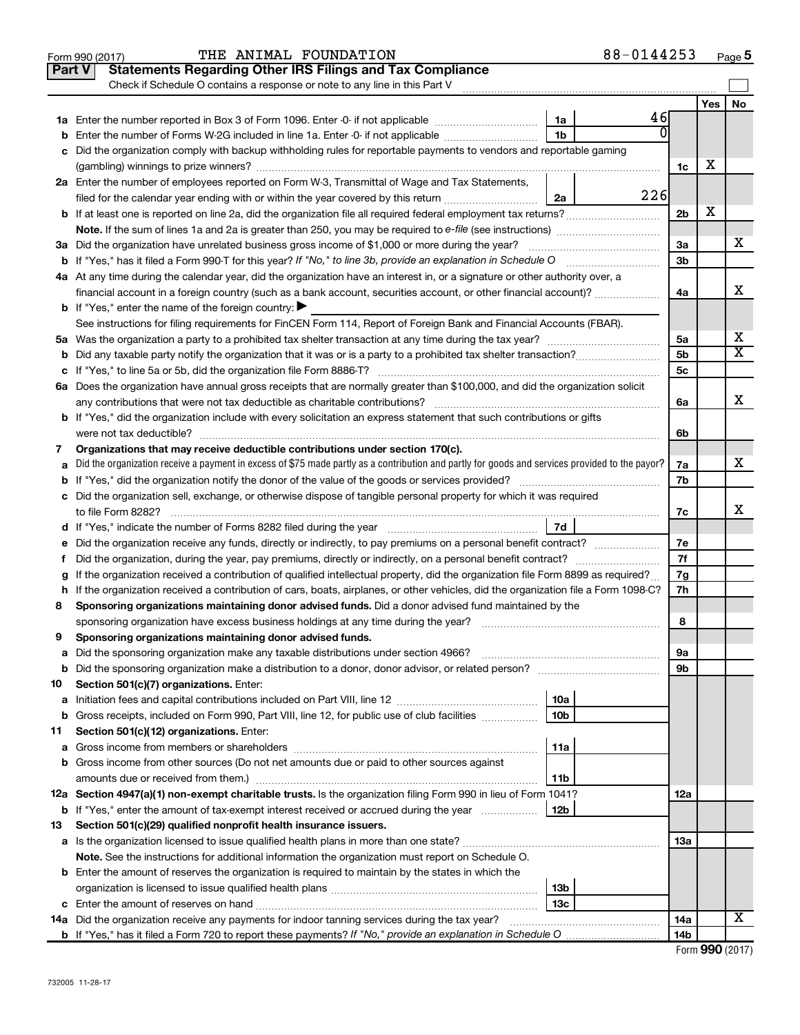Form 990 (2017) THE ANIMAL FOUNDATION 88-0144253 Page 5

**Part V Statements Regarding Other IRS Filings and Tax Compliance**

Check if Schedule O contains a response or note to any line in this Part V

| | | | | | Yes | No |
|---|---|---|---|---|---|---|
| 1a | Enter the number reported in Box 3 of Form 1096. Enter -0- if not applicable | 1a | 46 | | | |
| b | Enter the number of Forms W-2G included in line 1a. Enter -0- if not applicable | 1b | 0 | | | |
| c | Did the organization comply with backup withholding rules for reportable payments to vendors and reportable gaming (gambling) winnings to prize winners? | | | 1c | X | |
| 2a | Enter the number of employees reported on Form W-3, Transmittal of Wage and Tax Statements, filed for the calendar year ending with or within the year covered by this return | 2a | 226 | | | |
| b | If at least one is reported on line 2a, did the organization file all required federal employment tax returns? | | | 2b | X | |
| | **Note.** If the sum of lines 1a and 2a is greater than 250, you may be required to *e-file* (see instructions) | | | | | |
| 3a | Did the organization have unrelated business gross income of $1,000 or more during the year? | | | 3a | | X |
| b | If "Yes," has it filed a Form 990-T for this year? *If "No," to line 3b, provide an explanation in Schedule O* | | | 3b | | |
| 4a | At any time during the calendar year, did the organization have an interest in, or a signature or other authority over, a financial account in a foreign country (such as a bank account, securities account, or other financial account)? | | | 4a | | X |
| b | If "Yes," enter the name of the foreign country: ▶ | | | | | |
| | See instructions for filing requirements for FinCEN Form 114, Report of Foreign Bank and Financial Accounts (FBAR). | | | | | |
| 5a | Was the organization a party to a prohibited tax shelter transaction at any time during the tax year? | | | 5a | | X |
| b | Did any taxable party notify the organization that it was or is a party to a prohibited tax shelter transaction? | | | 5b | | X |
| c | If "Yes," to line 5a or 5b, did the organization file Form 8886-T? | | | 5c | | |
| 6a | Does the organization have annual gross receipts that are normally greater than $100,000, and did the organization solicit any contributions that were not tax deductible as charitable contributions? | | | 6a | | X |
| b | If "Yes," did the organization include with every solicitation an express statement that such contributions or gifts were not tax deductible? | | | 6b | | |
| 7 | **Organizations that may receive deductible contributions under section 170(c).** | | | | | |
| a | Did the organization receive a payment in excess of $75 made partly as a contribution and partly for goods and services provided to the payor? | | | 7a | | X |
| b | If "Yes," did the organization notify the donor of the value of the goods or services provided? | | | 7b | | |
| c | Did the organization sell, exchange, or otherwise dispose of tangible personal property for which it was required to file Form 8282? | | | 7c | | X |
| d | If "Yes," indicate the number of Forms 8282 filed during the year | 7d | | | | |
| e | Did the organization receive any funds, directly or indirectly, to pay premiums on a personal benefit contract? | | | 7e | | |
| f | Did the organization, during the year, pay premiums, directly or indirectly, on a personal benefit contract? | | | 7f | | |
| g | If the organization received a contribution of qualified intellectual property, did the organization file Form 8899 as required? | | | 7g | | |
| h | If the organization received a contribution of cars, boats, airplanes, or other vehicles, did the organization file a Form 1098-C? | | | 7h | | |
| 8 | **Sponsoring organizations maintaining donor advised funds.** Did a donor advised fund maintained by the sponsoring organization have excess business holdings at any time during the year? | | | 8 | | |
| 9 | **Sponsoring organizations maintaining donor advised funds.** | | | | | |
| a | Did the sponsoring organization make any taxable distributions under section 4966? | | | 9a | | |
| b | Did the sponsoring organization make a distribution to a donor, donor advisor, or related person? | | | 9b | | |
| 10 | **Section 501(c)(7) organizations.** Enter: | | | | | |
| a | Initiation fees and capital contributions included on Part VIII, line 12 | 10a | | | | |
| b | Gross receipts, included on Form 990, Part VIII, line 12, for public use of club facilities | 10b | | | | |
| 11 | **Section 501(c)(12) organizations.** Enter: | | | | | |
| a | Gross income from members or shareholders | 11a | | | | |
| b | Gross income from other sources (Do not net amounts due or paid to other sources against amounts due or received from them.) | 11b | | | | |
| 12a | **Section 4947(a)(1) non-exempt charitable trusts.** Is the organization filing Form 990 in lieu of Form 1041? | | | 12a | | |
| b | If "Yes," enter the amount of tax-exempt interest received or accrued during the year | 12b | | | | |
| 13 | **Section 501(c)(29) qualified nonprofit health insurance issuers.** | | | | | |
| a | Is the organization licensed to issue qualified health plans in more than one state? | | | 13a | | |
| | **Note.** See the instructions for additional information the organization must report on Schedule O. | | | | | |
| b | Enter the amount of reserves the organization is required to maintain by the states in which the organization is licensed to issue qualified health plans | 13b | | | | |
| c | Enter the amount of reserves on hand | 13c | | | | |
| 14a | Did the organization receive any payments for indoor tanning services during the tax year? | | | 14a | | X |
| b | If "Yes," has it filed a Form 720 to report these payments? *If "No," provide an explanation in Schedule O* | | | 14b | | |

Form **990** (2017)

732005 11-28-17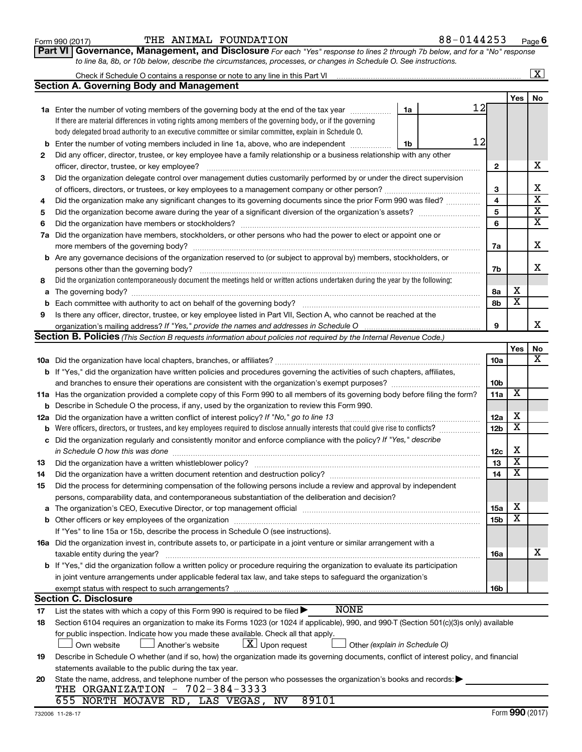Form 990 (2017) THE ANIMAL FOUNDATION 88-0144253

## Part VI Governance, Management, and Disclosure

*For each "Yes" response to lines 2 through 7b below, and for a "No" response to line 8a, 8b, or 10b below, describe the circumstances, processes, or changes in Schedule O. See instructions.*

Check if Schedule O contains a response or note to any line in this Part VI ..... [X]

### Section A. Governing Body and Management

| | | | | Yes | No |
|---|---|---|---|---|---|
| **1a** | Enter the number of voting members of the governing body at the end of the tax year ..... **1a** 12. If there are material differences in voting rights among members of the governing body, or if the governing body delegated broad authority to an executive committee or similar committee, explain in Schedule O. | | | | |
| **b** | Enter the number of voting members included in line 1a, above, who are independent ..... **1b** 12 | | | | |
| **2** | Did any officer, director, trustee, or key employee have a family relationship or a business relationship with any other officer, director, trustee, or key employee? | **2** | | | X |
| **3** | Did the organization delegate control over management duties customarily performed by or under the direct supervision of officers, directors, or trustees, or key employees to a management company or other person? | **3** | | | X |
| **4** | Did the organization make any significant changes to its governing documents since the prior Form 990 was filed? | **4** | | | X |
| **5** | Did the organization become aware during the year of a significant diversion of the organization's assets? | **5** | | | X |
| **6** | Did the organization have members or stockholders? | **6** | | | X |
| **7a** | Did the organization have members, stockholders, or other persons who had the power to elect or appoint one or more members of the governing body? | **7a** | | | X |
| **b** | Are any governance decisions of the organization reserved to (or subject to approval by) members, stockholders, or persons other than the governing body? | **7b** | | | X |
| **8** | Did the organization contemporaneously document the meetings held or written actions undertaken during the year by the following: | | | | |
| **a** | The governing body? | **8a** | | X | |
| **b** | Each committee with authority to act on behalf of the governing body? | **8b** | | X | |
| **9** | Is there any officer, director, trustee, or key employee listed in Part VII, Section A, who cannot be reached at the organization's mailing address? *If "Yes," provide the names and addresses in Schedule O* | **9** | | | X |

### Section B. Policies *(This Section B requests information about policies not required by the Internal Revenue Code.)*

| | | | Yes | No |
|---|---|---|---|---|
| **10a** | Did the organization have local chapters, branches, or affiliates? | **10a** | | X |
| **b** | If "Yes," did the organization have written policies and procedures governing the activities of such chapters, affiliates, and branches to ensure their operations are consistent with the organization's exempt purposes? | **10b** | | |
| **11a** | Has the organization provided a complete copy of this Form 990 to all members of its governing body before filing the form? | **11a** | X | |
| **b** | Describe in Schedule O the process, if any, used by the organization to review this Form 990. | | | |
| **12a** | Did the organization have a written conflict of interest policy? *If "No," go to line 13* | **12a** | X | |
| **b** | Were officers, directors, or trustees, and key employees required to disclose annually interests that could give rise to conflicts? | **12b** | X | |
| **c** | Did the organization regularly and consistently monitor and enforce compliance with the policy? *If "Yes," describe in Schedule O how this was done* | **12c** | X | |
| **13** | Did the organization have a written whistleblower policy? | **13** | X | |
| **14** | Did the organization have a written document retention and destruction policy? | **14** | X | |
| **15** | Did the process for determining compensation of the following persons include a review and approval by independent persons, comparability data, and contemporaneous substantiation of the deliberation and decision? | | | |
| **a** | The organization's CEO, Executive Director, or top management official | **15a** | X | |
| **b** | Other officers or key employees of the organization | **15b** | X | |
| | If "Yes" to line 15a or 15b, describe the process in Schedule O (see instructions). | | | |
| **16a** | Did the organization invest in, contribute assets to, or participate in a joint venture or similar arrangement with a taxable entity during the year? | **16a** | | X |
| **b** | If "Yes," did the organization follow a written policy or procedure requiring the organization to evaluate its participation in joint venture arrangements under applicable federal tax law, and take steps to safeguard the organization's exempt status with respect to such arrangements? | **16b** | | |

### Section C. Disclosure

**17** List the states with which a copy of this Form 990 is required to be filed ▶ NONE

**18** Section 6104 requires an organization to make its Forms 1023 (or 1024 if applicable), 990, and 990-T (Section 501(c)(3)s only) available for public inspection. Indicate how you made these available. Check all that apply.

[ ] Own website [ ] Another's website [X] Upon request [ ] Other *(explain in Schedule O)*

**19** Describe in Schedule O whether (and if so, how) the organization made its governing documents, conflict of interest policy, and financial statements available to the public during the tax year.

**20** State the name, address, and telephone number of the person who possesses the organization's books and records: ▶
THE ORGANIZATION - 702-384-3333
655 NORTH MOJAVE RD, LAS VEGAS, NV 89101

732006 11-28-17 Form **990** (2017)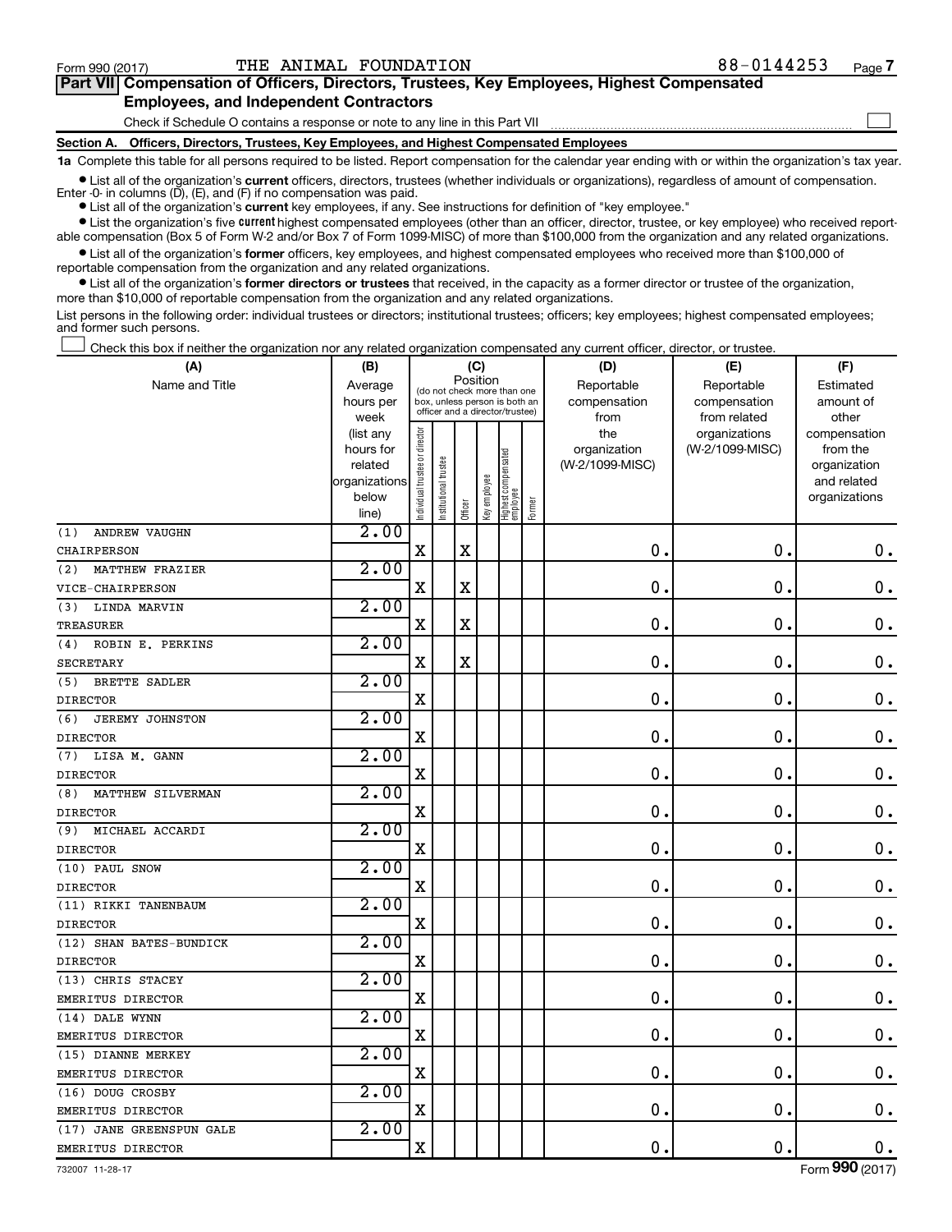Form 990 (2017) THE ANIMAL FOUNDATION 88-0144253

## Part VII Compensation of Officers, Directors, Trustees, Key Employees, Highest Compensated Employees, and Independent Contractors

Check if Schedule O contains a response or note to any line in this Part VII ☐

### Section A. Officers, Directors, Trustees, Key Employees, and Highest Compensated Employees

**1a** Complete this table for all persons required to be listed. Report compensation for the calendar year ending with or within the organization's tax year.

- List all of the organization's **current** officers, directors, trustees (whether individuals or organizations), regardless of amount of compensation. Enter -0- in columns (D), (E), and (F) if no compensation was paid.
- List all of the organization's **current** key employees, if any. See instructions for definition of "key employee."
- List the organization's five **current** highest compensated employees (other than an officer, director, trustee, or key employee) who received reportable compensation (Box 5 of Form W-2 and/or Box 7 of Form 1099-MISC) of more than $100,000 from the organization and any related organizations.
- List all of the organization's **former** officers, key employees, and highest compensated employees who received more than $100,000 of reportable compensation from the organization and any related organizations.
- List all of the organization's **former directors or trustees** that received, in the capacity as a former director or trustee of the organization, more than $10,000 of reportable compensation from the organization and any related organizations.

List persons in the following order: individual trustees or directors; institutional trustees; officers; key employees; highest compensated employees; and former such persons.

☐ Check this box if neither the organization nor any related organization compensated any current officer, director, or trustee.

| (A) Name and Title | (B) Average hours per week (list any hours for related organizations below line) | (C) Position: Individual trustee or director | Institutional trustee | Officer | Key employee | Highest compensated employee | Former | (D) Reportable compensation from the organization (W-2/1099-MISC) | (E) Reportable compensation from related organizations (W-2/1099-MISC) | (F) Estimated amount of other compensation from the organization and related organizations |
|---|---|---|---|---|---|---|---|---|---|---|
| (1) ANDREW VAUGHN<br>CHAIRPERSON | 2.00 | X | | X | | | | 0. | 0. | 0. |
| (2) MATTHEW FRAZIER<br>VICE-CHAIRPERSON | 2.00 | X | | X | | | | 0. | 0. | 0. |
| (3) LINDA MARVIN<br>TREASURER | 2.00 | X | | X | | | | 0. | 0. | 0. |
| (4) ROBIN E. PERKINS<br>SECRETARY | 2.00 | X | | X | | | | 0. | 0. | 0. |
| (5) BRETTE SADLER<br>DIRECTOR | 2.00 | X | | | | | | 0. | 0. | 0. |
| (6) JEREMY JOHNSTON<br>DIRECTOR | 2.00 | X | | | | | | 0. | 0. | 0. |
| (7) LISA M. GANN<br>DIRECTOR | 2.00 | X | | | | | | 0. | 0. | 0. |
| (8) MATTHEW SILVERMAN<br>DIRECTOR | 2.00 | X | | | | | | 0. | 0. | 0. |
| (9) MICHAEL ACCARDI<br>DIRECTOR | 2.00 | X | | | | | | 0. | 0. | 0. |
| (10) PAUL SNOW<br>DIRECTOR | 2.00 | X | | | | | | 0. | 0. | 0. |
| (11) RIKKI TANENBAUM<br>DIRECTOR | 2.00 | X | | | | | | 0. | 0. | 0. |
| (12) SHAN BATES-BUNDICK<br>DIRECTOR | 2.00 | X | | | | | | 0. | 0. | 0. |
| (13) CHRIS STACEY<br>EMERITUS DIRECTOR | 2.00 | X | | | | | | 0. | 0. | 0. |
| (14) DALE WYNN<br>EMERITUS DIRECTOR | 2.00 | X | | | | | | 0. | 0. | 0. |
| (15) DIANNE MERKEY<br>EMERITUS DIRECTOR | 2.00 | X | | | | | | 0. | 0. | 0. |
| (16) DOUG CROSBY<br>EMERITUS DIRECTOR | 2.00 | X | | | | | | 0. | 0. | 0. |
| (17) JANE GREENSPUN GALE<br>EMERITUS DIRECTOR | 2.00 | X | | | | | | 0. | 0. | 0. |

732007 11-28-17 Form 990 (2017)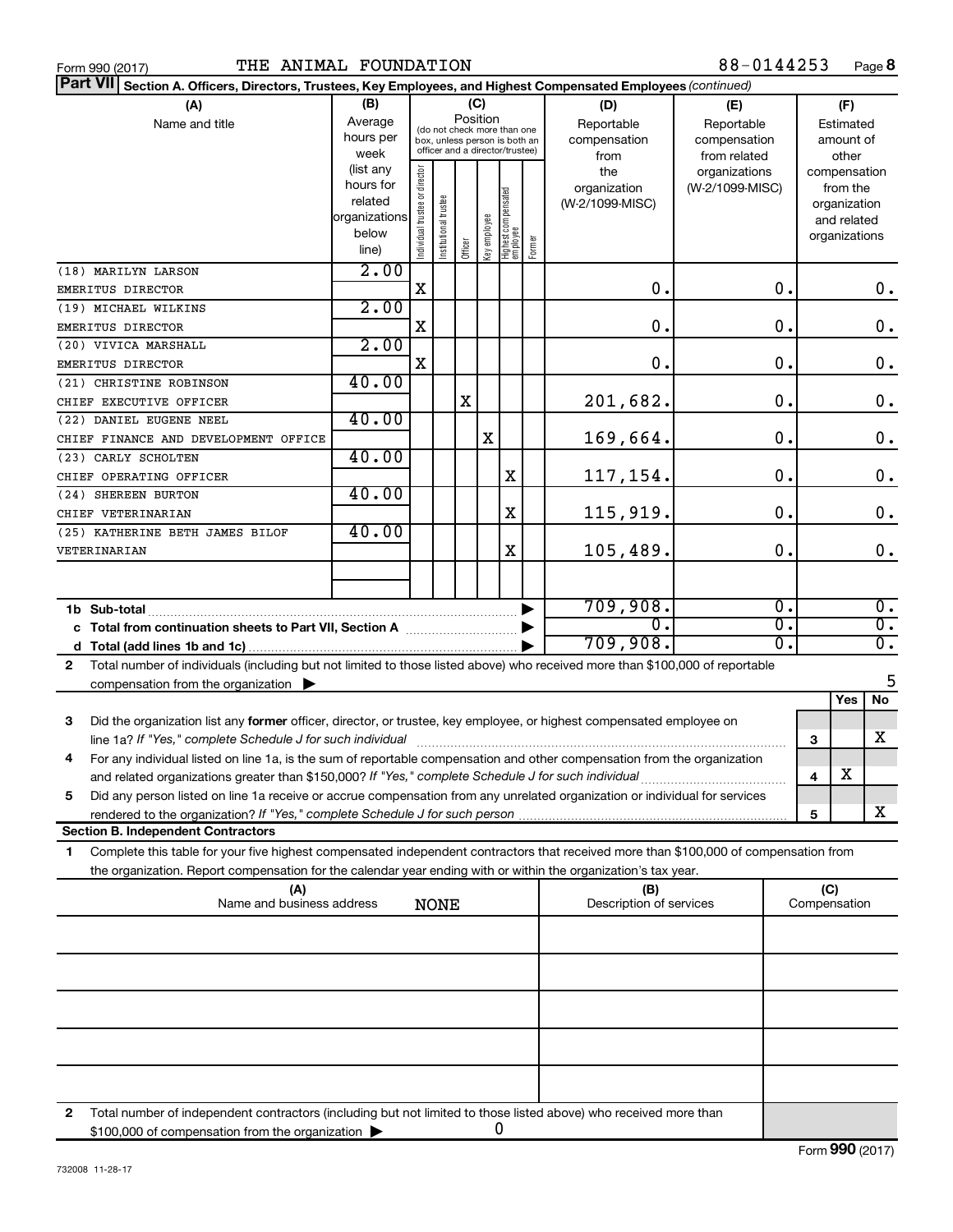Form 990 (2017) THE ANIMAL FOUNDATION 88-0144253 Page **8**

**Part VII** **Section A. Officers, Directors, Trustees, Key Employees, and Highest Compensated Employees** *(continued)*

| (A) Name and title | (B) Average hours per week (list any hours for related organizations below line) | (C) Position: Individual trustee or director | Institutional trustee | Officer | Key employee | Highest compensated employee | Former | (D) Reportable compensation from the organization (W-2/1099-MISC) | (E) Reportable compensation from related organizations (W-2/1099-MISC) | (F) Estimated amount of other compensation from the organization and related organizations |
|---|---|---|---|---|---|---|---|---|---|---|
| (18) MARILYN LARSON<br>EMERITUS DIRECTOR | 2.00 | X | | | | | | 0. | 0. | 0. |
| (19) MICHAEL WILKINS<br>EMERITUS DIRECTOR | 2.00 | X | | | | | | 0. | 0. | 0. |
| (20) VIVICA MARSHALL<br>EMERITUS DIRECTOR | 2.00 | X | | | | | | 0. | 0. | 0. |
| (21) CHRISTINE ROBINSON<br>CHIEF EXECUTIVE OFFICER | 40.00 | | | X | | | | 201,682. | 0. | 0. |
| (22) DANIEL EUGENE NEEL<br>CHIEF FINANCE AND DEVELOPMENT OFFICE | 40.00 | | | | X | | | 169,664. | 0. | 0. |
| (23) CARLY SCHOLTEN<br>CHIEF OPERATING OFFICER | 40.00 | | | | | X | | 117,154. | 0. | 0. |
| (24) SHEREEN BURTON<br>CHIEF VETERINARIAN | 40.00 | | | | | X | | 115,919. | 0. | 0. |
| (25) KATHERINE BETH JAMES BILOF<br>VETERINARIAN | 40.00 | | | | | X | | 105,489. | 0. | 0. |
| **1b Sub-total** | | | | | | | | 709,908. | 0. | 0. |
| **c Total from continuation sheets to Part VII, Section A** | | | | | | | | 0. | 0. | 0. |
| **d Total (add lines 1b and 1c)** | | | | | | | | 709,908. | 0. | 0. |

**2** Total number of individuals (including but not limited to those listed above) who received more than $100,000 of reportable compensation from the organization ▶ 5

| | | Yes | No |
|---|---|---|---|
| **3** Did the organization list any **former** officer, director, or trustee, key employee, or highest compensated employee on line 1a? *If "Yes," complete Schedule J for such individual* | 3 | | X |
| **4** For any individual listed on line 1a, is the sum of reportable compensation and other compensation from the organization and related organizations greater than $150,000? *If "Yes," complete Schedule J for such individual* | 4 | X | |
| **5** Did any person listed on line 1a receive or accrue compensation from any unrelated organization or individual for services rendered to the organization? *If "Yes," complete Schedule J for such person* | 5 | | X |

**Section B. Independent Contractors**

**1** Complete this table for your five highest compensated independent contractors that received more than $100,000 of compensation from the organization. Report compensation for the calendar year ending with or within the organization's tax year.

| (A) Name and business address | (B) Description of services | (C) Compensation |
|---|---|---|
| NONE | | |
| | | |
| | | |
| | | |
| | | |

**2** Total number of independent contractors (including but not limited to those listed above) who received more than $100,000 of compensation from the organization ▶ 0

Form **990** (2017)

732008 11-28-17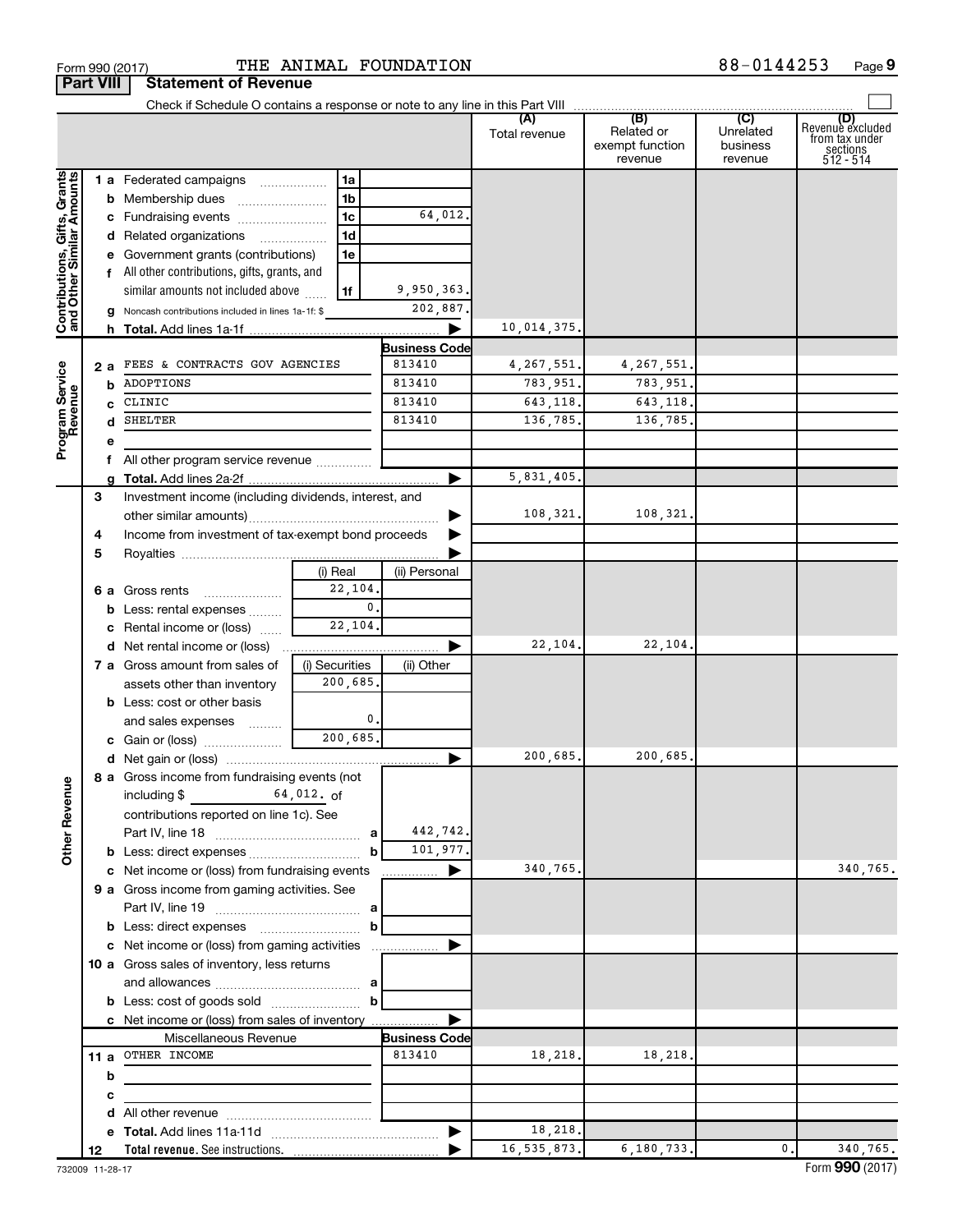Form 990 (2017) THE ANIMAL FOUNDATION 88-0144253 Page 9

**Part VIII Statement of Revenue**

Check if Schedule O contains a response or note to any line in this Part VIII

| | | | (A) Total revenue | (B) Related or exempt function revenue | (C) Unrelated business revenue | (D) Revenue excluded from tax under sections 512 - 514 |
|---|---|---|---|---|---|---|
| **Contributions, Gifts, Grants and Other Similar Amounts** | | | | | | |
| 1 a Federated campaigns | 1a | | | | | |
| b Membership dues | 1b | | | | | |
| c Fundraising events | 1c | 64,012. | | | | |
| d Related organizations | 1d | | | | | |
| e Government grants (contributions) | 1e | | | | | |
| f All other contributions, gifts, grants, and similar amounts not included above | 1f | 9,950,363. | | | | |
| g Noncash contributions included in lines 1a-1f: $ | | 202,887. | | | | |
| h **Total.** Add lines 1a-1f | | | 10,014,375. | | | |
| **Program Service Revenue** | | **Business Code** | | | | |
| 2 a FEES & CONTRACTS GOV AGENCIES | | 813410 | 4,267,551. | 4,267,551. | | |
| b ADOPTIONS | | 813410 | 783,951. | 783,951. | | |
| c CLINIC | | 813410 | 643,118. | 643,118. | | |
| d SHELTER | | 813410 | 136,785. | 136,785. | | |
| e | | | | | | |
| f All other program service revenue | | | | | | |
| g **Total.** Add lines 2a-2f | | | 5,831,405. | | | |
| 3 Investment income (including dividends, interest, and other similar amounts) | | | 108,321. | 108,321. | | |
| 4 Income from investment of tax-exempt bond proceeds | | | | | | |
| 5 Royalties | | | | | | |
| | (i) Real | (ii) Personal | | | | |
| 6 a Gross rents | 22,104. | | | | | |
| b Less: rental expenses | 0. | | | | | |
| c Rental income or (loss) | 22,104. | | | | | |
| d Net rental income or (loss) | | | 22,104. | 22,104. | | |
| 7 a Gross amount from sales of assets other than inventory | (i) Securities 200,685. | (ii) Other | | | | |
| b Less: cost or other basis and sales expenses | 0. | | | | | |
| c Gain or (loss) | 200,685. | | | | | |
| d Net gain or (loss) | | | 200,685. | 200,685. | | |
| **Other Revenue** | | | | | | |
| 8 a Gross income from fundraising events (not including $ 64,012. of contributions reported on line 1c). See Part IV, line 18 | a | 442,742. | | | | |
| b Less: direct expenses | b | 101,977. | | | | |
| c Net income or (loss) from fundraising events | | | 340,765. | | | 340,765. |
| 9 a Gross income from gaming activities. See Part IV, line 19 | a | | | | | |
| b Less: direct expenses | b | | | | | |
| c Net income or (loss) from gaming activities | | | | | | |
| 10 a Gross sales of inventory, less returns and allowances | a | | | | | |
| b Less: cost of goods sold | b | | | | | |
| c Net income or (loss) from sales of inventory | | | | | | |
| Miscellaneous Revenue | | **Business Code** | | | | |
| 11 a OTHER INCOME | | 813410 | 18,218. | 18,218. | | |
| b | | | | | | |
| c | | | | | | |
| d All other revenue | | | | | | |
| e **Total.** Add lines 11a-11d | | | 18,218. | | | |
| 12 **Total revenue.** See instructions. | | | 16,535,873. | 6,180,733. | 0. | 340,765. |

732009 11-28-17 Form **990** (2017)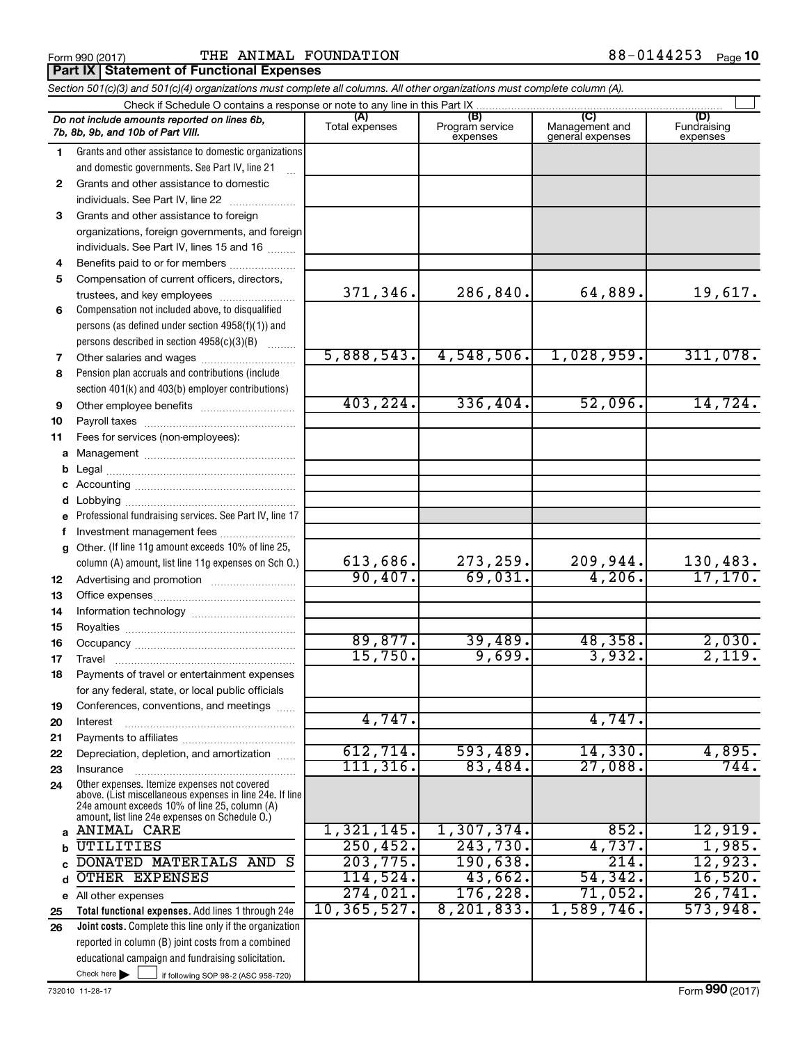Form 990 (2017) THE ANIMAL FOUNDATION 88-0144253

## Part IX Statement of Functional Expenses

*Section 501(c)(3) and 501(c)(4) organizations must complete all columns. All other organizations must complete column (A).*

Check if Schedule O contains a response or note to any line in this Part IX

| | *Do not include amounts reported on lines 6b, 7b, 8b, 9b, and 10b of Part VIII.* | (A) Total expenses | (B) Program service expenses | (C) Management and general expenses | (D) Fundraising expenses |
|---|---|---|---|---|---|
| 1 | Grants and other assistance to domestic organizations and domestic governments. See Part IV, line 21 | | | | |
| 2 | Grants and other assistance to domestic individuals. See Part IV, line 22 | | | | |
| 3 | Grants and other assistance to foreign organizations, foreign governments, and foreign individuals. See Part IV, lines 15 and 16 | | | | |
| 4 | Benefits paid to or for members | | | | |
| 5 | Compensation of current officers, directors, trustees, and key employees | 371,346. | 286,840. | 64,889. | 19,617. |
| 6 | Compensation not included above, to disqualified persons (as defined under section 4958(f)(1)) and persons described in section 4958(c)(3)(B) | | | | |
| 7 | Other salaries and wages | 5,888,543. | 4,548,506. | 1,028,959. | 311,078. |
| 8 | Pension plan accruals and contributions (include section 401(k) and 403(b) employer contributions) | | | | |
| 9 | Other employee benefits | 403,224. | 336,404. | 52,096. | 14,724. |
| 10 | Payroll taxes | | | | |
| 11 | Fees for services (non-employees): | | | | |
| a | Management | | | | |
| b | Legal | | | | |
| c | Accounting | | | | |
| d | Lobbying | | | | |
| e | Professional fundraising services. See Part IV, line 17 | | | | |
| f | Investment management fees | | | | |
| g | Other. (If line 11g amount exceeds 10% of line 25, column (A) amount, list line 11g expenses on Sch O.) | 613,686. | 273,259. | 209,944. | 130,483. |
| 12 | Advertising and promotion | 90,407. | 69,031. | 4,206. | 17,170. |
| 13 | Office expenses | | | | |
| 14 | Information technology | | | | |
| 15 | Royalties | | | | |
| 16 | Occupancy | 89,877. | 39,489. | 48,358. | 2,030. |
| 17 | Travel | 15,750. | 9,699. | 3,932. | 2,119. |
| 18 | Payments of travel or entertainment expenses for any federal, state, or local public officials | | | | |
| 19 | Conferences, conventions, and meetings | | | | |
| 20 | Interest | 4,747. | | 4,747. | |
| 21 | Payments to affiliates | | | | |
| 22 | Depreciation, depletion, and amortization | 612,714. | 593,489. | 14,330. | 4,895. |
| 23 | Insurance | 111,316. | 83,484. | 27,088. | 744. |
| 24 | Other expenses. Itemize expenses not covered above. (List miscellaneous expenses in line 24e. If line 24e amount exceeds 10% of line 25, column (A) amount, list line 24e expenses on Schedule O.) | | | | |
| a | ANIMAL CARE | 1,321,145. | 1,307,374. | 852. | 12,919. |
| b | UTILITIES | 250,452. | 243,730. | 4,737. | 1,985. |
| c | DONATED MATERIALS AND S | 203,775. | 190,638. | 214. | 12,923. |
| d | OTHER EXPENSES | 114,524. | 43,662. | 54,342. | 16,520. |
| e | All other expenses | 274,021. | 176,228. | 71,052. | 26,741. |
| 25 | **Total functional expenses.** Add lines 1 through 24e | 10,365,527. | 8,201,833. | 1,589,746. | 573,948. |
| 26 | **Joint costs.** Complete this line only if the organization reported in column (B) joint costs from a combined educational campaign and fundraising solicitation. Check here ☐ if following SOP 98-2 (ASC 958-720) | | | | |

732010 11-28-17 Form **990** (2017)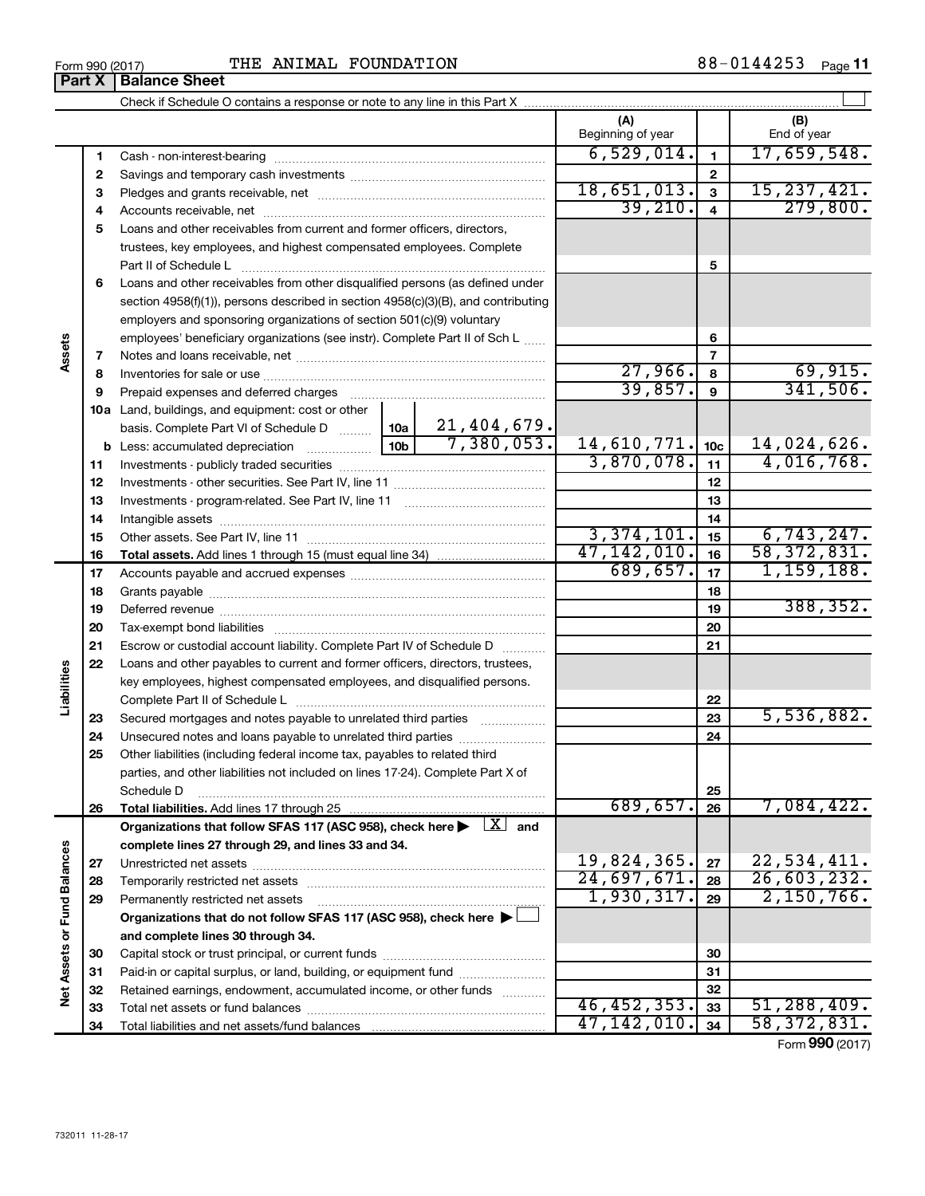Form 990 (2017) THE ANIMAL FOUNDATION 88-0144253 Page **11**

## Part X | Balance Sheet

Check if Schedule O contains a response or note to any line in this Part X ☐

| Section | Line | Description | | (A) Beginning of year | | (B) End of year |
|---|---|---|---|---|---|---|
| Assets | 1 | Cash - non-interest-bearing | | 6,529,014. | 1 | 17,659,548. |
| | 2 | Savings and temporary cash investments | | | 2 | |
| | 3 | Pledges and grants receivable, net | | 18,651,013. | 3 | 15,237,421. |
| | 4 | Accounts receivable, net | | 39,210. | 4 | 279,800. |
| | 5 | Loans and other receivables from current and former officers, directors, trustees, key employees, and highest compensated employees. Complete Part II of Schedule L | | | 5 | |
| | 6 | Loans and other receivables from other disqualified persons (as defined under section 4958(f)(1)), persons described in section 4958(c)(3)(B), and contributing employers and sponsoring organizations of section 501(c)(9) voluntary employees' beneficiary organizations (see instr). Complete Part II of Sch L | | | 6 | |
| | 7 | Notes and loans receivable, net | | | 7 | |
| | 8 | Inventories for sale or use | | 27,966. | 8 | 69,915. |
| | 9 | Prepaid expenses and deferred charges | | 39,857. | 9 | 341,506. |
| | 10a | Land, buildings, and equipment: cost or other basis. Complete Part VI of Schedule D | 10a 21,404,679. | | | |
| | b | Less: accumulated depreciation | 10b 7,380,053. | 14,610,771. | 10c | 14,024,626. |
| | 11 | Investments - publicly traded securities | | 3,870,078. | 11 | 4,016,768. |
| | 12 | Investments - other securities. See Part IV, line 11 | | | 12 | |
| | 13 | Investments - program-related. See Part IV, line 11 | | | 13 | |
| | 14 | Intangible assets | | | 14 | |
| | 15 | Other assets. See Part IV, line 11 | | 3,374,101. | 15 | 6,743,247. |
| | 16 | **Total assets.** Add lines 1 through 15 (must equal line 34) | | 47,142,010. | 16 | 58,372,831. |
| Liabilities | 17 | Accounts payable and accrued expenses | | 689,657. | 17 | 1,159,188. |
| | 18 | Grants payable | | | 18 | |
| | 19 | Deferred revenue | | | 19 | 388,352. |
| | 20 | Tax-exempt bond liabilities | | | 20 | |
| | 21 | Escrow or custodial account liability. Complete Part IV of Schedule D | | | 21 | |
| | 22 | Loans and other payables to current and former officers, directors, trustees, key employees, highest compensated employees, and disqualified persons. Complete Part II of Schedule L | | | 22 | |
| | 23 | Secured mortgages and notes payable to unrelated third parties | | | 23 | 5,536,882. |
| | 24 | Unsecured notes and loans payable to unrelated third parties | | | 24 | |
| | 25 | Other liabilities (including federal income tax, payables to related third parties, and other liabilities not included on lines 17-24). Complete Part X of Schedule D | | | 25 | |
| | 26 | **Total liabilities.** Add lines 17 through 25 | | 689,657. | 26 | 7,084,422. |
| Net Assets or Fund Balances | | **Organizations that follow SFAS 117 (ASC 958), check here ▶ ☒ and complete lines 27 through 29, and lines 33 and 34.** | | | | |
| | 27 | Unrestricted net assets | | 19,824,365. | 27 | 22,534,411. |
| | 28 | Temporarily restricted net assets | | 24,697,671. | 28 | 26,603,232. |
| | 29 | Permanently restricted net assets | | 1,930,317. | 29 | 2,150,766. |
| | | **Organizations that do not follow SFAS 117 (ASC 958), check here ▶ ☐ and complete lines 30 through 34.** | | | | |
| | 30 | Capital stock or trust principal, or current funds | | | 30 | |
| | 31 | Paid-in or capital surplus, or land, building, or equipment fund | | | 31 | |
| | 32 | Retained earnings, endowment, accumulated income, or other funds | | | 32 | |
| | 33 | Total net assets or fund balances | | 46,452,353. | 33 | 51,288,409. |
| | 34 | Total liabilities and net assets/fund balances | | 47,142,010. | 34 | 58,372,831. |

Form **990** (2017)

732011 11-28-17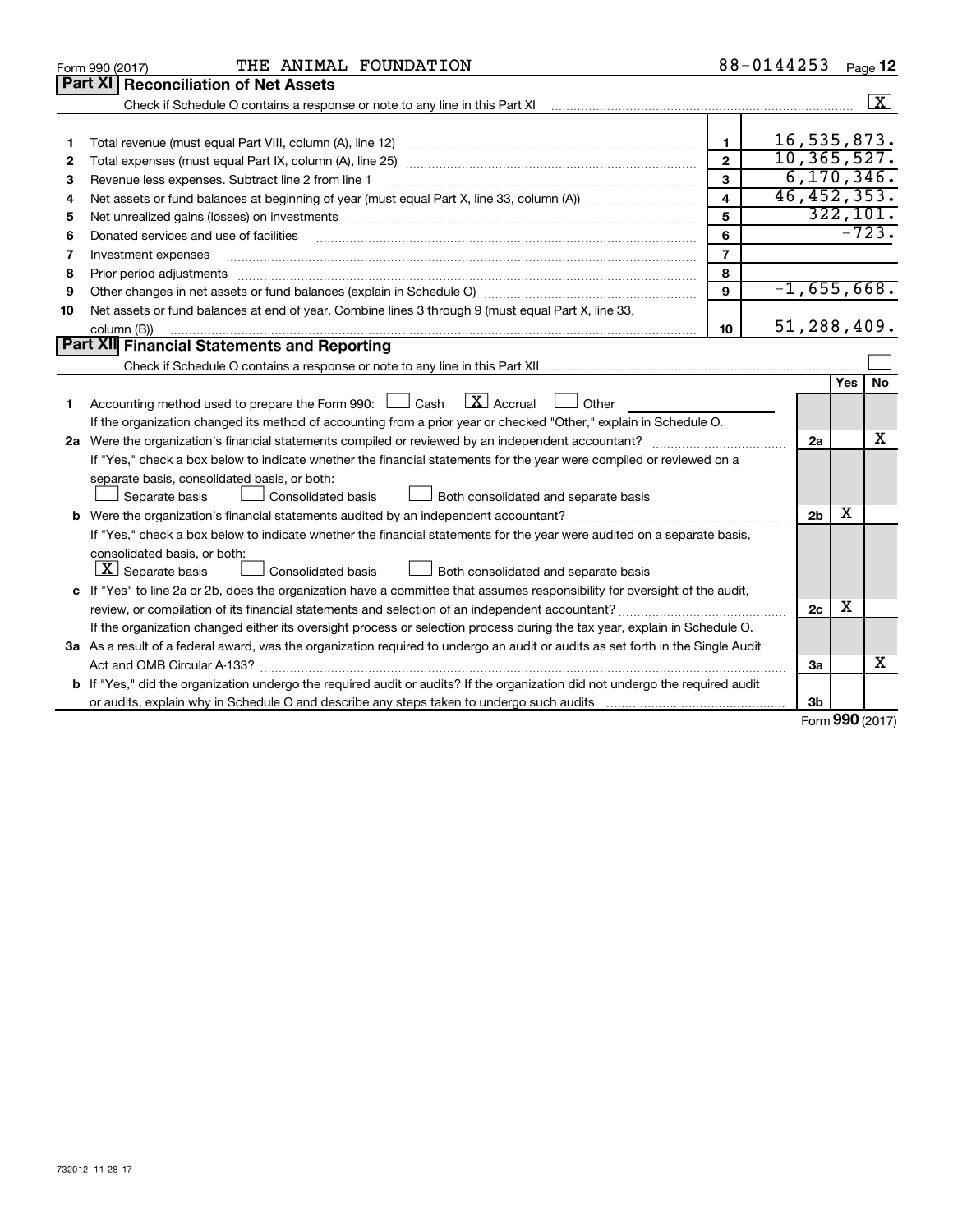Form 990 (2017) THE ANIMAL FOUNDATION 88-0144253

## Part XI Reconciliation of Net Assets

Check if Schedule O contains a response or note to any line in this Part XI [X]

| | | | |
|---|---|---|---|
| 1 | Total revenue (must equal Part VIII, column (A), line 12) | 1 | 16,535,873. |
| 2 | Total expenses (must equal Part IX, column (A), line 25) | 2 | 10,365,527. |
| 3 | Revenue less expenses. Subtract line 2 from line 1 | 3 | 6,170,346. |
| 4 | Net assets or fund balances at beginning of year (must equal Part X, line 33, column (A)) | 4 | 46,452,353. |
| 5 | Net unrealized gains (losses) on investments | 5 | 322,101. |
| 6 | Donated services and use of facilities | 6 | -723. |
| 7 | Investment expenses | 7 | |
| 8 | Prior period adjustments | 8 | |
| 9 | Other changes in net assets or fund balances (explain in Schedule O) | 9 | -1,655,668. |
| 10 | Net assets or fund balances at end of year. Combine lines 3 through 9 (must equal Part X, line 33, column (B)) | 10 | 51,288,409. |

## Part XII Financial Statements and Reporting

Check if Schedule O contains a response or note to any line in this Part XII [ ]

| | | | Yes | No |
|---|---|---|---|---|
| 1 | Accounting method used to prepare the Form 990: [ ] Cash [X] Accrual [ ] Other<br>If the organization changed its method of accounting from a prior year or checked "Other," explain in Schedule O. | | | |
| 2a | Were the organization's financial statements compiled or reviewed by an independent accountant?<br>If "Yes," check a box below to indicate whether the financial statements for the year were compiled or reviewed on a separate basis, consolidated basis, or both:<br>[ ] Separate basis [ ] Consolidated basis [ ] Both consolidated and separate basis | 2a | | X |
| b | Were the organization's financial statements audited by an independent accountant?<br>If "Yes," check a box below to indicate whether the financial statements for the year were audited on a separate basis, consolidated basis, or both:<br>[X] Separate basis [ ] Consolidated basis [ ] Both consolidated and separate basis | 2b | X | |
| c | If "Yes" to line 2a or 2b, does the organization have a committee that assumes responsibility for oversight of the audit, review, or compilation of its financial statements and selection of an independent accountant?<br>If the organization changed either its oversight process or selection process during the tax year, explain in Schedule O. | 2c | X | |
| 3a | As a result of a federal award, was the organization required to undergo an audit or audits as set forth in the Single Audit Act and OMB Circular A-133? | 3a | | X |
| b | If "Yes," did the organization undergo the required audit or audits? If the organization did not undergo the required audit or audits, explain why in Schedule O and describe any steps taken to undergo such audits | 3b | | |

Form 990 (2017)

732012 11-28-17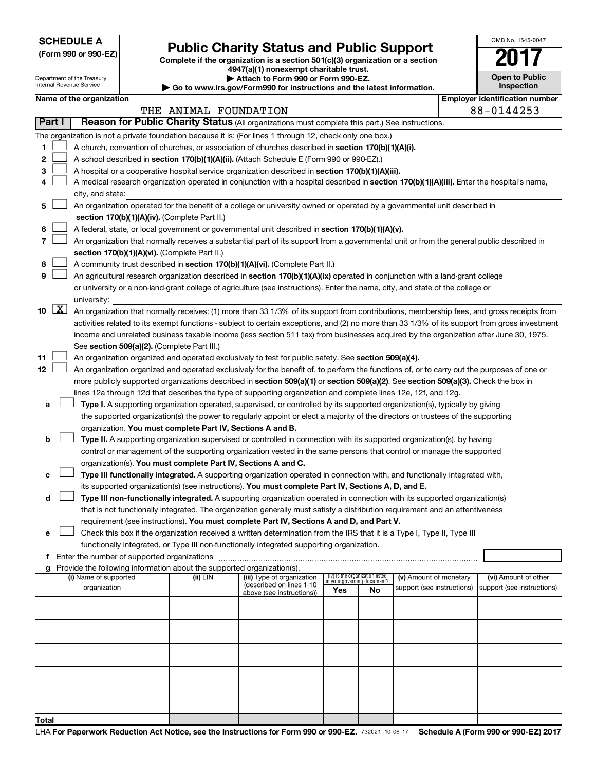**SCHEDULE A**
**(Form 990 or 990-EZ)**

Department of the Treasury
Internal Revenue Service

# Public Charity Status and Public Support

**Complete if the organization is a section 501(c)(3) organization or a section 4947(a)(1) nonexempt charitable trust.**
**▶ Attach to Form 990 or Form 990-EZ.**
**▶ Go to www.irs.gov/Form990 for instructions and the latest information.**

OMB No. 1545-0047
**2017**
**Open to Public Inspection**

**Name of the organization:** THE ANIMAL FOUNDATION
**Employer identification number:** 88-0144253

## Part I — Reason for Public Charity Status (All organizations must complete this part.) See instructions.

The organization is not a private foundation because it is: (For lines 1 through 12, check only one box.)

1. ☐ A church, convention of churches, or association of churches described in **section 170(b)(1)(A)(i).**
2. ☐ A school described in **section 170(b)(1)(A)(ii).** (Attach Schedule E (Form 990 or 990-EZ).)
3. ☐ A hospital or a cooperative hospital service organization described in **section 170(b)(1)(A)(iii).**
4. ☐ A medical research organization operated in conjunction with a hospital described in **section 170(b)(1)(A)(iii).** Enter the hospital's name, city, and state: ______
5. ☐ An organization operated for the benefit of a college or university owned or operated by a governmental unit described in **section 170(b)(1)(A)(iv).** (Complete Part II.)
6. ☐ A federal, state, or local government or governmental unit described in **section 170(b)(1)(A)(v).**
7. ☐ An organization that normally receives a substantial part of its support from a governmental unit or from the general public described in **section 170(b)(1)(A)(vi).** (Complete Part II.)
8. ☐ A community trust described in **section 170(b)(1)(A)(vi).** (Complete Part II.)
9. ☐ An agricultural research organization described in **section 170(b)(1)(A)(ix)** operated in conjunction with a land-grant college or university or a non-land-grant college of agriculture (see instructions). Enter the name, city, and state of the college or university: ______
10. ☒ An organization that normally receives: (1) more than 33 1/3% of its support from contributions, membership fees, and gross receipts from activities related to its exempt functions - subject to certain exceptions, and (2) no more than 33 1/3% of its support from gross investment income and unrelated business taxable income (less section 511 tax) from businesses acquired by the organization after June 30, 1975. See **section 509(a)(2).** (Complete Part III.)
11. ☐ An organization organized and operated exclusively to test for public safety. See **section 509(a)(4).**
12. ☐ An organization organized and operated exclusively for the benefit of, to perform the functions of, or to carry out the purposes of one or more publicly supported organizations described in **section 509(a)(1)** or **section 509(a)(2).** See **section 509(a)(3).** Check the box in lines 12a through 12d that describes the type of supporting organization and complete lines 12e, 12f, and 12g.
   - **a** ☐ **Type I.** A supporting organization operated, supervised, or controlled by its supported organization(s), typically by giving the supported organization(s) the power to regularly appoint or elect a majority of the directors or trustees of the supporting organization. **You must complete Part IV, Sections A and B.**
   - **b** ☐ **Type II.** A supporting organization supervised or controlled in connection with its supported organization(s), by having control or management of the supporting organization vested in the same persons that control or manage the supported organization(s). **You must complete Part IV, Sections A and C.**
   - **c** ☐ **Type III functionally integrated.** A supporting organization operated in connection with, and functionally integrated with, its supported organization(s) (see instructions). **You must complete Part IV, Sections A, D, and E.**
   - **d** ☐ **Type III non-functionally integrated.** A supporting organization operated in connection with its supported organization(s) that is not functionally integrated. The organization generally must satisfy a distribution requirement and an attentiveness requirement (see instructions). **You must complete Part IV, Sections A and D, and Part V.**
   - **e** ☐ Check this box if the organization received a written determination from the IRS that it is a Type I, Type II, Type III functionally integrated, or Type III non-functionally integrated supporting organization.
   - **f** Enter the number of supported organizations ______
   - **g** Provide the following information about the supported organization(s).

| (i) Name of supported organization | (ii) EIN | (iii) Type of organization (described on lines 1-10 above (see instructions)) | (iv) Is the organization listed in your governing document? Yes | No | (v) Amount of monetary support (see instructions) | (vi) Amount of other support (see instructions) |
|---|---|---|---|---|---|---|
| | | | | | | |
| | | | | | | |
| | | | | | | |
| | | | | | | |
| | | | | | | |
| **Total** | | | | | | |

LHA **For Paperwork Reduction Act Notice, see the Instructions for Form 990 or 990-EZ.** 732021 10-06-17 **Schedule A (Form 990 or 990-EZ) 2017**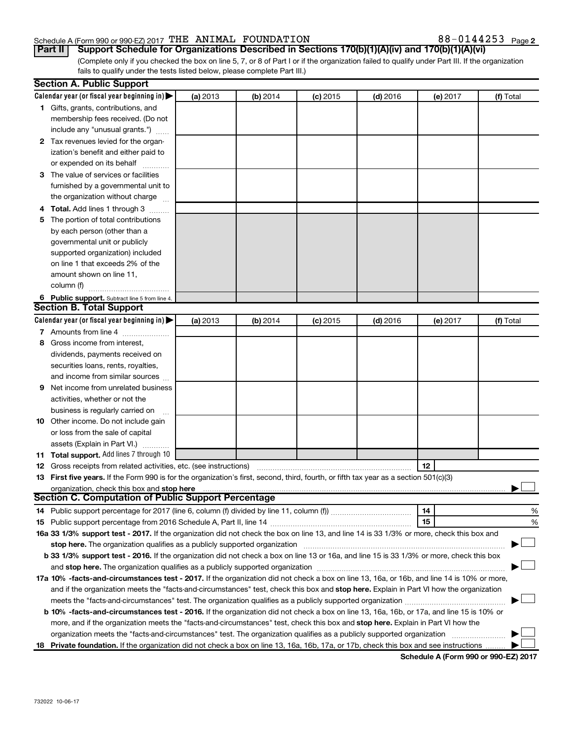Schedule A (Form 990 or 990-EZ) 2017 THE ANIMAL FOUNDATION 88-0144253 Page 2

**Part II Support Schedule for Organizations Described in Sections 170(b)(1)(A)(iv) and 170(b)(1)(A)(vi)**

(Complete only if you checked the box on line 5, 7, or 8 of Part I or if the organization failed to qualify under Part III. If the organization fails to qualify under the tests listed below, please complete Part III.)

## Section A. Public Support

| Calendar year (or fiscal year beginning in) ▶ | (a) 2013 | (b) 2014 | (c) 2015 | (d) 2016 | (e) 2017 | (f) Total |
|---|---|---|---|---|---|---|
| **1** Gifts, grants, contributions, and membership fees received. (Do not include any "unusual grants.") | | | | | | |
| **2** Tax revenues levied for the organization's benefit and either paid to or expended on its behalf | | | | | | |
| **3** The value of services or facilities furnished by a governmental unit to the organization without charge | | | | | | |
| **4 Total.** Add lines 1 through 3 | | | | | | |
| **5** The portion of total contributions by each person (other than a governmental unit or publicly supported organization) included on line 1 that exceeds 2% of the amount shown on line 11, column (f) | | | | | | |
| **6 Public support.** Subtract line 5 from line 4. | | | | | | |

## Section B. Total Support

| Calendar year (or fiscal year beginning in) ▶ | (a) 2013 | (b) 2014 | (c) 2015 | (d) 2016 | (e) 2017 | (f) Total |
|---|---|---|---|---|---|---|
| **7** Amounts from line 4 | | | | | | |
| **8** Gross income from interest, dividends, payments received on securities loans, rents, royalties, and income from similar sources | | | | | | |
| **9** Net income from unrelated business activities, whether or not the business is regularly carried on | | | | | | |
| **10** Other income. Do not include gain or loss from the sale of capital assets (Explain in Part VI.) | | | | | | |
| **11 Total support.** Add lines 7 through 10 | | | | | | |

**12** Gross receipts from related activities, etc. (see instructions) **12**

**13 First five years.** If the Form 990 is for the organization's first, second, third, fourth, or fifth tax year as a section 501(c)(3) organization, check this box and **stop here** ▶ ☐

## Section C. Computation of Public Support Percentage

**14** Public support percentage for 2017 (line 6, column (f) divided by line 11, column (f)) **14** %

**15** Public support percentage from 2016 Schedule A, Part II, line 14 **15** %

**16a 33 1/3% support test - 2017.** If the organization did not check the box on line 13, and line 14 is 33 1/3% or more, check this box and **stop here.** The organization qualifies as a publicly supported organization ▶ ☐

**b 33 1/3% support test - 2016.** If the organization did not check a box on line 13 or 16a, and line 15 is 33 1/3% or more, check this box and **stop here.** The organization qualifies as a publicly supported organization ▶ ☐

**17a 10% -facts-and-circumstances test - 2017.** If the organization did not check a box on line 13, 16a, or 16b, and line 14 is 10% or more, and if the organization meets the "facts-and-circumstances" test, check this box and **stop here.** Explain in Part VI how the organization meets the "facts-and-circumstances" test. The organization qualifies as a publicly supported organization ▶ ☐

**b 10% -facts-and-circumstances test - 2016.** If the organization did not check a box on line 13, 16a, 16b, or 17a, and line 15 is 10% or more, and if the organization meets the "facts-and-circumstances" test, check this box and **stop here.** Explain in Part VI how the organization meets the "facts-and-circumstances" test. The organization qualifies as a publicly supported organization ▶ ☐

**18 Private foundation.** If the organization did not check a box on line 13, 16a, 16b, 17a, or 17b, check this box and see instructions ▶ ☐

**Schedule A (Form 990 or 990-EZ) 2017**

732022 10-06-17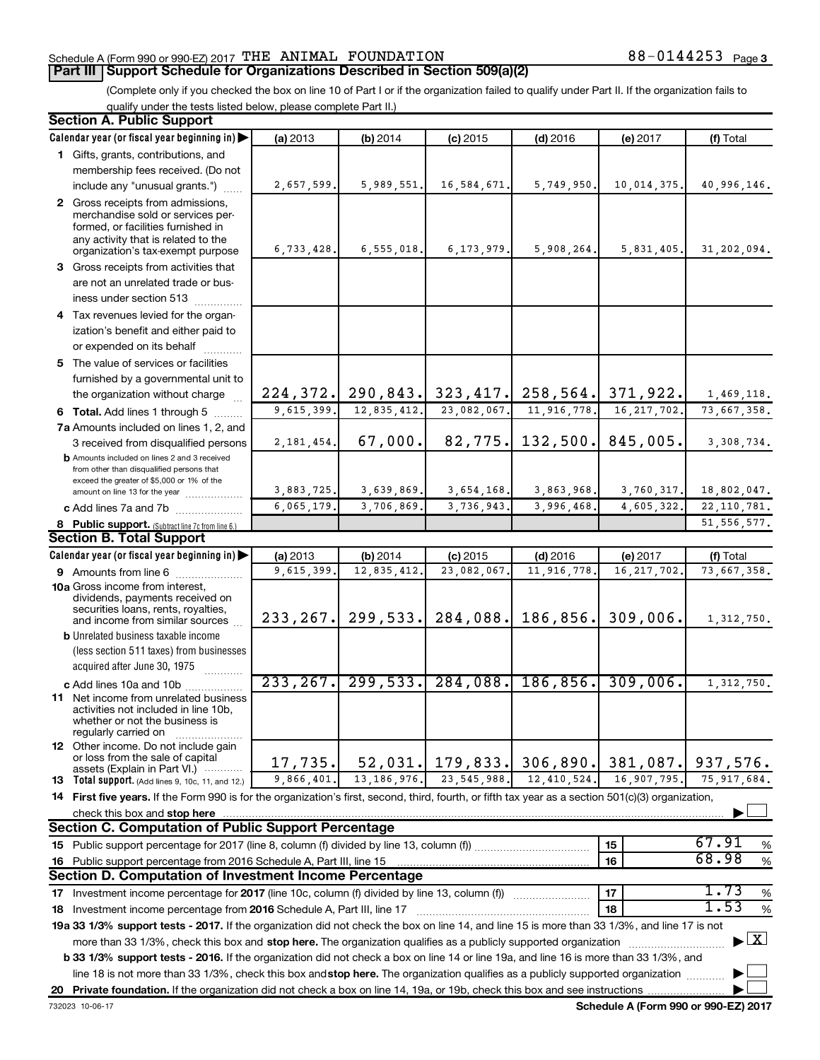Schedule A (Form 990 or 990-EZ) 2017 THE ANIMAL FOUNDATION 88-0144253 Page 3

## Part III Support Schedule for Organizations Described in Section 509(a)(2)

(Complete only if you checked the box on line 10 of Part I or if the organization failed to qualify under Part II. If the organization fails to qualify under the tests listed below, please complete Part II.)

### Section A. Public Support

| Calendar year (or fiscal year beginning in) | (a) 2013 | (b) 2014 | (c) 2015 | (d) 2016 | (e) 2017 | (f) Total |
|---|---|---|---|---|---|---|
| **1** Gifts, grants, contributions, and membership fees received. (Do not include any "unusual grants.") | 2,657,599. | 5,989,551. | 16,584,671. | 5,749,950. | 10,014,375. | 40,996,146. |
| **2** Gross receipts from admissions, merchandise sold or services performed, or facilities furnished in any activity that is related to the organization's tax-exempt purpose | 6,733,428. | 6,555,018. | 6,173,979. | 5,908,264. | 5,831,405. | 31,202,094. |
| **3** Gross receipts from activities that are not an unrelated trade or business under section 513 | | | | | | |
| **4** Tax revenues levied for the organization's benefit and either paid to or expended on its behalf | | | | | | |
| **5** The value of services or facilities furnished by a governmental unit to the organization without charge | 224,372. | 290,843. | 323,417. | 258,564. | 371,922. | 1,469,118. |
| **6 Total.** Add lines 1 through 5 | 9,615,399. | 12,835,412. | 23,082,067. | 11,916,778. | 16,217,702. | 73,667,358. |
| **7a** Amounts included on lines 1, 2, and 3 received from disqualified persons | 2,181,454. | 67,000. | 82,775. | 132,500. | 845,005. | 3,308,734. |
| **b** Amounts included on lines 2 and 3 received from other than disqualified persons that exceed the greater of $5,000 or 1% of the amount on line 13 for the year | 3,883,725. | 3,639,869. | 3,654,168. | 3,863,968. | 3,760,317. | 18,802,047. |
| **c** Add lines 7a and 7b | 6,065,179. | 3,706,869. | 3,736,943. | 3,996,468. | 4,605,322. | 22,110,781. |
| **8 Public support.** (Subtract line 7c from line 6.) | | | | | | 51,556,577. |

### Section B. Total Support

| Calendar year (or fiscal year beginning in) | (a) 2013 | (b) 2014 | (c) 2015 | (d) 2016 | (e) 2017 | (f) Total |
|---|---|---|---|---|---|---|
| **9** Amounts from line 6 | 9,615,399. | 12,835,412. | 23,082,067. | 11,916,778. | 16,217,702. | 73,667,358. |
| **10a** Gross income from interest, dividends, payments received on securities loans, rents, royalties, and income from similar sources | 233,267. | 299,533. | 284,088. | 186,856. | 309,006. | 1,312,750. |
| **b** Unrelated business taxable income (less section 511 taxes) from businesses acquired after June 30, 1975 | | | | | | |
| **c** Add lines 10a and 10b | 233,267. | 299,533. | 284,088. | 186,856. | 309,006. | 1,312,750. |
| **11** Net income from unrelated business activities not included in line 10b, whether or not the business is regularly carried on | | | | | | |
| **12** Other income. Do not include gain or loss from the sale of capital assets (Explain in Part VI.) | 17,735. | 52,031. | 179,833. | 306,890. | 381,087. | 937,576. |
| **13 Total support.** (Add lines 9, 10c, 11, and 12.) | 9,866,401. | 13,186,976. | 23,545,988. | 12,410,524. | 16,907,795. | 75,917,684. |

**14 First five years.** If the Form 990 is for the organization's first, second, third, fourth, or fifth tax year as a section 501(c)(3) organization, check this box and **stop here** ☐

### Section C. Computation of Public Support Percentage

| | | | |
|---|---|---|---|
| **15** Public support percentage for 2017 (line 8, column (f) divided by line 13, column (f)) | 15 | 67.91 | % |
| **16** Public support percentage from 2016 Schedule A, Part III, line 15 | 16 | 68.98 | % |

### Section D. Computation of Investment Income Percentage

| | | | |
|---|---|---|---|
| **17** Investment income percentage for **2017** (line 10c, column (f) divided by line 13, column (f)) | 17 | 1.73 | % |
| **18** Investment income percentage from **2016** Schedule A, Part III, line 17 | 18 | 1.53 | % |

**19a 33 1/3% support tests - 2017.** If the organization did not check the box on line 14, and line 15 is more than 33 1/3%, and line 17 is not more than 33 1/3%, check this box and **stop here.** The organization qualifies as a publicly supported organization ☒

**b 33 1/3% support tests - 2016.** If the organization did not check a box on line 14 or line 19a, and line 16 is more than 33 1/3%, and line 18 is not more than 33 1/3%, check this box and **stop here.** The organization qualifies as a publicly supported organization ☐

**20 Private foundation.** If the organization did not check a box on line 14, 19a, or 19b, check this box and see instructions ☐

732023 10-06-17 **Schedule A (Form 990 or 990-EZ) 2017**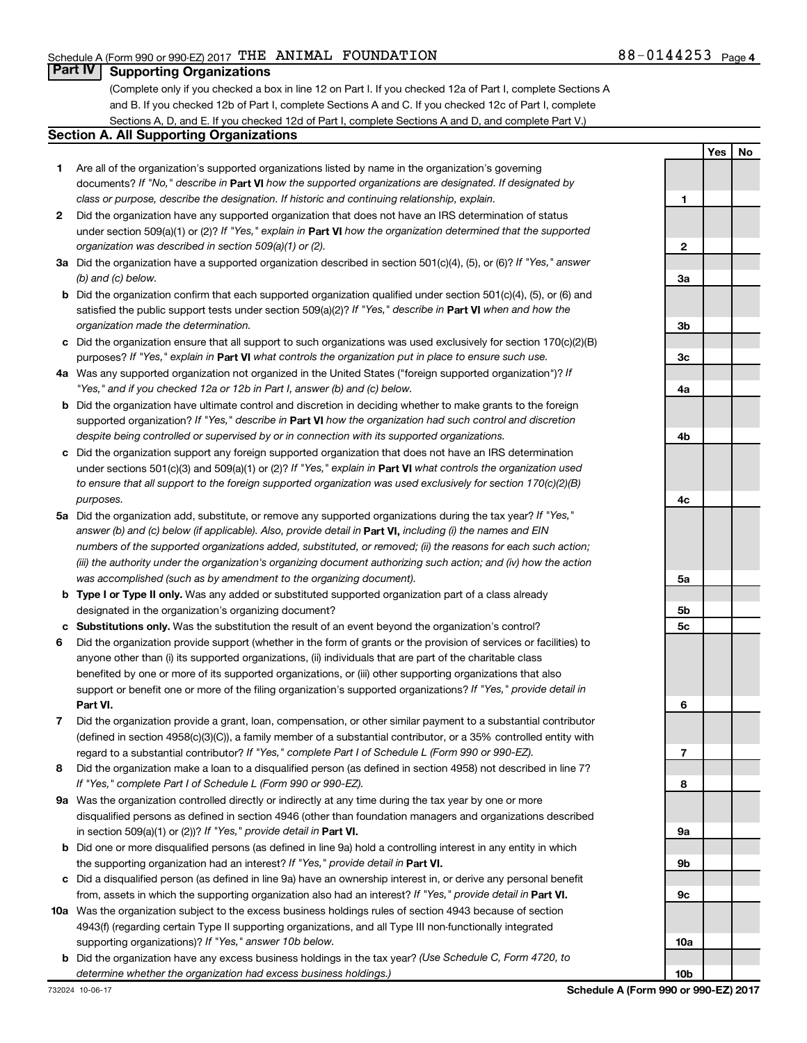Schedule A (Form 990 or 990-EZ) 2017 THE ANIMAL FOUNDATION 88-0144253 Page 4

## Part IV Supporting Organizations

(Complete only if you checked a box in line 12 on Part I. If you checked 12a of Part I, complete Sections A and B. If you checked 12b of Part I, complete Sections A and C. If you checked 12c of Part I, complete Sections A, D, and E. If you checked 12d of Part I, complete Sections A and D, and complete Part V.)

### Section A. All Supporting Organizations

| | | | Yes | No |
|---|---|---|---|---|
| **1** | Are all of the organization's supported organizations listed by name in the organization's governing documents? *If "No," describe in* **Part VI** *how the supported organizations are designated. If designated by class or purpose, describe the designation. If historic and continuing relationship, explain.* | 1 | | |
| **2** | Did the organization have any supported organization that does not have an IRS determination of status under section 509(a)(1) or (2)? *If "Yes," explain in* **Part VI** *how the organization determined that the supported organization was described in section 509(a)(1) or (2).* | 2 | | |
| **3a** | Did the organization have a supported organization described in section 501(c)(4), (5), or (6)? *If "Yes," answer (b) and (c) below.* | 3a | | |
| **b** | Did the organization confirm that each supported organization qualified under section 501(c)(4), (5), or (6) and satisfied the public support tests under section 509(a)(2)? *If "Yes," describe in* **Part VI** *when and how the organization made the determination.* | 3b | | |
| **c** | Did the organization ensure that all support to such organizations was used exclusively for section 170(c)(2)(B) purposes? *If "Yes," explain in* **Part VI** *what controls the organization put in place to ensure such use.* | 3c | | |
| **4a** | Was any supported organization not organized in the United States ("foreign supported organization")? *If "Yes," and if you checked 12a or 12b in Part I, answer (b) and (c) below.* | 4a | | |
| **b** | Did the organization have ultimate control and discretion in deciding whether to make grants to the foreign supported organization? *If "Yes," describe in* **Part VI** *how the organization had such control and discretion despite being controlled or supervised by or in connection with its supported organizations.* | 4b | | |
| **c** | Did the organization support any foreign supported organization that does not have an IRS determination under sections 501(c)(3) and 509(a)(1) or (2)? *If "Yes," explain in* **Part VI** *what controls the organization used to ensure that all support to the foreign supported organization was used exclusively for section 170(c)(2)(B) purposes.* | 4c | | |
| **5a** | Did the organization add, substitute, or remove any supported organizations during the tax year? *If "Yes," answer (b) and (c) below (if applicable). Also, provide detail in* **Part VI,** *including (i) the names and EIN numbers of the supported organizations added, substituted, or removed; (ii) the reasons for each such action; (iii) the authority under the organization's organizing document authorizing such action; and (iv) how the action was accomplished (such as by amendment to the organizing document).* | 5a | | |
| **b** | **Type I or Type II only.** Was any added or substituted supported organization part of a class already designated in the organization's organizing document? | 5b | | |
| **c** | **Substitutions only.** Was the substitution the result of an event beyond the organization's control? | 5c | | |
| **6** | Did the organization provide support (whether in the form of grants or the provision of services or facilities) to anyone other than (i) its supported organizations, (ii) individuals that are part of the charitable class benefited by one or more of its supported organizations, or (iii) other supporting organizations that also support or benefit one or more of the filing organization's supported organizations? *If "Yes," provide detail in* **Part VI.** | 6 | | |
| **7** | Did the organization provide a grant, loan, compensation, or other similar payment to a substantial contributor (defined in section 4958(c)(3)(C)), a family member of a substantial contributor, or a 35% controlled entity with regard to a substantial contributor? *If "Yes," complete Part I of Schedule L (Form 990 or 990-EZ).* | 7 | | |
| **8** | Did the organization make a loan to a disqualified person (as defined in section 4958) not described in line 7? *If "Yes," complete Part I of Schedule L (Form 990 or 990-EZ).* | 8 | | |
| **9a** | Was the organization controlled directly or indirectly at any time during the tax year by one or more disqualified persons as defined in section 4946 (other than foundation managers and organizations described in section 509(a)(1) or (2))? *If "Yes," provide detail in* **Part VI.** | 9a | | |
| **b** | Did one or more disqualified persons (as defined in line 9a) hold a controlling interest in any entity in which the supporting organization had an interest? *If "Yes," provide detail in* **Part VI.** | 9b | | |
| **c** | Did a disqualified person (as defined in line 9a) have an ownership interest in, or derive any personal benefit from, assets in which the supporting organization also had an interest? *If "Yes," provide detail in* **Part VI.** | 9c | | |
| **10a** | Was the organization subject to the excess business holdings rules of section 4943 because of section 4943(f) (regarding certain Type II supporting organizations, and all Type III non-functionally integrated supporting organizations)? *If "Yes," answer 10b below.* | 10a | | |
| **b** | Did the organization have any excess business holdings in the tax year? *(Use Schedule C, Form 4720, to determine whether the organization had excess business holdings.)* | 10b | | |

732024 10-06-17 **Schedule A (Form 990 or 990-EZ) 2017**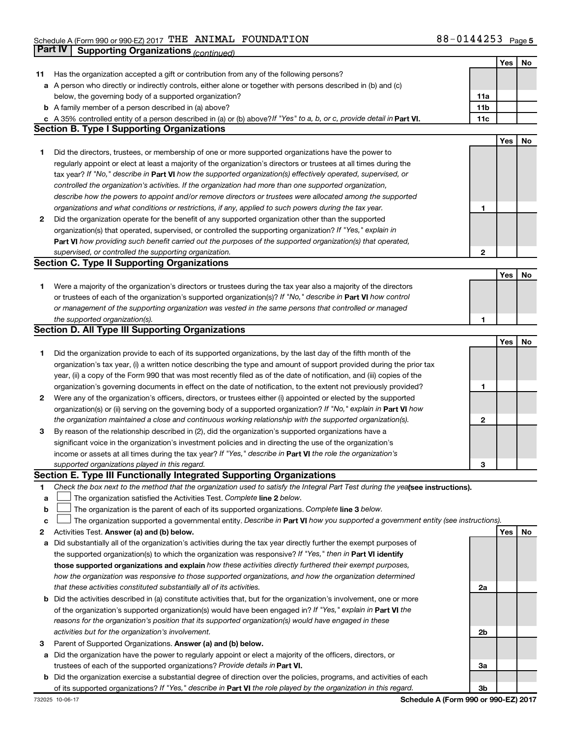Schedule A (Form 990 or 990-EZ) 2017 THE ANIMAL FOUNDATION 88-0144253 Page 5

## Part IV Supporting Organizations *(continued)*

| | | | Yes | No |
|---|---|---|---|---|
| **11** | Has the organization accepted a gift or contribution from any of the following persons? | | | |
| **a** | A person who directly or indirectly controls, either alone or together with persons described in (b) and (c) below, the governing body of a supported organization? | **11a** | | |
| **b** | A family member of a person described in (a) above? | **11b** | | |
| **c** | A 35% controlled entity of a person described in (a) or (b) above? *If "Yes" to a, b, or c, provide detail in* **Part VI.** | **11c** | | |

### Section B. Type I Supporting Organizations

| | | | Yes | No |
|---|---|---|---|---|
| **1** | Did the directors, trustees, or membership of one or more supported organizations have the power to regularly appoint or elect at least a majority of the organization's directors or trustees at all times during the tax year? *If "No," describe in* **Part VI** *how the supported organization(s) effectively operated, supervised, or controlled the organization's activities. If the organization had more than one supported organization, describe how the powers to appoint and/or remove directors or trustees were allocated among the supported organizations and what conditions or restrictions, if any, applied to such powers during the tax year.* | **1** | | |
| **2** | Did the organization operate for the benefit of any supported organization other than the supported organization(s) that operated, supervised, or controlled the supporting organization? *If "Yes," explain in* **Part VI** *how providing such benefit carried out the purposes of the supported organization(s) that operated, supervised, or controlled the supporting organization.* | **2** | | |

### Section C. Type II Supporting Organizations

| | | | Yes | No |
|---|---|---|---|---|
| **1** | Were a majority of the organization's directors or trustees during the tax year also a majority of the directors or trustees of each of the organization's supported organization(s)? *If "No," describe in* **Part VI** *how control or management of the supporting organization was vested in the same persons that controlled or managed the supported organization(s).* | **1** | | |

### Section D. All Type III Supporting Organizations

| | | | Yes | No |
|---|---|---|---|---|
| **1** | Did the organization provide to each of its supported organizations, by the last day of the fifth month of the organization's tax year, (i) a written notice describing the type and amount of support provided during the prior tax year, (ii) a copy of the Form 990 that was most recently filed as of the date of notification, and (iii) copies of the organization's governing documents in effect on the date of notification, to the extent not previously provided? | **1** | | |
| **2** | Were any of the organization's officers, directors, or trustees either (i) appointed or elected by the supported organization(s) or (ii) serving on the governing body of a supported organization? *If "No," explain in* **Part VI** *how the organization maintained a close and continuous working relationship with the supported organization(s).* | **2** | | |
| **3** | By reason of the relationship described in (2), did the organization's supported organizations have a significant voice in the organization's investment policies and in directing the use of the organization's income or assets at all times during the tax year? *If "Yes," describe in* **Part VI** *the role the organization's supported organizations played in this regard.* | **3** | | |

### Section E. Type III Functionally Integrated Supporting Organizations

**1** *Check the box next to the method that the organization used to satisfy the Integral Part Test during the year* **(see instructions).**

- **a** ☐ The organization satisfied the Activities Test. *Complete* **line 2** *below.*
- **b** ☐ The organization is the parent of each of its supported organizations. *Complete* **line 3** *below.*
- **c** ☐ The organization supported a governmental entity. *Describe in* **Part VI** *how you supported a government entity (see instructions).*

| | | | Yes | No |
|---|---|---|---|---|
| **2** | Activities Test. **Answer (a) and (b) below.** | | | |
| **a** | Did substantially all of the organization's activities during the tax year directly further the exempt purposes of the supported organization(s) to which the organization was responsive? *If "Yes," then in* **Part VI identify those supported organizations and explain** *how these activities directly furthered their exempt purposes, how the organization was responsive to those supported organizations, and how the organization determined that these activities constituted substantially all of its activities.* | **2a** | | |
| **b** | Did the activities described in (a) constitute activities that, but for the organization's involvement, one or more of the organization's supported organization(s) would have been engaged in? *If "Yes," explain in* **Part VI** *the reasons for the organization's position that its supported organization(s) would have engaged in these activities but for the organization's involvement.* | **2b** | | |
| **3** | Parent of Supported Organizations. **Answer (a) and (b) below.** | | | |
| **a** | Did the organization have the power to regularly appoint or elect a majority of the officers, directors, or trustees of each of the supported organizations? *Provide details in* **Part VI.** | **3a** | | |
| **b** | Did the organization exercise a substantial degree of direction over the policies, programs, and activities of each of its supported organizations? *If "Yes," describe in* **Part VI** *the role played by the organization in this regard.* | **3b** | | |

732025 10-06-17 **Schedule A (Form 990 or 990-EZ) 2017**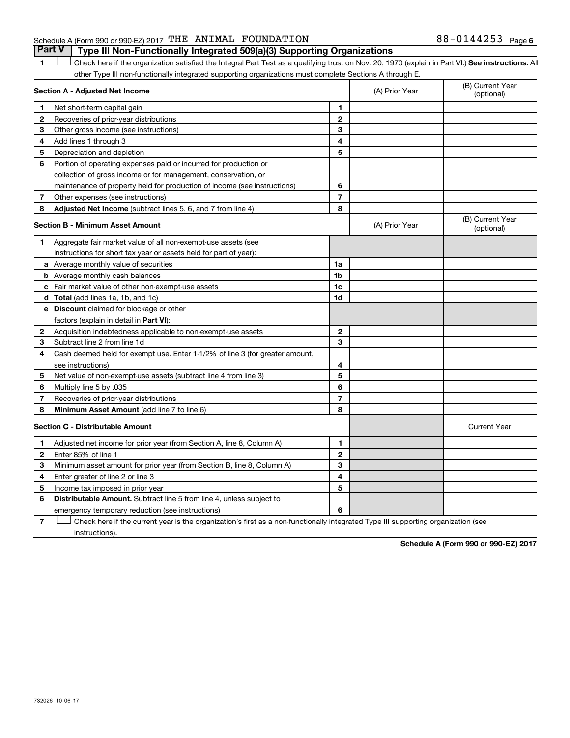Schedule A (Form 990 or 990-EZ) 2017 THE ANIMAL FOUNDATION 88-0144253 Page 6

## Part V Type III Non-Functionally Integrated 509(a)(3) Supporting Organizations

1 ☐ Check here if the organization satisfied the Integral Part Test as a qualifying trust on Nov. 20, 1970 (explain in Part VI.) **See instructions.** All other Type III non-functionally integrated supporting organizations must complete Sections A through E.

| **Section A - Adjusted Net Income** | | (A) Prior Year | (B) Current Year (optional) |
|---|---|---|---|
| **1** Net short-term capital gain | 1 | | |
| **2** Recoveries of prior-year distributions | 2 | | |
| **3** Other gross income (see instructions) | 3 | | |
| **4** Add lines 1 through 3 | 4 | | |
| **5** Depreciation and depletion | 5 | | |
| **6** Portion of operating expenses paid or incurred for production or collection of gross income or for management, conservation, or maintenance of property held for production of income (see instructions) | 6 | | |
| **7** Other expenses (see instructions) | 7 | | |
| **8** **Adjusted Net Income** (subtract lines 5, 6, and 7 from line 4) | 8 | | |

| **Section B - Minimum Asset Amount** | | (A) Prior Year | (B) Current Year (optional) |
|---|---|---|---|
| **1** Aggregate fair market value of all non-exempt-use assets (see instructions for short tax year or assets held for part of year): | | | |
| **a** Average monthly value of securities | 1a | | |
| **b** Average monthly cash balances | 1b | | |
| **c** Fair market value of other non-exempt-use assets | 1c | | |
| **d** **Total** (add lines 1a, 1b, and 1c) | 1d | | |
| **e** **Discount** claimed for blockage or other factors (explain in detail in **Part VI**): | | | |
| **2** Acquisition indebtedness applicable to non-exempt-use assets | 2 | | |
| **3** Subtract line 2 from line 1d | 3 | | |
| **4** Cash deemed held for exempt use. Enter 1-1/2% of line 3 (for greater amount, see instructions) | 4 | | |
| **5** Net value of non-exempt-use assets (subtract line 4 from line 3) | 5 | | |
| **6** Multiply line 5 by .035 | 6 | | |
| **7** Recoveries of prior-year distributions | 7 | | |
| **8** **Minimum Asset Amount** (add line 7 to line 6) | 8 | | |

| **Section C - Distributable Amount** | | | Current Year |
|---|---|---|---|
| **1** Adjusted net income for prior year (from Section A, line 8, Column A) | 1 | | |
| **2** Enter 85% of line 1 | 2 | | |
| **3** Minimum asset amount for prior year (from Section B, line 8, Column A) | 3 | | |
| **4** Enter greater of line 2 or line 3 | 4 | | |
| **5** Income tax imposed in prior year | 5 | | |
| **6** **Distributable Amount.** Subtract line 5 from line 4, unless subject to emergency temporary reduction (see instructions) | 6 | | |

7 ☐ Check here if the current year is the organization's first as a non-functionally integrated Type III supporting organization (see instructions).

**Schedule A (Form 990 or 990-EZ) 2017**

732026 10-06-17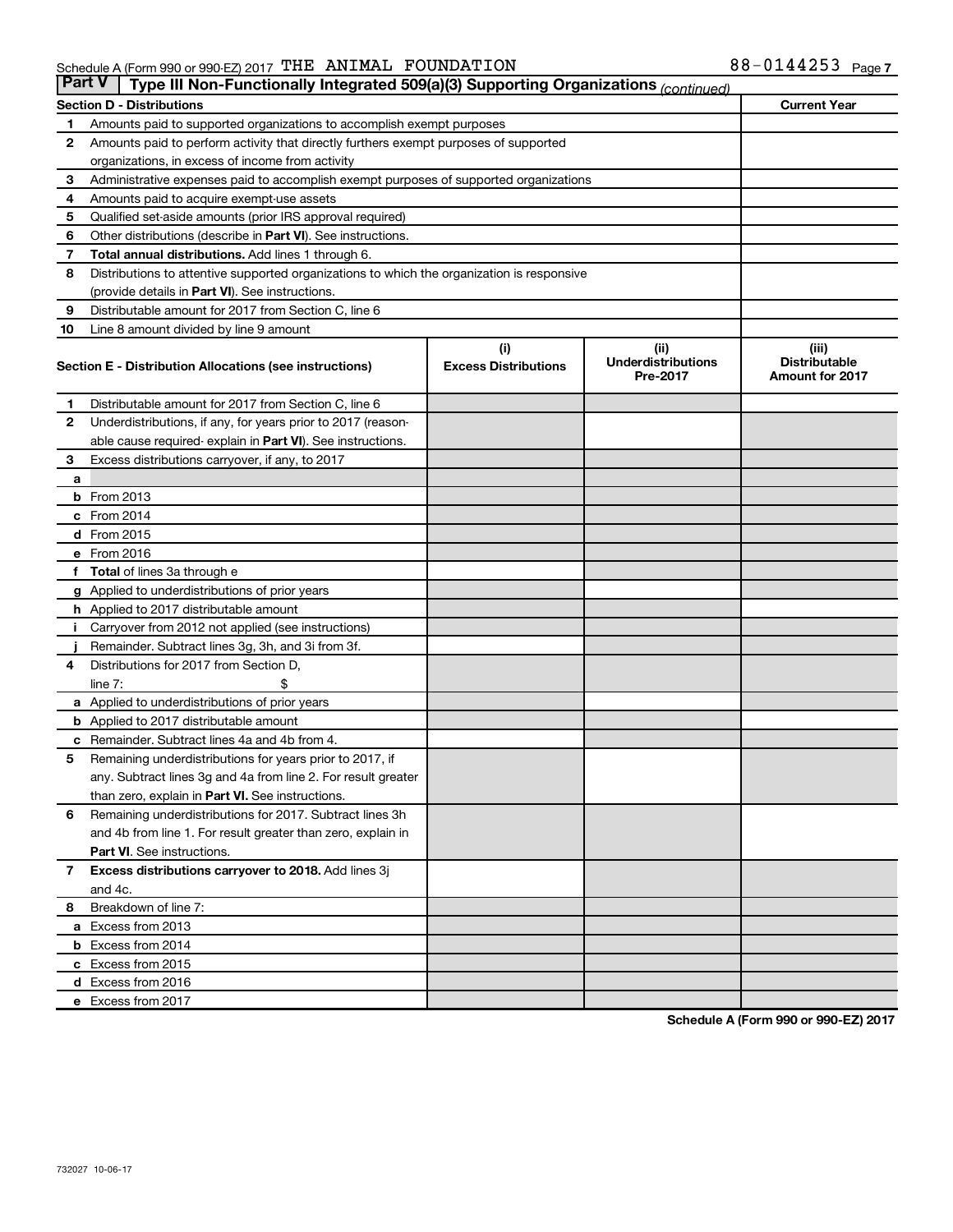Schedule A (Form 990 or 990-EZ) 2017 THE ANIMAL FOUNDATION 88-0144253

## Part V Type III Non-Functionally Integrated 509(a)(3) Supporting Organizations *(continued)*

| Section D - Distributions | | Current Year |
|---|---|---|
| 1 | Amounts paid to supported organizations to accomplish exempt purposes | |
| 2 | Amounts paid to perform activity that directly furthers exempt purposes of supported organizations, in excess of income from activity | |
| 3 | Administrative expenses paid to accomplish exempt purposes of supported organizations | |
| 4 | Amounts paid to acquire exempt-use assets | |
| 5 | Qualified set-aside amounts (prior IRS approval required) | |
| 6 | Other distributions (describe in **Part VI**). See instructions. | |
| 7 | **Total annual distributions.** Add lines 1 through 6. | |
| 8 | Distributions to attentive supported organizations to which the organization is responsive (provide details in **Part VI**). See instructions. | |
| 9 | Distributable amount for 2017 from Section C, line 6 | |
| 10 | Line 8 amount divided by line 9 amount | |

| Section E - Distribution Allocations (see instructions) | (i) Excess Distributions | (ii) Underdistributions Pre-2017 | (iii) Distributable Amount for 2017 |
|---|---|---|---|
| 1 Distributable amount for 2017 from Section C, line 6 | | | |
| 2 Underdistributions, if any, for years prior to 2017 (reasonable cause required- explain in **Part VI**). See instructions. | | | |
| 3 Excess distributions carryover, if any, to 2017 | | | |
| a | | | |
| b From 2013 | | | |
| c From 2014 | | | |
| d From 2015 | | | |
| e From 2016 | | | |
| f **Total** of lines 3a through e | | | |
| g Applied to underdistributions of prior years | | | |
| h Applied to 2017 distributable amount | | | |
| i Carryover from 2012 not applied (see instructions) | | | |
| j Remainder. Subtract lines 3g, 3h, and 3i from 3f. | | | |
| 4 Distributions for 2017 from Section D, line 7: $ | | | |
| a Applied to underdistributions of prior years | | | |
| b Applied to 2017 distributable amount | | | |
| c Remainder. Subtract lines 4a and 4b from 4. | | | |
| 5 Remaining underdistributions for years prior to 2017, if any. Subtract lines 3g and 4a from line 2. For result greater than zero, explain in **Part VI.** See instructions. | | | |
| 6 Remaining underdistributions for 2017. Subtract lines 3h and 4b from line 1. For result greater than zero, explain in **Part VI**. See instructions. | | | |
| 7 **Excess distributions carryover to 2018.** Add lines 3j and 4c. | | | |
| 8 Breakdown of line 7: | | | |
| a Excess from 2013 | | | |
| b Excess from 2014 | | | |
| c Excess from 2015 | | | |
| d Excess from 2016 | | | |
| e Excess from 2017 | | | |

Schedule A (Form 990 or 990-EZ) 2017

732027 10-06-17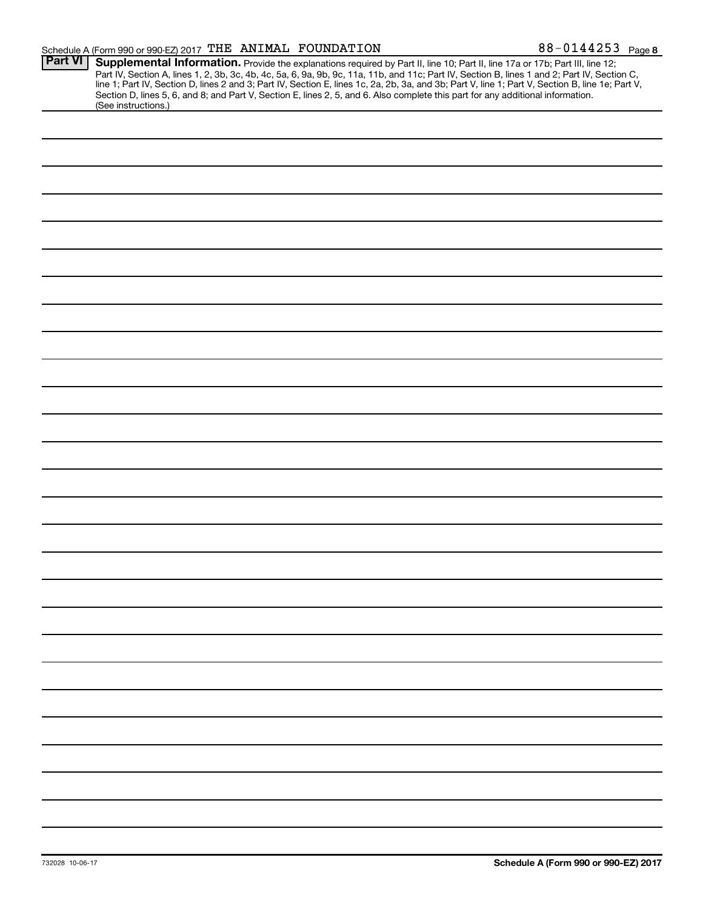Schedule A (Form 990 or 990-EZ) 2017 THE ANIMAL FOUNDATION 88-0144253 Page 8

**Part VI** **Supplemental Information.** Provide the explanations required by Part II, line 10; Part II, line 17a or 17b; Part III, line 12; Part IV, Section A, lines 1, 2, 3b, 3c, 4b, 4c, 5a, 6, 9a, 9b, 9c, 11a, 11b, and 11c; Part IV, Section B, lines 1 and 2; Part IV, Section C, line 1; Part IV, Section D, lines 2 and 3; Part IV, Section E, lines 1c, 2a, 2b, 3a, and 3b; Part V, line 1; Part V, Section B, line 1e; Part V, Section D, lines 5, 6, and 8; and Part V, Section E, lines 2, 5, and 6. Also complete this part for any additional information. (See instructions.)

732028 10-06-17

**Schedule A (Form 990 or 990-EZ) 2017**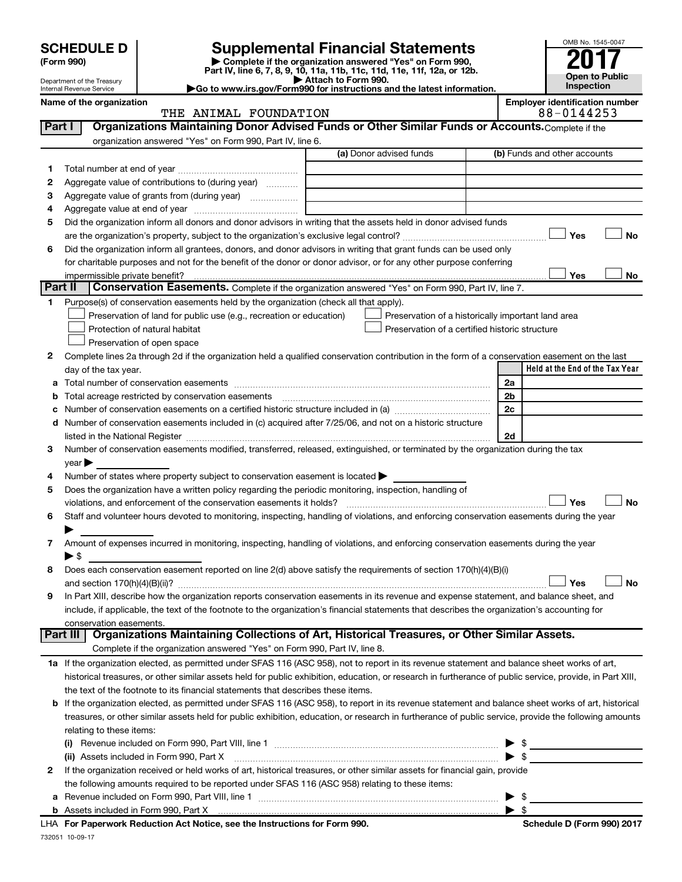# SCHEDULE D (Form 990)

Department of the Treasury
Internal Revenue Service

## Supplemental Financial Statements

▶ Complete if the organization answered "Yes" on Form 990, Part IV, line 6, 7, 8, 9, 10, 11a, 11b, 11c, 11d, 11e, 11f, 12a, or 12b.
▶ Attach to Form 990.
▶Go to www.irs.gov/Form990 for instructions and the latest information.

OMB No. 1545-0047

**2017**

**Open to Public Inspection**

**Name of the organization:** THE ANIMAL FOUNDATION

**Employer identification number:** 88-0144253

## Part I Organizations Maintaining Donor Advised Funds or Other Similar Funds or Accounts.

Complete if the organization answered "Yes" on Form 990, Part IV, line 6.

| | | (a) Donor advised funds | (b) Funds and other accounts |
|---|---|---|---|
| 1 | Total number at end of year | | |
| 2 | Aggregate value of contributions to (during year) | | |
| 3 | Aggregate value of grants from (during year) | | |
| 4 | Aggregate value at end of year | | |

5 Did the organization inform all donors and donor advisors in writing that the assets held in donor advised funds are the organization's property, subject to the organization's exclusive legal control? ☐ Yes ☐ No

6 Did the organization inform all grantees, donors, and donor advisors in writing that grant funds can be used only for charitable purposes and not for the benefit of the donor or donor advisor, or for any other purpose conferring impermissible private benefit? ☐ Yes ☐ No

## Part II Conservation Easements.

Complete if the organization answered "Yes" on Form 990, Part IV, line 7.

1 Purpose(s) of conservation easements held by the organization (check all that apply).

- ☐ Preservation of land for public use (e.g., recreation or education)
- ☐ Protection of natural habitat
- ☐ Preservation of open space
- ☐ Preservation of a historically important land area
- ☐ Preservation of a certified historic structure

2 Complete lines 2a through 2d if the organization held a qualified conservation contribution in the form of a conservation easement on the last day of the tax year.

| | | | Held at the End of the Tax Year |
|---|---|---|---|
| a | Total number of conservation easements | 2a | |
| b | Total acreage restricted by conservation easements | 2b | |
| c | Number of conservation easements on a certified historic structure included in (a) | 2c | |
| d | Number of conservation easements included in (c) acquired after 7/25/06, and not on a historic structure listed in the National Register | 2d | |

3 Number of conservation easements modified, transferred, released, extinguished, or terminated by the organization during the tax year ▶

4 Number of states where property subject to conservation easement is located ▶

5 Does the organization have a written policy regarding the periodic monitoring, inspection, handling of violations, and enforcement of the conservation easements it holds? ☐ Yes ☐ No

6 Staff and volunteer hours devoted to monitoring, inspecting, handling of violations, and enforcing conservation easements during the year ▶

7 Amount of expenses incurred in monitoring, inspecting, handling of violations, and enforcing conservation easements during the year ▶ $

8 Does each conservation easement reported on line 2(d) above satisfy the requirements of section 170(h)(4)(B)(i) and section 170(h)(4)(B)(ii)? ☐ Yes ☐ No

9 In Part XIII, describe how the organization reports conservation easements in its revenue and expense statement, and balance sheet, and include, if applicable, the text of the footnote to the organization's financial statements that describes the organization's accounting for conservation easements.

## Part III Organizations Maintaining Collections of Art, Historical Treasures, or Other Similar Assets.

Complete if the organization answered "Yes" on Form 990, Part IV, line 8.

1a If the organization elected, as permitted under SFAS 116 (ASC 958), not to report in its revenue statement and balance sheet works of art, historical treasures, or other similar assets held for public exhibition, education, or research in furtherance of public service, provide, in Part XIII, the text of the footnote to its financial statements that describes these items.

b If the organization elected, as permitted under SFAS 116 (ASC 958), to report in its revenue statement and balance sheet works of art, historical treasures, or other similar assets held for public exhibition, education, or research in furtherance of public service, provide the following amounts relating to these items:

(i) Revenue included on Form 990, Part VIII, line 1 ▶ $

(ii) Assets included in Form 990, Part X ▶ $

2 If the organization received or held works of art, historical treasures, or other similar assets for financial gain, provide the following amounts required to be reported under SFAS 116 (ASC 958) relating to these items:

a Revenue included on Form 990, Part VIII, line 1 ▶ $

b Assets included in Form 990, Part X ▶ $

LHA For Paperwork Reduction Act Notice, see the Instructions for Form 990. Schedule D (Form 990) 2017

732051 10-09-17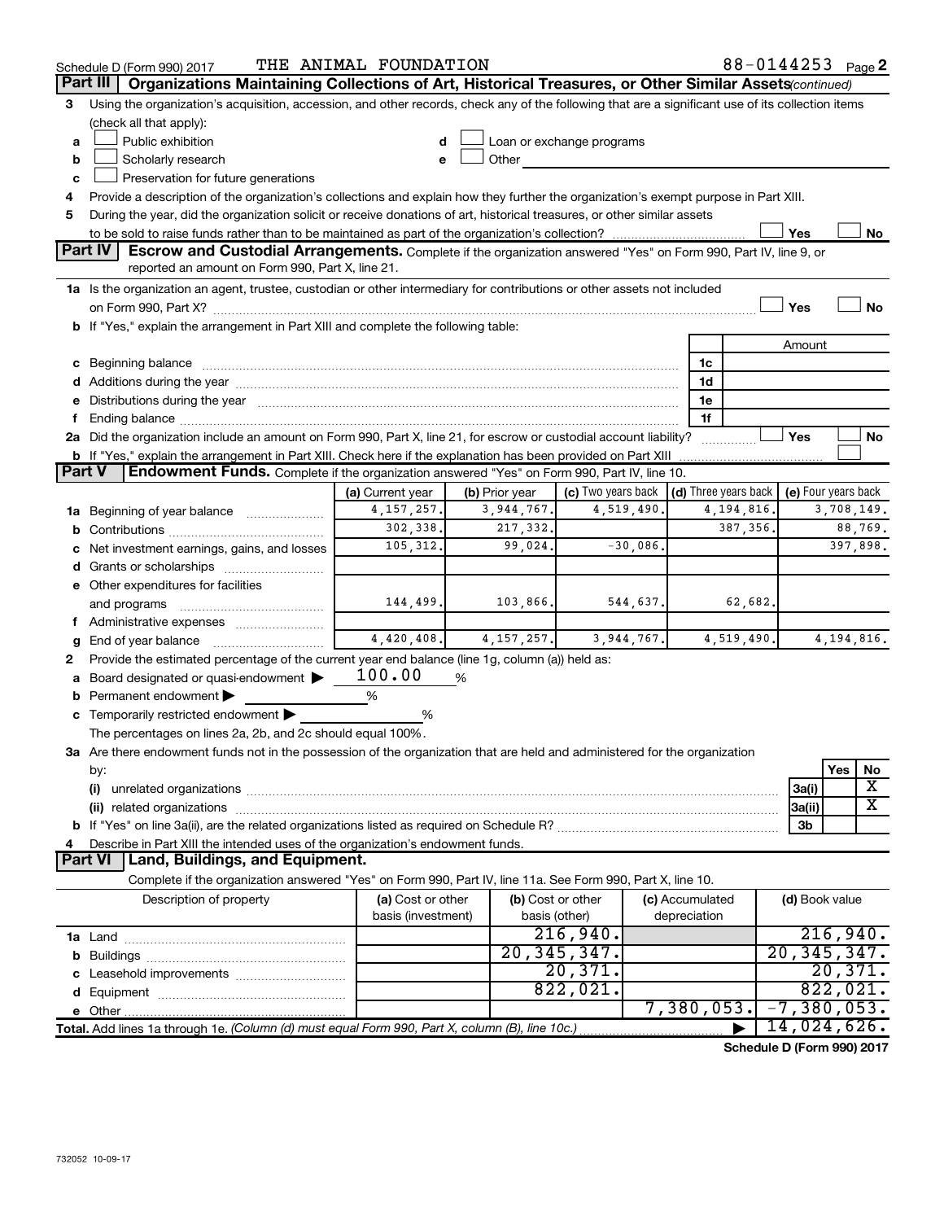Schedule D (Form 990) 2017 THE ANIMAL FOUNDATION 88-0144253 Page 2

## Part III Organizations Maintaining Collections of Art, Historical Treasures, or Other Similar Assets *(continued)*

3 Using the organization's acquisition, accession, and other records, check any of the following that are a significant use of its collection items (check all that apply):

a ☐ Public exhibition

b ☐ Scholarly research

c ☐ Preservation for future generations

d ☐ Loan or exchange programs

e ☐ Other

4 Provide a description of the organization's collections and explain how they further the organization's exempt purpose in Part XIII.

5 During the year, did the organization solicit or receive donations of art, historical treasures, or other similar assets to be sold to raise funds rather than to be maintained as part of the organization's collection? ☐ Yes ☐ No

## Part IV Escrow and Custodial Arrangements.

Complete if the organization answered "Yes" on Form 990, Part IV, line 9, or reported an amount on Form 990, Part X, line 21.

1a Is the organization an agent, trustee, custodian or other intermediary for contributions or other assets not included on Form 990, Part X? ☐ Yes ☐ No

b If "Yes," explain the arrangement in Part XIII and complete the following table:

| | | Amount |
|---|---|---|
| c Beginning balance | 1c | |
| d Additions during the year | 1d | |
| e Distributions during the year | 1e | |
| f Ending balance | 1f | |

2a Did the organization include an amount on Form 990, Part X, line 21, for escrow or custodial account liability? ☐ Yes ☐ No

b If "Yes," explain the arrangement in Part XIII. Check here if the explanation has been provided on Part XIII ☐

## Part V Endowment Funds.

Complete if the organization answered "Yes" on Form 990, Part IV, line 10.

| | (a) Current year | (b) Prior year | (c) Two years back | (d) Three years back | (e) Four years back |
|---|---|---|---|---|---|
| 1a Beginning of year balance | 4,157,257. | 3,944,767. | 4,519,490. | 4,194,816. | 3,708,149. |
| b Contributions | 302,338. | 217,332. | | 387,356. | 88,769. |
| c Net investment earnings, gains, and losses | 105,312. | 99,024. | -30,086. | | 397,898. |
| d Grants or scholarships | | | | | |
| e Other expenditures for facilities and programs | 144,499. | 103,866. | 544,637. | 62,682. | |
| f Administrative expenses | | | | | |
| g End of year balance | 4,420,408. | 4,157,257. | 3,944,767. | 4,519,490. | 4,194,816. |

2 Provide the estimated percentage of the current year end balance (line 1g, column (a)) held as:

a Board designated or quasi-endowment ▶ 100.00 %

b Permanent endowment ▶ %

c Temporarily restricted endowment ▶ %

The percentages on lines 2a, 2b, and 2c should equal 100%.

3a Are there endowment funds not in the possession of the organization that are held and administered for the organization by:

| | | Yes | No |
|---|---|---|---|
| (i) unrelated organizations | 3a(i) | | X |
| (ii) related organizations | 3a(ii) | | X |
| b If "Yes" on line 3a(ii), are the related organizations listed as required on Schedule R? | 3b | | |

4 Describe in Part XIII the intended uses of the organization's endowment funds.

## Part VI Land, Buildings, and Equipment.

Complete if the organization answered "Yes" on Form 990, Part IV, line 11a. See Form 990, Part X, line 10.

| Description of property | (a) Cost or other basis (investment) | (b) Cost or other basis (other) | (c) Accumulated depreciation | (d) Book value |
|---|---|---|---|---|
| 1a Land | | 216,940. | | 216,940. |
| b Buildings | | 20,345,347. | | 20,345,347. |
| c Leasehold improvements | | 20,371. | | 20,371. |
| d Equipment | | 822,021. | | 822,021. |
| e Other | | | 7,380,053. | -7,380,053. |
| Total. Add lines 1a through 1e. *(Column (d) must equal Form 990, Part X, column (B), line 10c.)* ▶ | | | | 14,024,626. |

Schedule D (Form 990) 2017

732052 10-09-17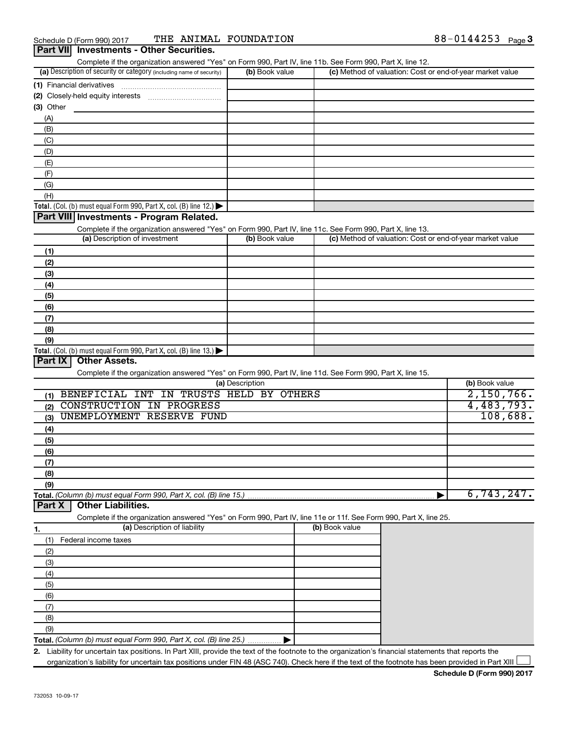Schedule D (Form 990) 2017 THE ANIMAL FOUNDATION 88-0144253

## Part VII Investments - Other Securities.

Complete if the organization answered "Yes" on Form 990, Part IV, line 11b. See Form 990, Part X, line 12.

| (a) Description of security or category (including name of security) | (b) Book value | (c) Method of valuation: Cost or end-of-year market value |
|---|---|---|
| (1) Financial derivatives | | |
| (2) Closely-held equity interests | | |
| (3) Other | | |
| (A) | | |
| (B) | | |
| (C) | | |
| (D) | | |
| (E) | | |
| (F) | | |
| (G) | | |
| (H) | | |
| **Total.** (Col. (b) must equal Form 990, Part X, col. (B) line 12.) ▶ | | |

## Part VIII Investments - Program Related.

Complete if the organization answered "Yes" on Form 990, Part IV, line 11c. See Form 990, Part X, line 13.

| (a) Description of investment | (b) Book value | (c) Method of valuation: Cost or end-of-year market value |
|---|---|---|
| (1) | | |
| (2) | | |
| (3) | | |
| (4) | | |
| (5) | | |
| (6) | | |
| (7) | | |
| (8) | | |
| (9) | | |
| **Total.** (Col. (b) must equal Form 990, Part X, col. (B) line 13.) ▶ | | |

## Part IX Other Assets.

Complete if the organization answered "Yes" on Form 990, Part IV, line 11d. See Form 990, Part X, line 15.

| (a) Description | (b) Book value |
|---|---|
| (1) BENEFICIAL INT IN TRUSTS HELD BY OTHERS | 2,150,766. |
| (2) CONSTRUCTION IN PROGRESS | 4,483,793. |
| (3) UNEMPLOYMENT RESERVE FUND | 108,688. |
| (4) | |
| (5) | |
| (6) | |
| (7) | |
| (8) | |
| (9) | |
| **Total.** (Column (b) must equal Form 990, Part X, col. (B) line 15.) ▶ | 6,743,247. |

## Part X Other Liabilities.

Complete if the organization answered "Yes" on Form 990, Part IV, line 11e or 11f. See Form 990, Part X, line 25.

| 1. (a) Description of liability | (b) Book value |
|---|---|
| (1) Federal income taxes | |
| (2) | |
| (3) | |
| (4) | |
| (5) | |
| (6) | |
| (7) | |
| (8) | |
| (9) | |
| **Total.** (Column (b) must equal Form 990, Part X, col. (B) line 25.) ▶ | |

2. Liability for uncertain tax positions. In Part XIII, provide the text of the footnote to the organization's financial statements that reports the organization's liability for uncertain tax positions under FIN 48 (ASC 740). Check here if the text of the footnote has been provided in Part XIII ☐

**Schedule D (Form 990) 2017**

732053 10-09-17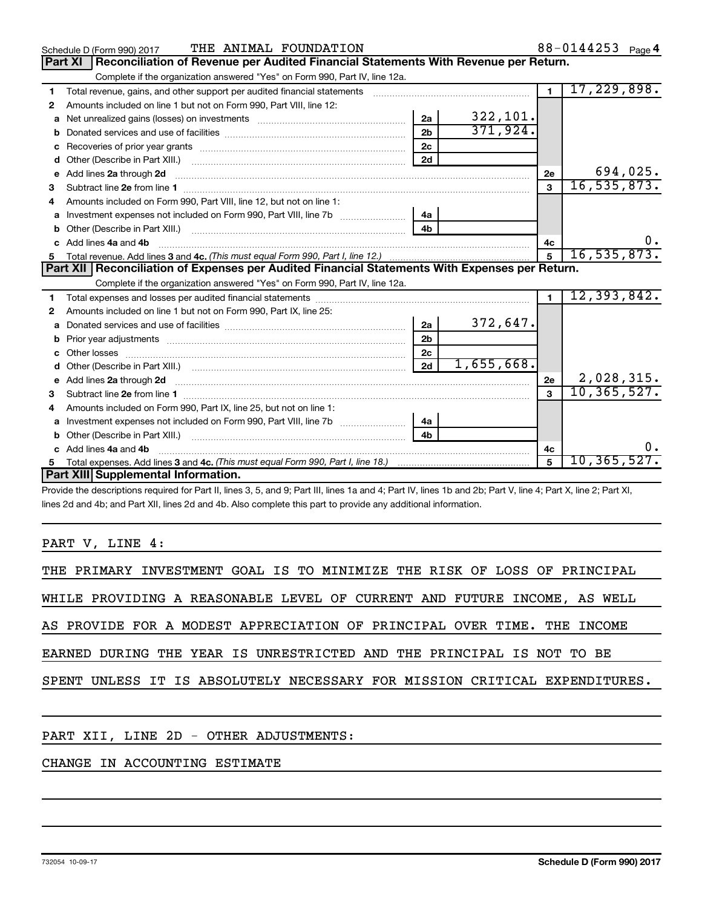Schedule D (Form 990) 2017 THE ANIMAL FOUNDATION 88-0144253 Page 4

## Part XI Reconciliation of Revenue per Audited Financial Statements With Revenue per Return.

Complete if the organization answered "Yes" on Form 990, Part IV, line 12a.

| | | | | | |
|---|---|---|---|---|---|
| 1 | Total revenue, gains, and other support per audited financial statements | | | 1 | 17,229,898. |
| 2 | Amounts included on line 1 but not on Form 990, Part VIII, line 12: | | | | |
| a | Net unrealized gains (losses) on investments | 2a | 322,101. | | |
| b | Donated services and use of facilities | 2b | 371,924. | | |
| c | Recoveries of prior year grants | 2c | | | |
| d | Other (Describe in Part XIII.) | 2d | | | |
| e | Add lines 2a through 2d | | | 2e | 694,025. |
| 3 | Subtract line 2e from line 1 | | | 3 | 16,535,873. |
| 4 | Amounts included on Form 990, Part VIII, line 12, but not on line 1: | | | | |
| a | Investment expenses not included on Form 990, Part VIII, line 7b | 4a | | | |
| b | Other (Describe in Part XIII.) | 4b | | | |
| c | Add lines 4a and 4b | | | 4c | 0. |
| 5 | Total revenue. Add lines 3 and 4c. *(This must equal Form 990, Part I, line 12.)* | | | 5 | 16,535,873. |

## Part XII Reconciliation of Expenses per Audited Financial Statements With Expenses per Return.

Complete if the organization answered "Yes" on Form 990, Part IV, line 12a.

| | | | | | |
|---|---|---|---|---|---|
| 1 | Total expenses and losses per audited financial statements | | | 1 | 12,393,842. |
| 2 | Amounts included on line 1 but not on Form 990, Part IX, line 25: | | | | |
| a | Donated services and use of facilities | 2a | 372,647. | | |
| b | Prior year adjustments | 2b | | | |
| c | Other losses | 2c | | | |
| d | Other (Describe in Part XIII.) | 2d | 1,655,668. | | |
| e | Add lines 2a through 2d | | | 2e | 2,028,315. |
| 3 | Subtract line 2e from line 1 | | | 3 | 10,365,527. |
| 4 | Amounts included on Form 990, Part IX, line 25, but not on line 1: | | | | |
| a | Investment expenses not included on Form 990, Part VIII, line 7b | 4a | | | |
| b | Other (Describe in Part XIII.) | 4b | | | |
| c | Add lines 4a and 4b | | | 4c | 0. |
| 5 | Total expenses. Add lines 3 and 4c. *(This must equal Form 990, Part I, line 18.)* | | | 5 | 10,365,527. |

## Part XIII Supplemental Information.

Provide the descriptions required for Part II, lines 3, 5, and 9; Part III, lines 1a and 4; Part IV, lines 1b and 2b; Part V, line 4; Part X, line 2; Part XI, lines 2d and 4b; and Part XII, lines 2d and 4b. Also complete this part to provide any additional information.

PART V, LINE 4:

THE PRIMARY INVESTMENT GOAL IS TO MINIMIZE THE RISK OF LOSS OF PRINCIPAL WHILE PROVIDING A REASONABLE LEVEL OF CURRENT AND FUTURE INCOME, AS WELL AS PROVIDE FOR A MODEST APPRECIATION OF PRINCIPAL OVER TIME. THE INCOME EARNED DURING THE YEAR IS UNRESTRICTED AND THE PRINCIPAL IS NOT TO BE SPENT UNLESS IT IS ABSOLUTELY NECESSARY FOR MISSION CRITICAL EXPENDITURES.

PART XII, LINE 2D - OTHER ADJUSTMENTS:

CHANGE IN ACCOUNTING ESTIMATE

732054 10-09-17 **Schedule D (Form 990) 2017**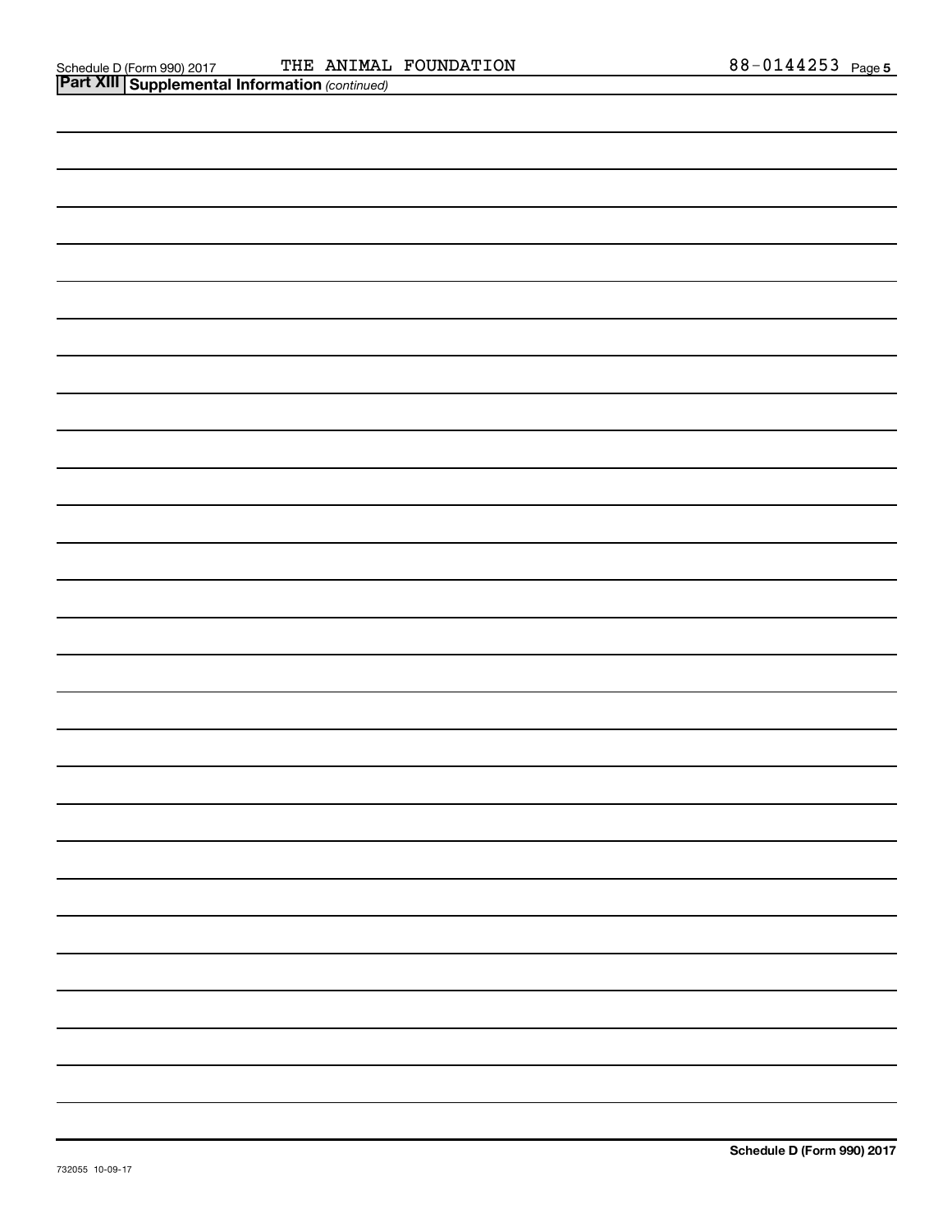Schedule D (Form 990) 2017 THE ANIMAL FOUNDATION 88-0144253

**Part XIII** **Supplemental Information** *(continued)*

**Schedule D (Form 990) 2017**

732055 10-09-17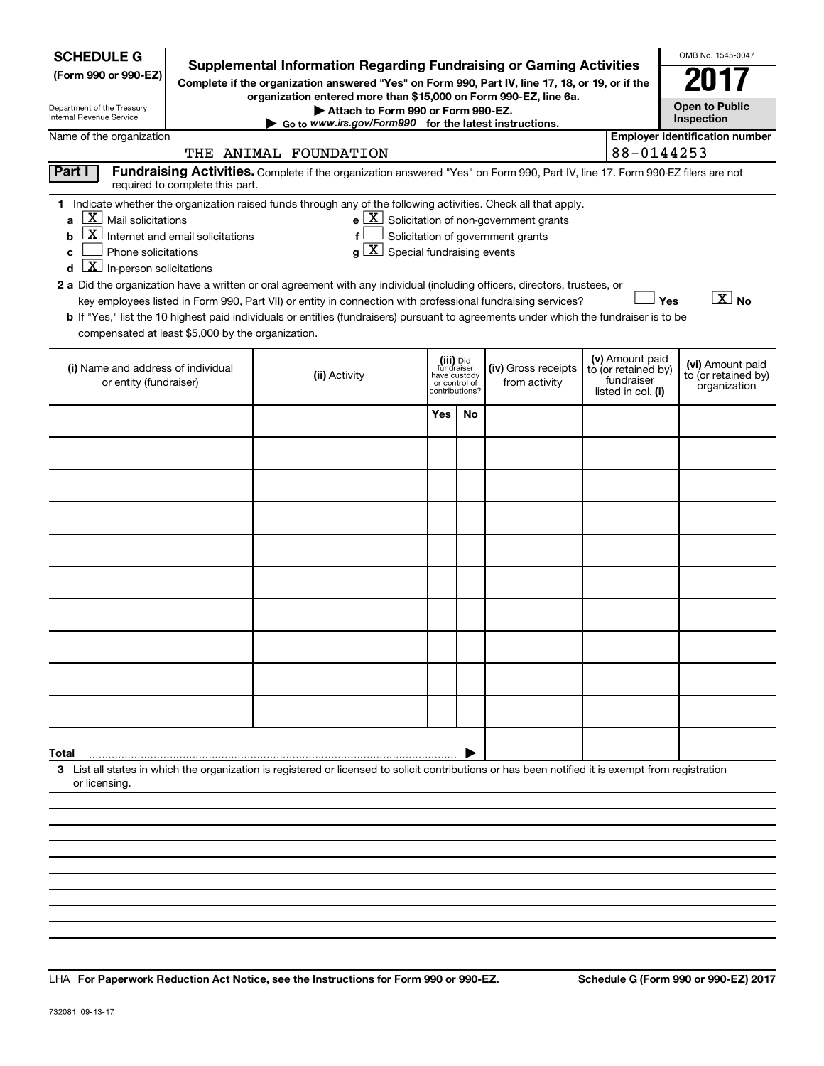**SCHEDULE G**
**(Form 990 or 990-EZ)**

Department of the Treasury
Internal Revenue Service

# Supplemental Information Regarding Fundraising or Gaming Activities

**Complete if the organization answered "Yes" on Form 990, Part IV, line 17, 18, or 19, or if the organization entered more than $15,000 on Form 990-EZ, line 6a.**

**▶ Attach to Form 990 or Form 990-EZ.**

**▶ Go to *www.irs.gov/Form990* for the latest instructions.**

OMB No. 1545-0047

**2017**

**Open to Public Inspection**

Name of the organization: THE ANIMAL FOUNDATION

**Employer identification number:** 88-0144253

**Part I** **Fundraising Activities.** Complete if the organization answered "Yes" on Form 990, Part IV, line 17. Form 990-EZ filers are not required to complete this part.

1 Indicate whether the organization raised funds through any of the following activities. Check all that apply.

- a [X] Mail solicitations
- b [X] Internet and email solicitations
- c [ ] Phone solicitations
- d [X] In-person solicitations
- e [X] Solicitation of non-government grants
- f [ ] Solicitation of government grants
- g [X] Special fundraising events

2 a Did the organization have a written or oral agreement with any individual (including officers, directors, trustees, or key employees listed in Form 990, Part VII) or entity in connection with professional fundraising services? [ ] Yes [X] No

b If "Yes," list the 10 highest paid individuals or entities (fundraisers) pursuant to agreements under which the fundraiser is to be compensated at least $5,000 by the organization.

| (i) Name and address of individual or entity (fundraiser) | (ii) Activity | (iii) Did fundraiser have custody or control of contributions? | | (iv) Gross receipts from activity | (v) Amount paid to (or retained by) fundraiser listed in col. (i) | (vi) Amount paid to (or retained by) organization |
|---|---|---|---|---|---|---|
| | | Yes | No | | | |
| | | | | | | |
| | | | | | | |
| | | | | | | |
| | | | | | | |
| | | | | | | |
| | | | | | | |
| | | | | | | |
| | | | | | | |
| | | | | | | |
| | | | | | | |
| **Total** ▶ | | | | | | |

3 List all states in which the organization is registered or licensed to solicit contributions or has been notified it is exempt from registration or licensing.

LHA **For Paperwork Reduction Act Notice, see the Instructions for Form 990 or 990-EZ.** **Schedule G (Form 990 or 990-EZ) 2017**

732081 09-13-17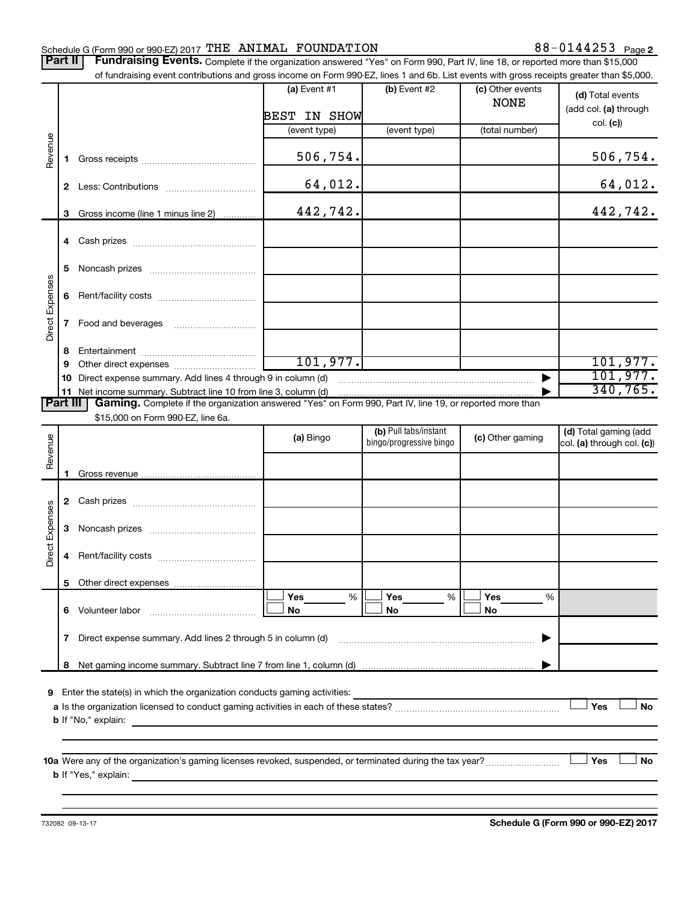Schedule G (Form 990 or 990-EZ) 2017 THE ANIMAL FOUNDATION 88-0144253 Page 2

**Part II** **Fundraising Events.** Complete if the organization answered "Yes" on Form 990, Part IV, line 18, or reported more than $15,000 of fundraising event contributions and gross income on Form 990-EZ, lines 1 and 6b. List events with gross receipts greater than $5,000.

| | | | (a) Event #1 | (b) Event #2 | (c) Other events | (d) Total events (add col. (a) through col. (c)) |
|---|---|---|---|---|---|---|
| | | | BEST IN SHOW | | NONE | |
| | | | (event type) | (event type) | (total number) | |
| Revenue | 1 | Gross receipts | 506,754. | | | 506,754. |
| | 2 | Less: Contributions | 64,012. | | | 64,012. |
| | 3 | Gross income (line 1 minus line 2) | 442,742. | | | 442,742. |
| Direct Expenses | 4 | Cash prizes | | | | |
| | 5 | Noncash prizes | | | | |
| | 6 | Rent/facility costs | | | | |
| | 7 | Food and beverages | | | | |
| | 8 | Entertainment | | | | |
| | 9 | Other direct expenses | 101,977. | | | 101,977. |
| | 10 | Direct expense summary. Add lines 4 through 9 in column (d) | | | ▶ | 101,977. |
| | 11 | Net income summary. Subtract line 10 from line 3, column (d) | | | ▶ | 340,765. |

**Part III** **Gaming.** Complete if the organization answered "Yes" on Form 990, Part IV, line 19, or reported more than $15,000 on Form 990-EZ, line 6a.

| | | | (a) Bingo | (b) Pull tabs/instant bingo/progressive bingo | (c) Other gaming | (d) Total gaming (add col. (a) through col. (c)) |
|---|---|---|---|---|---|---|
| Revenue | 1 | Gross revenue | | | | |
| Direct Expenses | 2 | Cash prizes | | | | |
| | 3 | Noncash prizes | | | | |
| | 4 | Rent/facility costs | | | | |
| | 5 | Other direct expenses | | | | |
| | 6 | Volunteer labor | ☐ Yes ___ % ☐ No | ☐ Yes ___ % ☐ No | ☐ Yes ___ % ☐ No | |
| | 7 | Direct expense summary. Add lines 2 through 5 in column (d) | | | ▶ | |
| | 8 | Net gaming income summary. Subtract line 7 from line 1, column (d) | | | ▶ | |

**9** Enter the state(s) in which the organization conducts gaming activities: ____________

**a** Is the organization licensed to conduct gaming activities in each of these states? ☐ Yes ☐ No

**b** If "No," explain: ____________

**10a** Were any of the organization's gaming licenses revoked, suspended, or terminated during the tax year? ☐ Yes ☐ No

**b** If "Yes," explain: ____________

732082 09-13-17 **Schedule G (Form 990 or 990-EZ) 2017**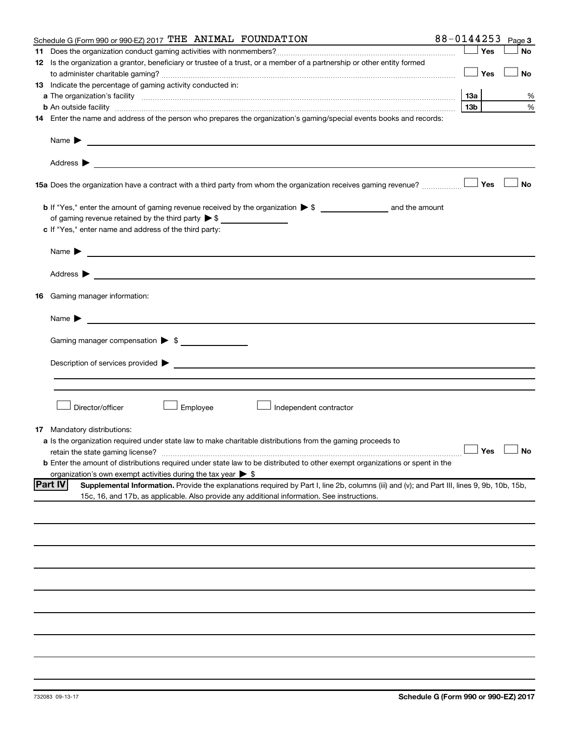Schedule G (Form 990 or 990-EZ) 2017 THE ANIMAL FOUNDATION 88-0144253 Page 3

**11** Does the organization conduct gaming activities with nonmembers? ☐ Yes ☐ No

**12** Is the organization a grantor, beneficiary or trustee of a trust, or a member of a partnership or other entity formed to administer charitable gaming? ☐ Yes ☐ No

**13** Indicate the percentage of gaming activity conducted in:

**a** The organization's facility **13a** %

**b** An outside facility **13b** %

**14** Enter the name and address of the person who prepares the organization's gaming/special events books and records:

Name ▶

Address ▶

**15a** Does the organization have a contract with a third party from whom the organization receives gaming revenue? ☐ Yes ☐ No

**b** If "Yes," enter the amount of gaming revenue received by the organization ▶ $ ______ and the amount of gaming revenue retained by the third party ▶ $ ______

**c** If "Yes," enter name and address of the third party:

Name ▶

Address ▶

**16** Gaming manager information:

Name ▶

Gaming manager compensation ▶ $

Description of services provided ▶

☐ Director/officer ☐ Employee ☐ Independent contractor

**17** Mandatory distributions:

**a** Is the organization required under state law to make charitable distributions from the gaming proceeds to retain the state gaming license? ☐ Yes ☐ No

**b** Enter the amount of distributions required under state law to be distributed to other exempt organizations or spent in the organization's own exempt activities during the tax year ▶ $

**Part IV** **Supplemental Information.** Provide the explanations required by Part I, line 2b, columns (iii) and (v); and Part III, lines 9, 9b, 10b, 15b, 15c, 16, and 17b, as applicable. Also provide any additional information. See instructions.

732083 09-13-17 **Schedule G (Form 990 or 990-EZ) 2017**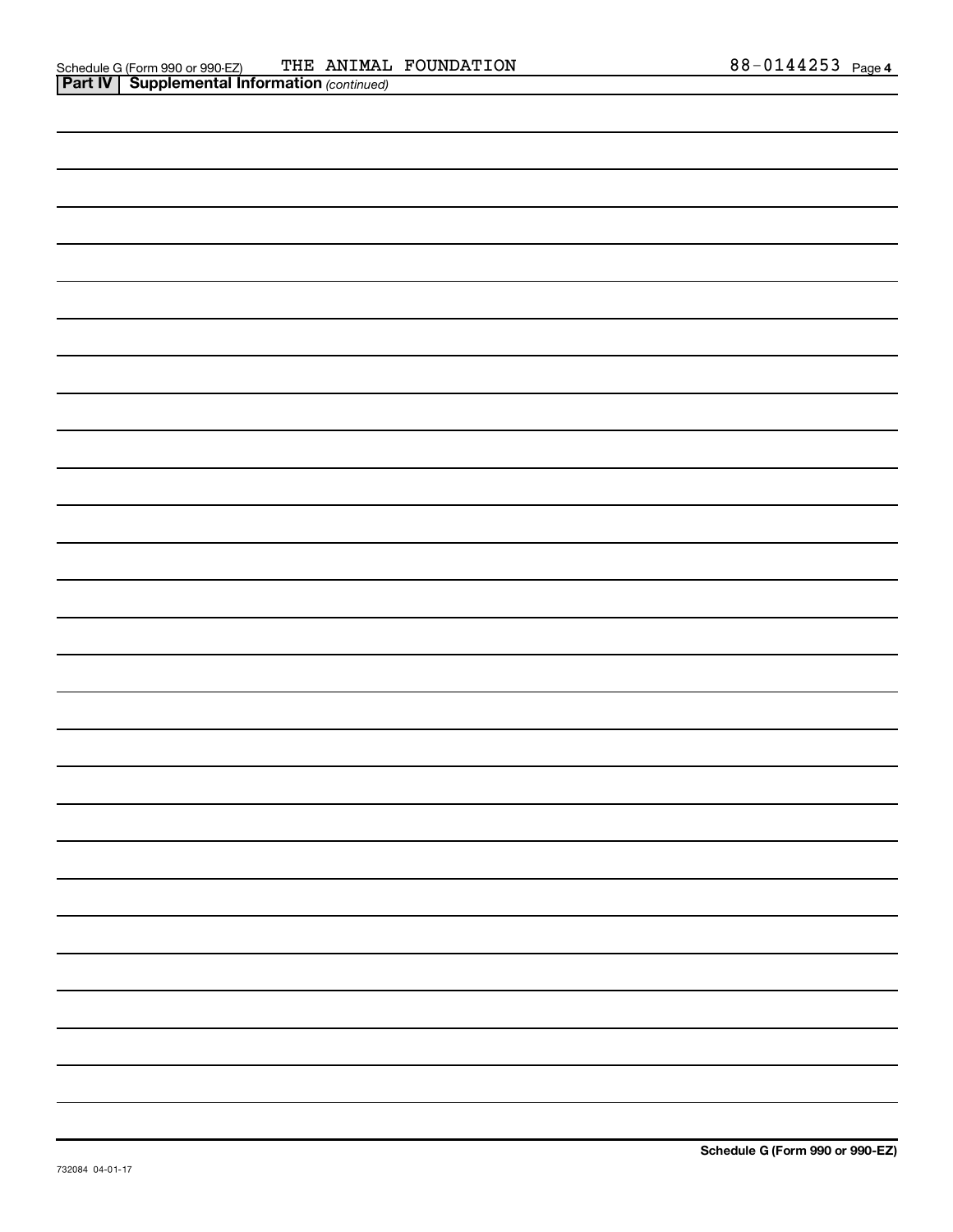Schedule G (Form 990 or 990-EZ) THE ANIMAL FOUNDATION 88-0144253 Page 4

**Part IV | Supplemental Information** *(continued)*

**Schedule G (Form 990 or 990-EZ)**

732084 04-01-17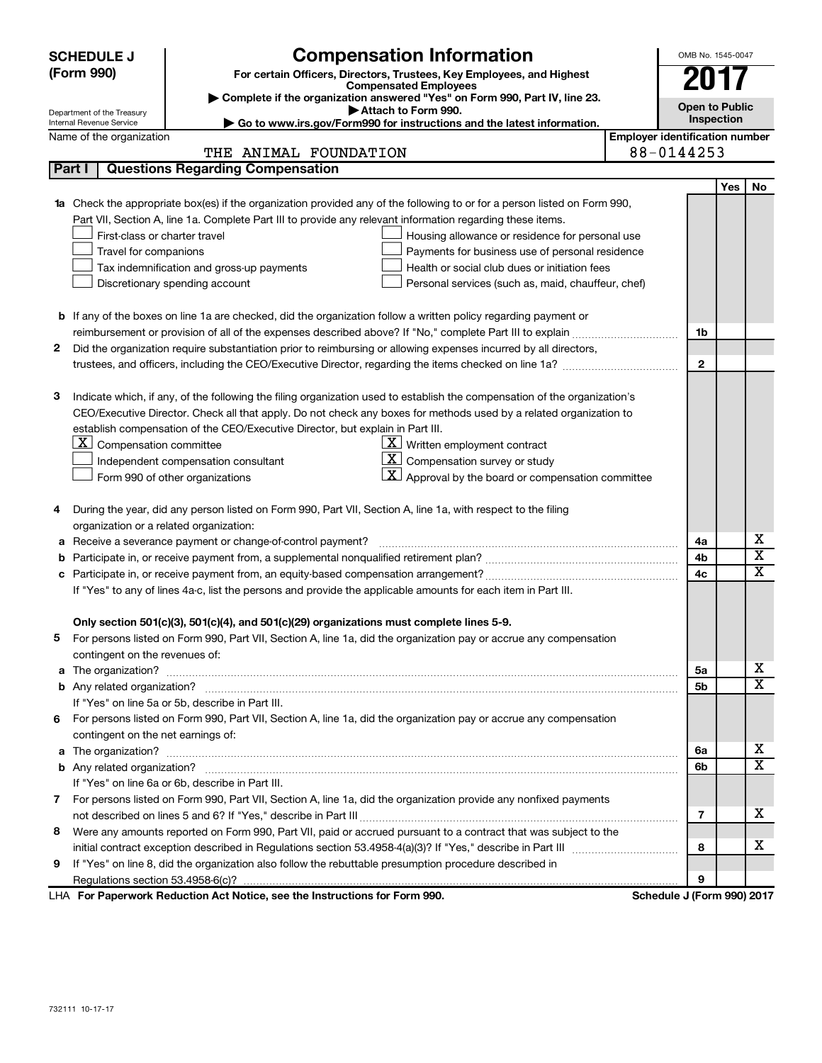**SCHEDULE J (Form 990)**

Department of the Treasury
Internal Revenue Service

# Compensation Information

**For certain Officers, Directors, Trustees, Key Employees, and Highest Compensated Employees**

▶ **Complete if the organization answered "Yes" on Form 990, Part IV, line 23.**

▶ **Attach to Form 990.**

▶ **Go to www.irs.gov/Form990 for instructions and the latest information.**

OMB No. 1545-0047

**2017**

**Open to Public Inspection**

Name of the organization: THE ANIMAL FOUNDATION

**Employer identification number:** 88-0144253

## Part I — Questions Regarding Compensation

| | | | Yes | No |
|---|---|---|---|---|
| **1a** | Check the appropriate box(es) if the organization provided any of the following to or for a person listed on Form 990, Part VII, Section A, line 1a. Complete Part III to provide any relevant information regarding these items.<br>☐ First-class or charter travel<br>☐ Travel for companions<br>☐ Tax indemnification and gross-up payments<br>☐ Discretionary spending account<br>☐ Housing allowance or residence for personal use<br>☐ Payments for business use of personal residence<br>☐ Health or social club dues or initiation fees<br>☐ Personal services (such as, maid, chauffeur, chef) | | | |
| **b** | If any of the boxes on line 1a are checked, did the organization follow a written policy regarding payment or reimbursement or provision of all of the expenses described above? If "No," complete Part III to explain | 1b | | |
| **2** | Did the organization require substantiation prior to reimbursing or allowing expenses incurred by all directors, trustees, and officers, including the CEO/Executive Director, regarding the items checked on line 1a? | 2 | | |
| **3** | Indicate which, if any, of the following the filing organization used to establish the compensation of the organization's CEO/Executive Director. Check all that apply. Do not check any boxes for methods used by a related organization to establish compensation of the CEO/Executive Director, but explain in Part III.<br>☒ Compensation committee<br>☐ Independent compensation consultant<br>☐ Form 990 of other organizations<br>☒ Written employment contract<br>☒ Compensation survey or study<br>☒ Approval by the board or compensation committee | | | |
| **4** | During the year, did any person listed on Form 990, Part VII, Section A, line 1a, with respect to the filing organization or a related organization: | | | |
| **a** | Receive a severance payment or change-of-control payment? | 4a | | X |
| **b** | Participate in, or receive payment from, a supplemental nonqualified retirement plan? | 4b | | X |
| **c** | Participate in, or receive payment from, an equity-based compensation arrangement? | 4c | | X |
| | If "Yes" to any of lines 4a-c, list the persons and provide the applicable amounts for each item in Part III. | | | |
| | **Only section 501(c)(3), 501(c)(4), and 501(c)(29) organizations must complete lines 5-9.** | | | |
| **5** | For persons listed on Form 990, Part VII, Section A, line 1a, did the organization pay or accrue any compensation contingent on the revenues of: | | | |
| **a** | The organization? | 5a | | X |
| **b** | Any related organization? | 5b | | X |
| | If "Yes" on line 5a or 5b, describe in Part III. | | | |
| **6** | For persons listed on Form 990, Part VII, Section A, line 1a, did the organization pay or accrue any compensation contingent on the net earnings of: | | | |
| **a** | The organization? | 6a | | X |
| **b** | Any related organization? | 6b | | X |
| | If "Yes" on line 6a or 6b, describe in Part III. | | | |
| **7** | For persons listed on Form 990, Part VII, Section A, line 1a, did the organization provide any nonfixed payments not described on lines 5 and 6? If "Yes," describe in Part III | 7 | | X |
| **8** | Were any amounts reported on Form 990, Part VII, paid or accrued pursuant to a contract that was subject to the initial contract exception described in Regulations section 53.4958-4(a)(3)? If "Yes," describe in Part III | 8 | | X |
| **9** | If "Yes" on line 8, did the organization also follow the rebuttable presumption procedure described in Regulations section 53.4958-6(c)? | 9 | | |

LHA **For Paperwork Reduction Act Notice, see the Instructions for Form 990.** **Schedule J (Form 990) 2017**

732111 10-17-17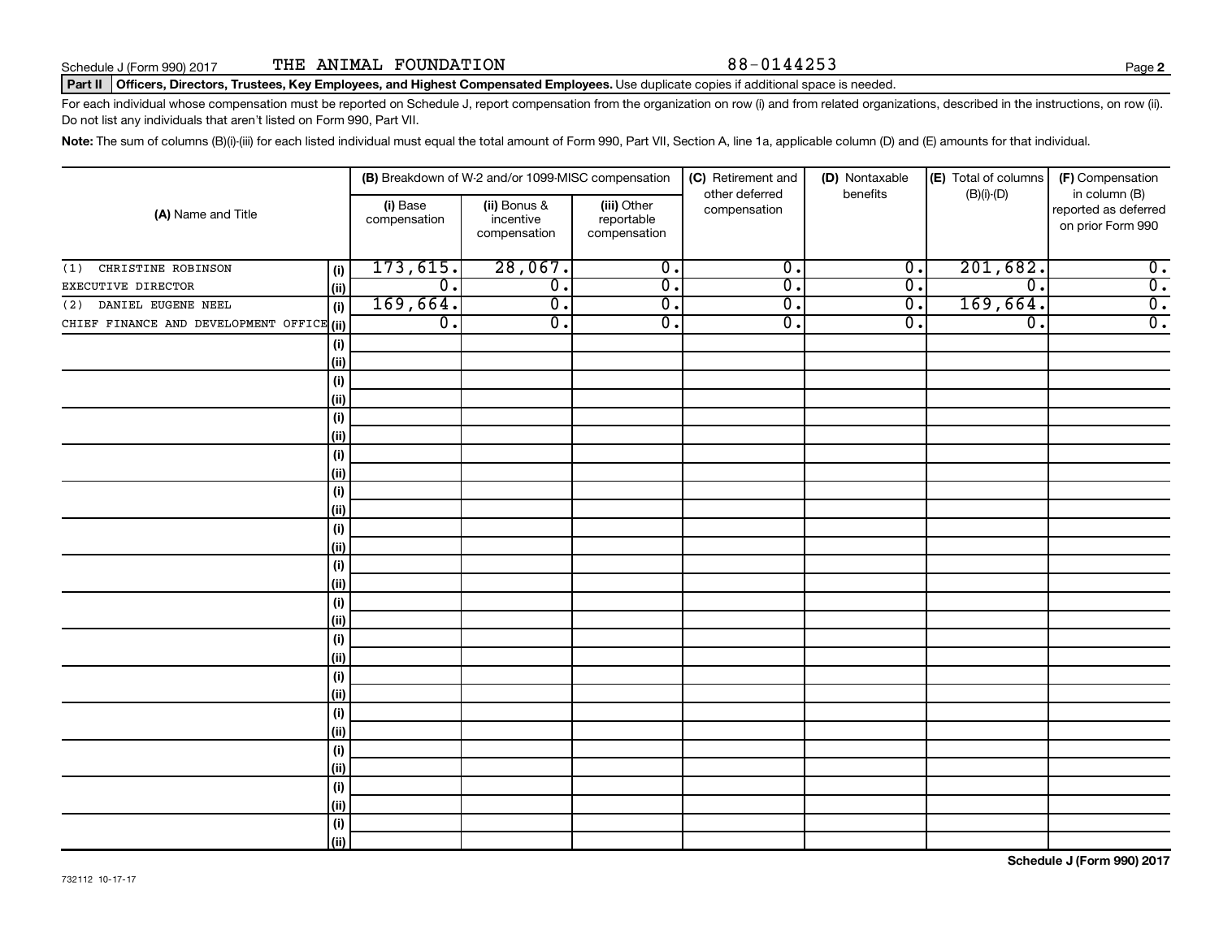Schedule J (Form 990) 2017 THE ANIMAL FOUNDATION 88-0144253

**Part II** **Officers, Directors, Trustees, Key Employees, and Highest Compensated Employees.** Use duplicate copies if additional space is needed.

For each individual whose compensation must be reported on Schedule J, report compensation from the organization on row (i) and from related organizations, described in the instructions, on row (ii). Do not list any individuals that aren't listed on Form 990, Part VII.

**Note:** The sum of columns (B)(i)-(iii) for each listed individual must equal the total amount of Form 990, Part VII, Section A, line 1a, applicable column (D) and (E) amounts for that individual.

| (A) Name and Title | | (B) Breakdown of W-2 and/or 1099-MISC compensation | | | (C) Retirement and other deferred compensation | (D) Nontaxable benefits | (E) Total of columns (B)(i)-(D) | (F) Compensation in column (B) reported as deferred on prior Form 990 |
|---|---|---|---|---|---|---|---|---|
| | | (i) Base compensation | (ii) Bonus & incentive compensation | (iii) Other reportable compensation | | | | |
| (1) CHRISTINE ROBINSON | (i) | 173,615. | 28,067. | 0. | 0. | 0. | 201,682. | 0. |
| EXECUTIVE DIRECTOR | (ii) | 0. | 0. | 0. | 0. | 0. | 0. | 0. |
| (2) DANIEL EUGENE NEEL | (i) | 169,664. | 0. | 0. | 0. | 0. | 169,664. | 0. |
| CHIEF FINANCE AND DEVELOPMENT OFFICE | (ii) | 0. | 0. | 0. | 0. | 0. | 0. | 0. |
| | (i) | | | | | | | |
| | (ii) | | | | | | | |
| | (i) | | | | | | | |
| | (ii) | | | | | | | |
| | (i) | | | | | | | |
| | (ii) | | | | | | | |
| | (i) | | | | | | | |
| | (ii) | | | | | | | |
| | (i) | | | | | | | |
| | (ii) | | | | | | | |
| | (i) | | | | | | | |
| | (ii) | | | | | | | |
| | (i) | | | | | | | |
| | (ii) | | | | | | | |
| | (i) | | | | | | | |
| | (ii) | | | | | | | |
| | (i) | | | | | | | |
| | (ii) | | | | | | | |
| | (i) | | | | | | | |
| | (ii) | | | | | | | |
| | (i) | | | | | | | |
| | (ii) | | | | | | | |
| | (i) | | | | | | | |
| | (ii) | | | | | | | |
| | (i) | | | | | | | |
| | (ii) | | | | | | | |
| | (i) | | | | | | | |
| | (ii) | | | | | | | |

**Schedule J (Form 990) 2017**

732112 10-17-17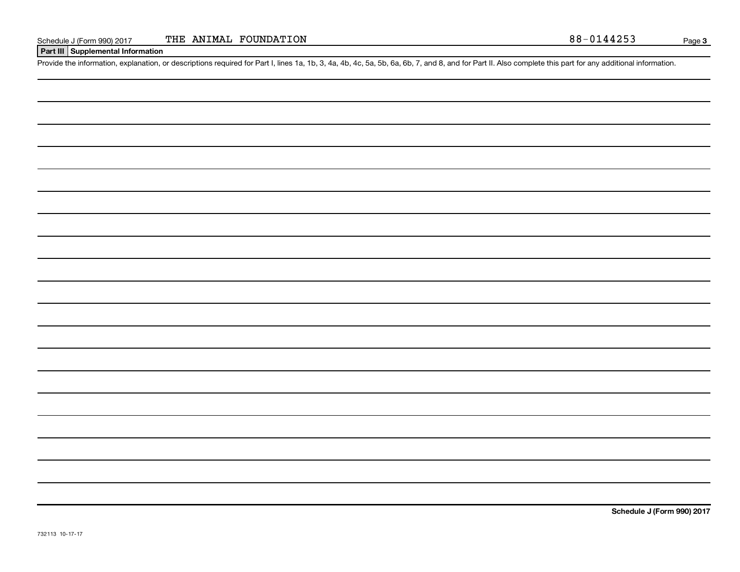Schedule J (Form 990) 2017 THE ANIMAL FOUNDATION 88-0144253

## Part III Supplemental Information

Provide the information, explanation, or descriptions required for Part I, lines 1a, 1b, 3, 4a, 4b, 4c, 5a, 5b, 6a, 6b, 7, and 8, and for Part II. Also complete this part for any additional information.

**Schedule J (Form 990) 2017**

732113 10-17-17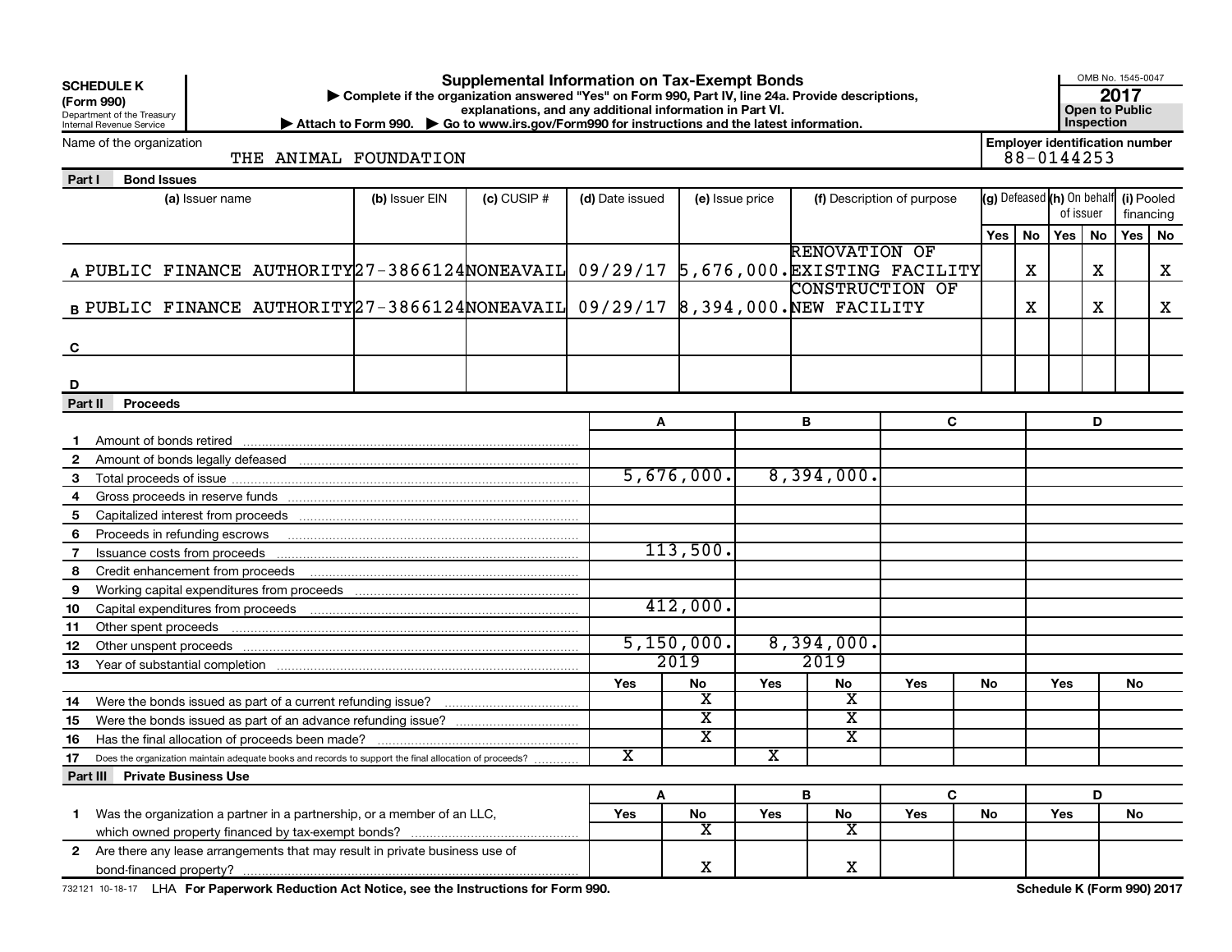**SCHEDULE K**
**(Form 990)**
Department of the Treasury
Internal Revenue Service

# Supplemental Information on Tax-Exempt Bonds

▶ Complete if the organization answered "Yes" on Form 990, Part IV, line 24a. Provide descriptions, explanations, and any additional information in Part VI.
▶ Attach to Form 990. ▶ Go to www.irs.gov/Form990 for instructions and the latest information.

OMB No. 1545-0047
**2017**
**Open to Public Inspection**

Name of the organization: THE ANIMAL FOUNDATION

**Employer identification number:** 88-0144253

## Part I Bond Issues

| | (a) Issuer name | (b) Issuer EIN | (c) CUSIP # | (d) Date issued | (e) Issue price | (f) Description of purpose | (g) Defeased Yes | (g) Defeased No | (h) On behalf of issuer Yes | (h) On behalf of issuer No | (i) Pooled financing Yes | (i) Pooled financing No |
|---|---|---|---|---|---|---|---|---|---|---|---|---|
| A | PUBLIC FINANCE AUTHORITY | 27-3866124 | NONEAVAIL | 09/29/17 | 5,676,000. | RENOVATION OF EXISTING FACILITY | | X | | X | | X |
| B | PUBLIC FINANCE AUTHORITY | 27-3866124 | NONEAVAIL | 09/29/17 | 8,394,000. | CONSTRUCTION OF NEW FACILITY | | X | | X | | X |
| C | | | | | | | | | | | | |
| D | | | | | | | | | | | | |

## Part II Proceeds

| | | A | | B | | C | | D | |
|---|---|---|---|---|---|---|---|---|---|
| 1 | Amount of bonds retired | | | | | | | | |
| 2 | Amount of bonds legally defeased | | | | | | | | |
| 3 | Total proceeds of issue | 5,676,000. | | 8,394,000. | | | | | |
| 4 | Gross proceeds in reserve funds | | | | | | | | |
| 5 | Capitalized interest from proceeds | | | | | | | | |
| 6 | Proceeds in refunding escrows | | | | | | | | |
| 7 | Issuance costs from proceeds | 113,500. | | | | | | | |
| 8 | Credit enhancement from proceeds | | | | | | | | |
| 9 | Working capital expenditures from proceeds | | | | | | | | |
| 10 | Capital expenditures from proceeds | 412,000. | | | | | | | |
| 11 | Other spent proceeds | | | | | | | | |
| 12 | Other unspent proceeds | 5,150,000. | | 8,394,000. | | | | | |
| 13 | Year of substantial completion | 2019 | | 2019 | | | | | |
| | | Yes | No | Yes | No | Yes | No | Yes | No |
| 14 | Were the bonds issued as part of a current refunding issue? | | X | | X | | | | |
| 15 | Were the bonds issued as part of an advance refunding issue? | | X | | X | | | | |
| 16 | Has the final allocation of proceeds been made? | | X | | X | | | | |
| 17 | Does the organization maintain adequate books and records to support the final allocation of proceeds? | X | | X | | | | | |

## Part III Private Business Use

| | | A | | B | | C | | D | |
|---|---|---|---|---|---|---|---|---|---|
| | | Yes | No | Yes | No | Yes | No | Yes | No |
| 1 | Was the organization a partner in a partnership, or a member of an LLC, which owned property financed by tax-exempt bonds? | | X | | X | | | | |
| 2 | Are there any lease arrangements that may result in private business use of bond-financed property? | | X | | X | | | | |

732121 10-18-17 LHA **For Paperwork Reduction Act Notice, see the Instructions for Form 990.** **Schedule K (Form 990) 2017**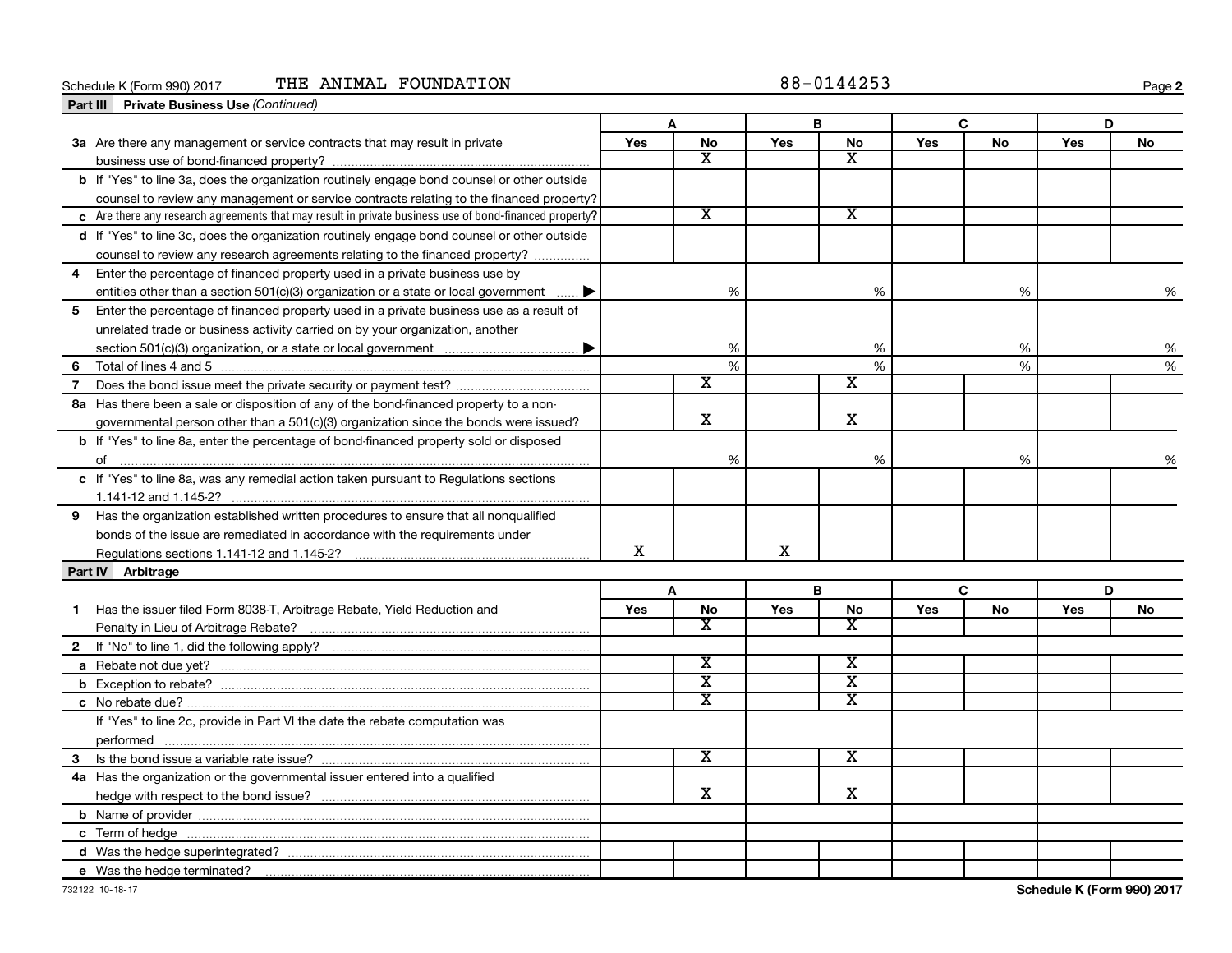Schedule K (Form 990) 2017 THE ANIMAL FOUNDATION 88-0144253

**Part III Private Business Use** *(Continued)*

| | A | | B | | C | | D | |
|---|---|---|---|---|---|---|---|---|
| | Yes | No | Yes | No | Yes | No | Yes | No |
| **3a** Are there any management or service contracts that may result in private business use of bond-financed property? | | X | | X | | | | |
| **b** If "Yes" to line 3a, does the organization routinely engage bond counsel or other outside counsel to review any management or service contracts relating to the financed property? | | | | | | | | |
| **c** Are there any research agreements that may result in private business use of bond-financed property? | | X | | X | | | | |
| **d** If "Yes" to line 3c, does the organization routinely engage bond counsel or other outside counsel to review any research agreements relating to the financed property? | | | | | | | | |
| **4** Enter the percentage of financed property used in a private business use by entities other than a section 501(c)(3) organization or a state or local government ▶ | | % | | % | | % | | % |
| **5** Enter the percentage of financed property used in a private business use as a result of unrelated trade or business activity carried on by your organization, another section 501(c)(3) organization, or a state or local government ▶ | | % | | % | | % | | % |
| **6** Total of lines 4 and 5 | | % | | % | | % | | % |
| **7** Does the bond issue meet the private security or payment test? | | X | | X | | | | |
| **8a** Has there been a sale or disposition of any of the bond-financed property to a nongovernmental person other than a 501(c)(3) organization since the bonds were issued? | | X | | X | | | | |
| **b** If "Yes" to line 8a, enter the percentage of bond-financed property sold or disposed of | | % | | % | | % | | % |
| **c** If "Yes" to line 8a, was any remedial action taken pursuant to Regulations sections 1.141-12 and 1.145-2? | | | | | | | | |
| **9** Has the organization established written procedures to ensure that all nonqualified bonds of the issue are remediated in accordance with the requirements under Regulations sections 1.141-12 and 1.145-2? | X | | X | | | | | |

**Part IV Arbitrage**

| | A | | B | | C | | D | |
|---|---|---|---|---|---|---|---|---|
| | Yes | No | Yes | No | Yes | No | Yes | No |
| **1** Has the issuer filed Form 8038-T, Arbitrage Rebate, Yield Reduction and Penalty in Lieu of Arbitrage Rebate? | | X | | X | | | | |
| **2** If "No" to line 1, did the following apply? | | | | | | | | |
| **a** Rebate not due yet? | | X | | X | | | | |
| **b** Exception to rebate? | | X | | X | | | | |
| **c** No rebate due? | | X | | X | | | | |
| If "Yes" to line 2c, provide in Part VI the date the rebate computation was performed | | | | | | | | |
| **3** Is the bond issue a variable rate issue? | | X | | X | | | | |
| **4a** Has the organization or the governmental issuer entered into a qualified hedge with respect to the bond issue? | | X | | X | | | | |
| **b** Name of provider | | | | | | | | |
| **c** Term of hedge | | | | | | | | |
| **d** Was the hedge superintegrated? | | | | | | | | |
| **e** Was the hedge terminated? | | | | | | | | |

732122 10-18-17 **Schedule K (Form 990) 2017**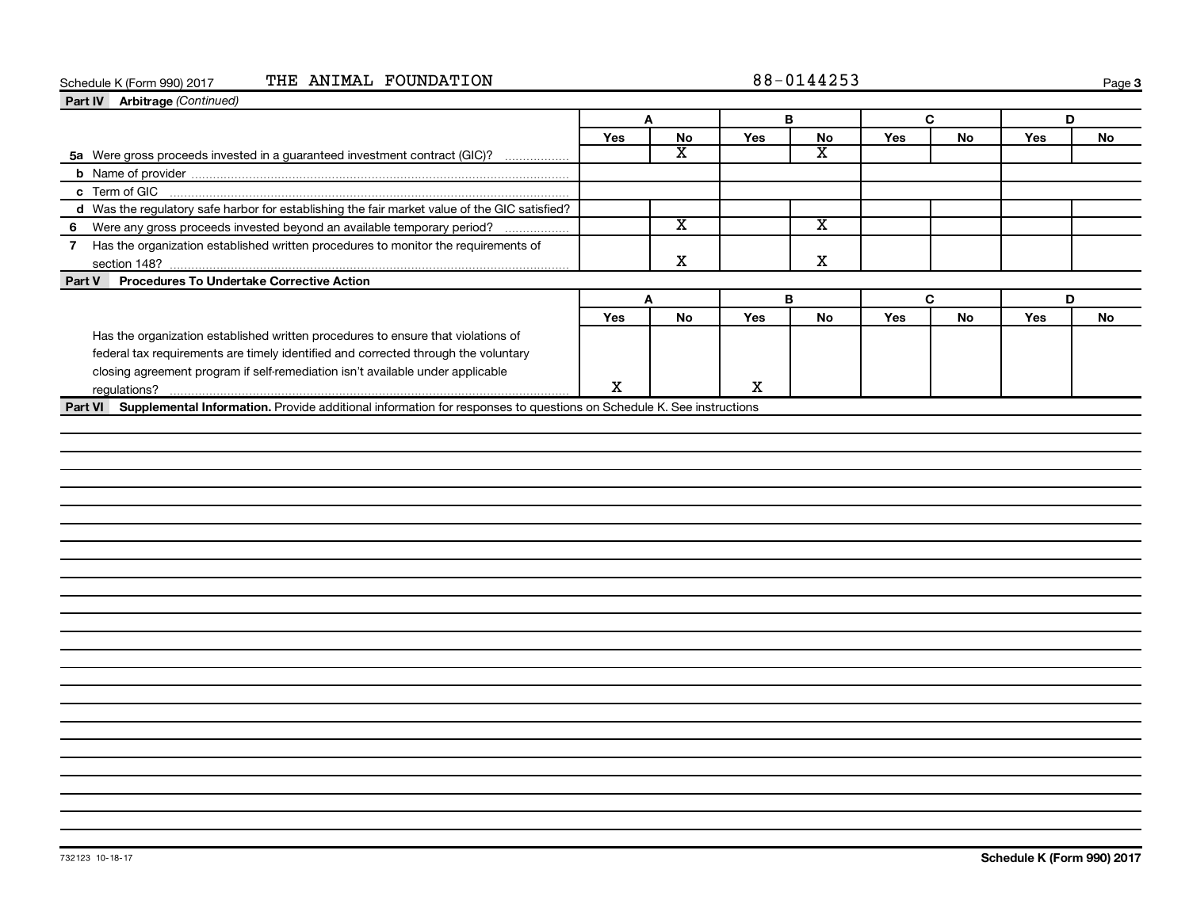Schedule K (Form 990) 2017 THE ANIMAL FOUNDATION 88-0144253

**Part IV Arbitrage** *(Continued)*

| | A | | B | | C | | D | |
|---|---|---|---|---|---|---|---|---|
| | Yes | No | Yes | No | Yes | No | Yes | No |
| **5a** Were gross proceeds invested in a guaranteed investment contract (GIC)? | | X | | X | | | | |
| **b** Name of provider | | | | | | | | |
| **c** Term of GIC | | | | | | | | |
| **d** Was the regulatory safe harbor for establishing the fair market value of the GIC satisfied? | | | | | | | | |
| **6** Were any gross proceeds invested beyond an available temporary period? | | X | | X | | | | |
| **7** Has the organization established written procedures to monitor the requirements of section 148? | | X | | X | | | | |

**Part V Procedures To Undertake Corrective Action**

| | A | | B | | C | | D | |
|---|---|---|---|---|---|---|---|---|
| | Yes | No | Yes | No | Yes | No | Yes | No |
| Has the organization established written procedures to ensure that violations of federal tax requirements are timely identified and corrected through the voluntary closing agreement program if self-remediation isn't available under applicable regulations? | X | | X | | | | | |

**Part VI Supplemental Information.** Provide additional information for responses to questions on Schedule K. See instructions

732123 10-18-17

**Schedule K (Form 990) 2017**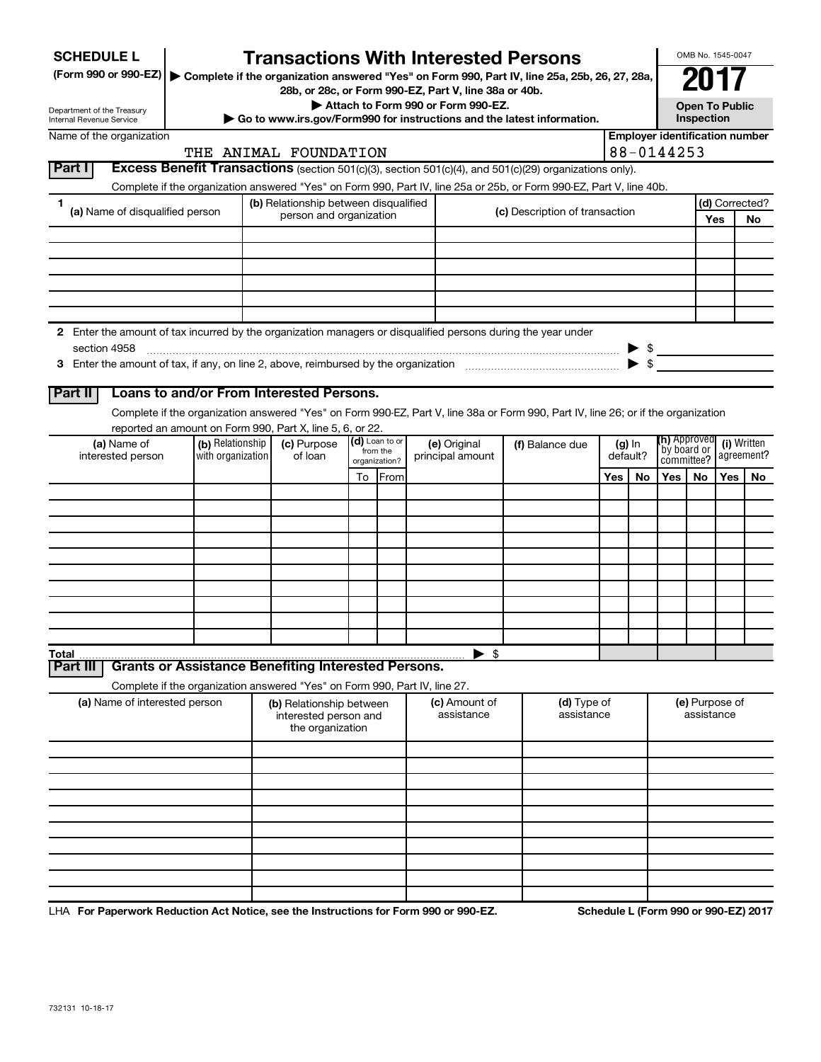**SCHEDULE L**
**(Form 990 or 990-EZ)**

Department of the Treasury
Internal Revenue Service

# Transactions With Interested Persons

▶ **Complete if the organization answered "Yes" on Form 990, Part IV, line 25a, 25b, 26, 27, 28a, 28b, or 28c, or Form 990-EZ, Part V, line 38a or 40b.**
▶ **Attach to Form 990 or Form 990-EZ.**
▶ **Go to www.irs.gov/Form990 for instructions and the latest information.**

OMB No. 1545-0047

**2017**

**Open To Public Inspection**

Name of the organization: THE ANIMAL FOUNDATION

**Employer identification number:** 88-0144253

## Part I Excess Benefit Transactions (section 501(c)(3), section 501(c)(4), and 501(c)(29) organizations only).

Complete if the organization answered "Yes" on Form 990, Part IV, line 25a or 25b, or Form 990-EZ, Part V, line 40b.

| 1 (a) Name of disqualified person | (b) Relationship between disqualified person and organization | (c) Description of transaction | (d) Corrected? Yes | No |
|---|---|---|---|---|
| | | | | |
| | | | | |
| | | | | |
| | | | | |
| | | | | |
| | | | | |

**2** Enter the amount of tax incurred by the organization managers or disqualified persons during the year under section 4958 ▶ $

**3** Enter the amount of tax, if any, on line 2, above, reimbursed by the organization ▶ $

## Part II Loans to and/or From Interested Persons.

Complete if the organization answered "Yes" on Form 990-EZ, Part V, line 38a or Form 990, Part IV, line 26; or if the organization reported an amount on Form 990, Part X, line 5, 6, or 22.

| (a) Name of interested person | (b) Relationship with organization | (c) Purpose of loan | (d) Loan to or from the organization? To | From | (e) Original principal amount | (f) Balance due | (g) In default? Yes | No | (h) Approved by board or committee? Yes | No | (i) Written agreement? Yes | No |
|---|---|---|---|---|---|---|---|---|---|---|---|---|
| | | | | | | | | | | | | |
| | | | | | | | | | | | | |
| | | | | | | | | | | | | |
| | | | | | | | | | | | | |
| | | | | | | | | | | | | |
| | | | | | | | | | | | | |
| | | | | | | | | | | | | |
| | | | | | | | | | | | | |
| | | | | | | | | | | | | |
| | | | | | | | | | | | | |
| **Total** | | | | | | ▶ $ | | | | | | |

## Part III Grants or Assistance Benefiting Interested Persons.

Complete if the organization answered "Yes" on Form 990, Part IV, line 27.

| (a) Name of interested person | (b) Relationship between interested person and the organization | (c) Amount of assistance | (d) Type of assistance | (e) Purpose of assistance |
|---|---|---|---|---|
| | | | | |
| | | | | |
| | | | | |
| | | | | |
| | | | | |
| | | | | |
| | | | | |
| | | | | |
| | | | | |
| | | | | |

LHA **For Paperwork Reduction Act Notice, see the Instructions for Form 990 or 990-EZ.** **Schedule L (Form 990 or 990-EZ) 2017**

732131 10-18-17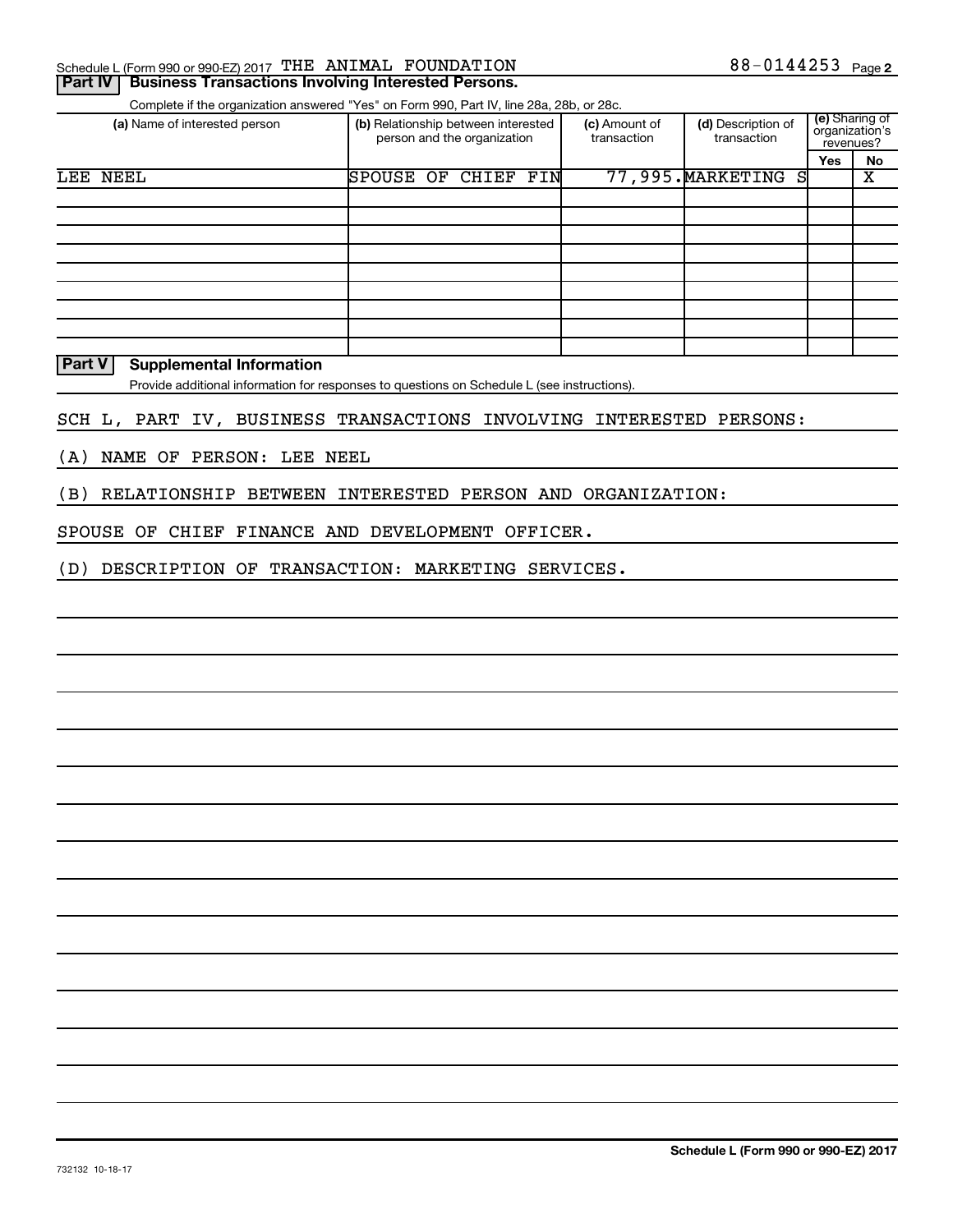Schedule L (Form 990 or 990-EZ) 2017 THE ANIMAL FOUNDATION 88-0144253 Page 2

**Part IV | Business Transactions Involving Interested Persons.**

Complete if the organization answered "Yes" on Form 990, Part IV, line 28a, 28b, or 28c.

| (a) Name of interested person | (b) Relationship between interested person and the organization | (c) Amount of transaction | (d) Description of transaction | (e) Sharing of organization's revenues? | |
|---|---|---|---|---|---|
| | | | | Yes | No |
| LEE NEEL | SPOUSE OF CHIEF FIN | 77,995. | MARKETING S | | X |
| | | | | | |
| | | | | | |
| | | | | | |
| | | | | | |
| | | | | | |
| | | | | | |
| | | | | | |
| | | | | | |
| | | | | | |

**Part V | Supplemental Information**

Provide additional information for responses to questions on Schedule L (see instructions).

SCH L, PART IV, BUSINESS TRANSACTIONS INVOLVING INTERESTED PERSONS:

(A) NAME OF PERSON: LEE NEEL

(B) RELATIONSHIP BETWEEN INTERESTED PERSON AND ORGANIZATION:

SPOUSE OF CHIEF FINANCE AND DEVELOPMENT OFFICER.

(D) DESCRIPTION OF TRANSACTION: MARKETING SERVICES.

732132 10-18-17

**Schedule L (Form 990 or 990-EZ) 2017**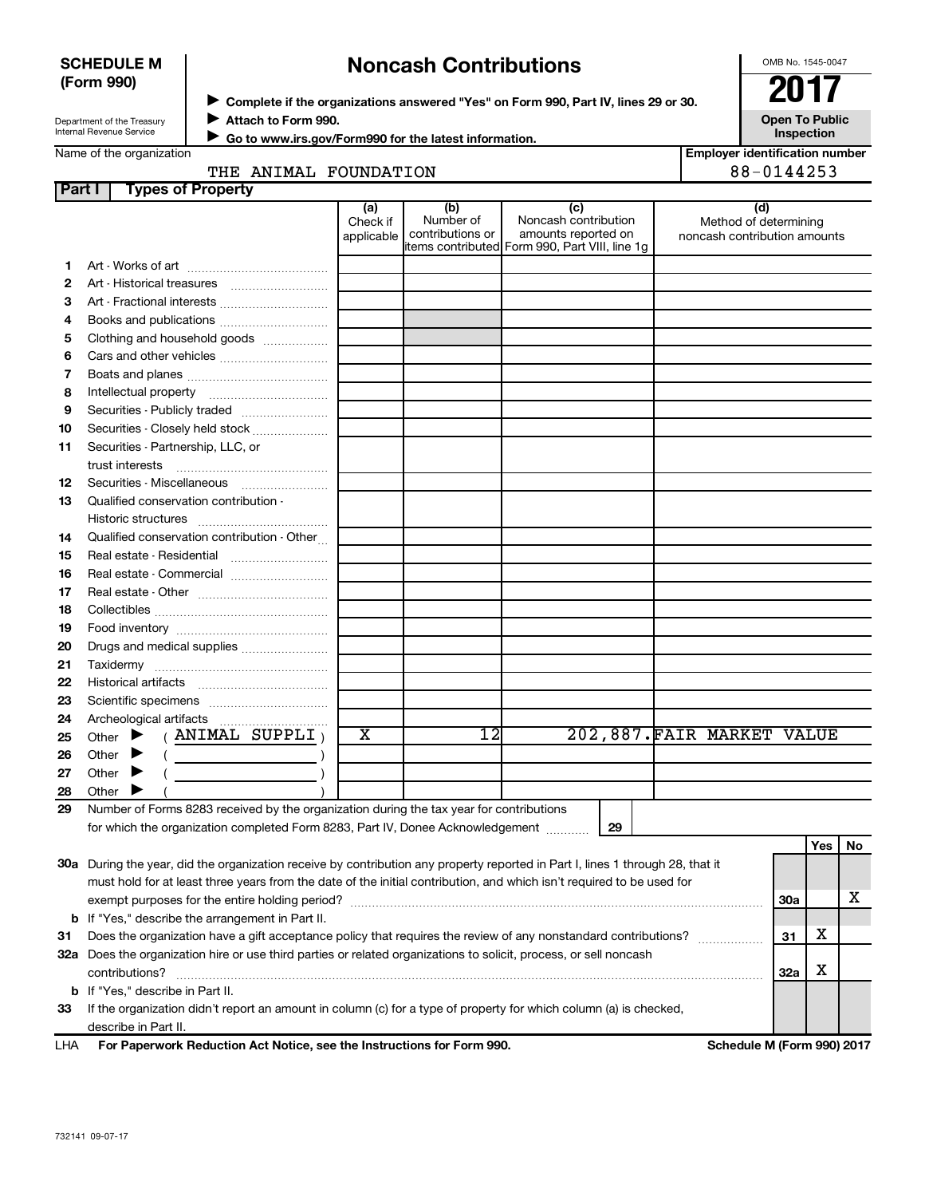**SCHEDULE M (Form 990)**

Department of the Treasury
Internal Revenue Service

# Noncash Contributions

▶ Complete if the organizations answered "Yes" on Form 990, Part IV, lines 29 or 30.
▶ Attach to Form 990.
▶ Go to www.irs.gov/Form990 for the latest information.

OMB No. 1545-0047

**2017**

**Open To Public Inspection**

Name of the organization: THE ANIMAL FOUNDATION

Employer identification number: 88-0144253

## Part I Types of Property

| | | (a) Check if applicable | (b) Number of contributions or items contributed | (c) Noncash contribution amounts reported on Form 990, Part VIII, line 1g | (d) Method of determining noncash contribution amounts |
|---|---|---|---|---|---|
| 1 | Art - Works of art | | | | |
| 2 | Art - Historical treasures | | | | |
| 3 | Art - Fractional interests | | | | |
| 4 | Books and publications | | | | |
| 5 | Clothing and household goods | | | | |
| 6 | Cars and other vehicles | | | | |
| 7 | Boats and planes | | | | |
| 8 | Intellectual property | | | | |
| 9 | Securities - Publicly traded | | | | |
| 10 | Securities - Closely held stock | | | | |
| 11 | Securities - Partnership, LLC, or trust interests | | | | |
| 12 | Securities - Miscellaneous | | | | |
| 13 | Qualified conservation contribution - Historic structures | | | | |
| 14 | Qualified conservation contribution - Other | | | | |
| 15 | Real estate - Residential | | | | |
| 16 | Real estate - Commercial | | | | |
| 17 | Real estate - Other | | | | |
| 18 | Collectibles | | | | |
| 19 | Food inventory | | | | |
| 20 | Drugs and medical supplies | | | | |
| 21 | Taxidermy | | | | |
| 22 | Historical artifacts | | | | |
| 23 | Scientific specimens | | | | |
| 24 | Archeological artifacts | | | | |
| 25 | Other ▶ ( ANIMAL SUPPLI ) | X | 12 | 202,887. | FAIR MARKET VALUE |
| 26 | Other ▶ ( ) | | | | |
| 27 | Other ▶ ( ) | | | | |
| 28 | Other ▶ ( ) | | | | |

29 Number of Forms 8283 received by the organization during the tax year for contributions for which the organization completed Form 8283, Part IV, Donee Acknowledgement ..... 29

| | | | Yes | No |
|---|---|---|---|---|
| 30a | During the year, did the organization receive by contribution any property reported in Part I, lines 1 through 28, that it must hold for at least three years from the date of the initial contribution, and which isn't required to be used for exempt purposes for the entire holding period? | 30a | | X |
| b | If "Yes," describe the arrangement in Part II. | | | |
| 31 | Does the organization have a gift acceptance policy that requires the review of any nonstandard contributions? | 31 | X | |
| 32a | Does the organization hire or use third parties or related organizations to solicit, process, or sell noncash contributions? | 32a | X | |
| b | If "Yes," describe in Part II. | | | |
| 33 | If the organization didn't report an amount in column (c) for a type of property for which column (a) is checked, describe in Part II. | | | |

LHA **For Paperwork Reduction Act Notice, see the Instructions for Form 990.** **Schedule M (Form 990) 2017**

732141 09-07-17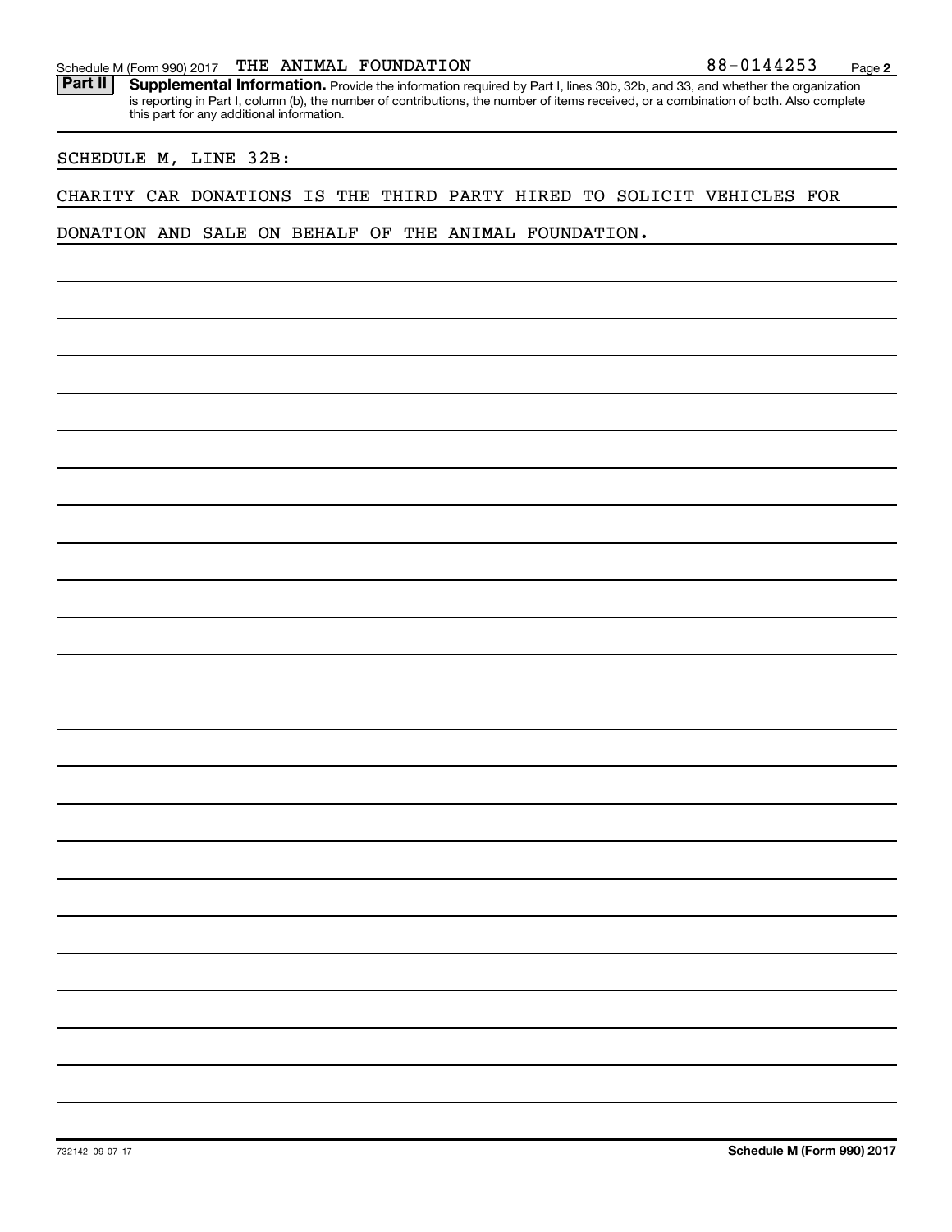Schedule M (Form 990) 2017 THE ANIMAL FOUNDATION 88-0144253 Page 2

**Part II** **Supplemental Information.** Provide the information required by Part I, lines 30b, 32b, and 33, and whether the organization is reporting in Part I, column (b), the number of contributions, the number of items received, or a combination of both. Also complete this part for any additional information.

SCHEDULE M, LINE 32B:

CHARITY CAR DONATIONS IS THE THIRD PARTY HIRED TO SOLICIT VEHICLES FOR DONATION AND SALE ON BEHALF OF THE ANIMAL FOUNDATION.

732142 09-07-17 **Schedule M (Form 990) 2017**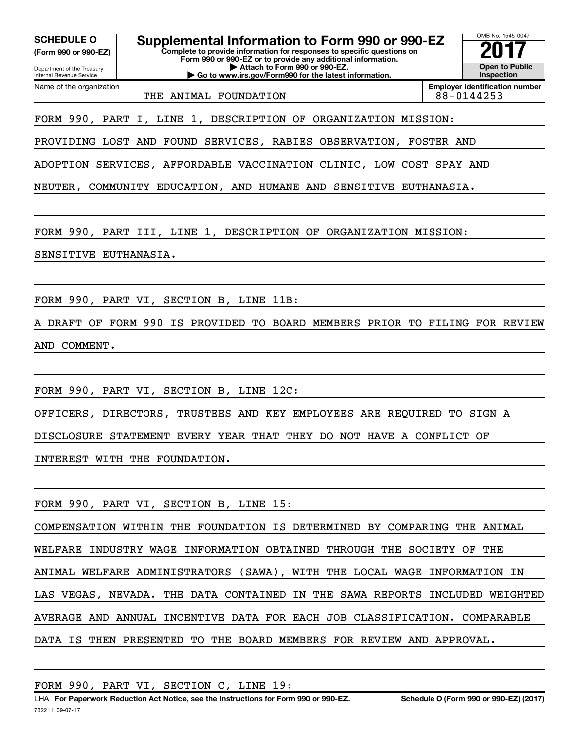**SCHEDULE O**
**(Form 990 or 990-EZ)**

Department of the Treasury
Internal Revenue Service

# Supplemental Information to Form 990 or 990-EZ

**Complete to provide information for responses to specific questions on Form 990 or 990-EZ or to provide any additional information.**
**▶ Attach to Form 990 or 990-EZ.**
**▶ Go to www.irs.gov/Form990 for the latest information.**

OMB No. 1545-0047

**2017**

**Open to Public Inspection**

| Name of the organization | Employer identification number |
|---|---|
| THE ANIMAL FOUNDATION | 88-0144253 |

FORM 990, PART I, LINE 1, DESCRIPTION OF ORGANIZATION MISSION:

PROVIDING LOST AND FOUND SERVICES, RABIES OBSERVATION, FOSTER AND ADOPTION SERVICES, AFFORDABLE VACCINATION CLINIC, LOW COST SPAY AND NEUTER, COMMUNITY EDUCATION, AND HUMANE AND SENSITIVE EUTHANASIA.

FORM 990, PART III, LINE 1, DESCRIPTION OF ORGANIZATION MISSION:

SENSITIVE EUTHANASIA.

FORM 990, PART VI, SECTION B, LINE 11B:

A DRAFT OF FORM 990 IS PROVIDED TO BOARD MEMBERS PRIOR TO FILING FOR REVIEW AND COMMENT.

FORM 990, PART VI, SECTION B, LINE 12C:

OFFICERS, DIRECTORS, TRUSTEES AND KEY EMPLOYEES ARE REQUIRED TO SIGN A DISCLOSURE STATEMENT EVERY YEAR THAT THEY DO NOT HAVE A CONFLICT OF INTEREST WITH THE FOUNDATION.

FORM 990, PART VI, SECTION B, LINE 15:

COMPENSATION WITHIN THE FOUNDATION IS DETERMINED BY COMPARING THE ANIMAL WELFARE INDUSTRY WAGE INFORMATION OBTAINED THROUGH THE SOCIETY OF THE ANIMAL WELFARE ADMINISTRATORS (SAWA), WITH THE LOCAL WAGE INFORMATION IN LAS VEGAS, NEVADA. THE DATA CONTAINED IN THE SAWA REPORTS INCLUDED WEIGHTED AVERAGE AND ANNUAL INCENTIVE DATA FOR EACH JOB CLASSIFICATION. COMPARABLE DATA IS THEN PRESENTED TO THE BOARD MEMBERS FOR REVIEW AND APPROVAL.

FORM 990, PART VI, SECTION C, LINE 19:

LHA **For Paperwork Reduction Act Notice, see the Instructions for Form 990 or 990-EZ.** **Schedule O (Form 990 or 990-EZ) (2017)**
732211 09-07-17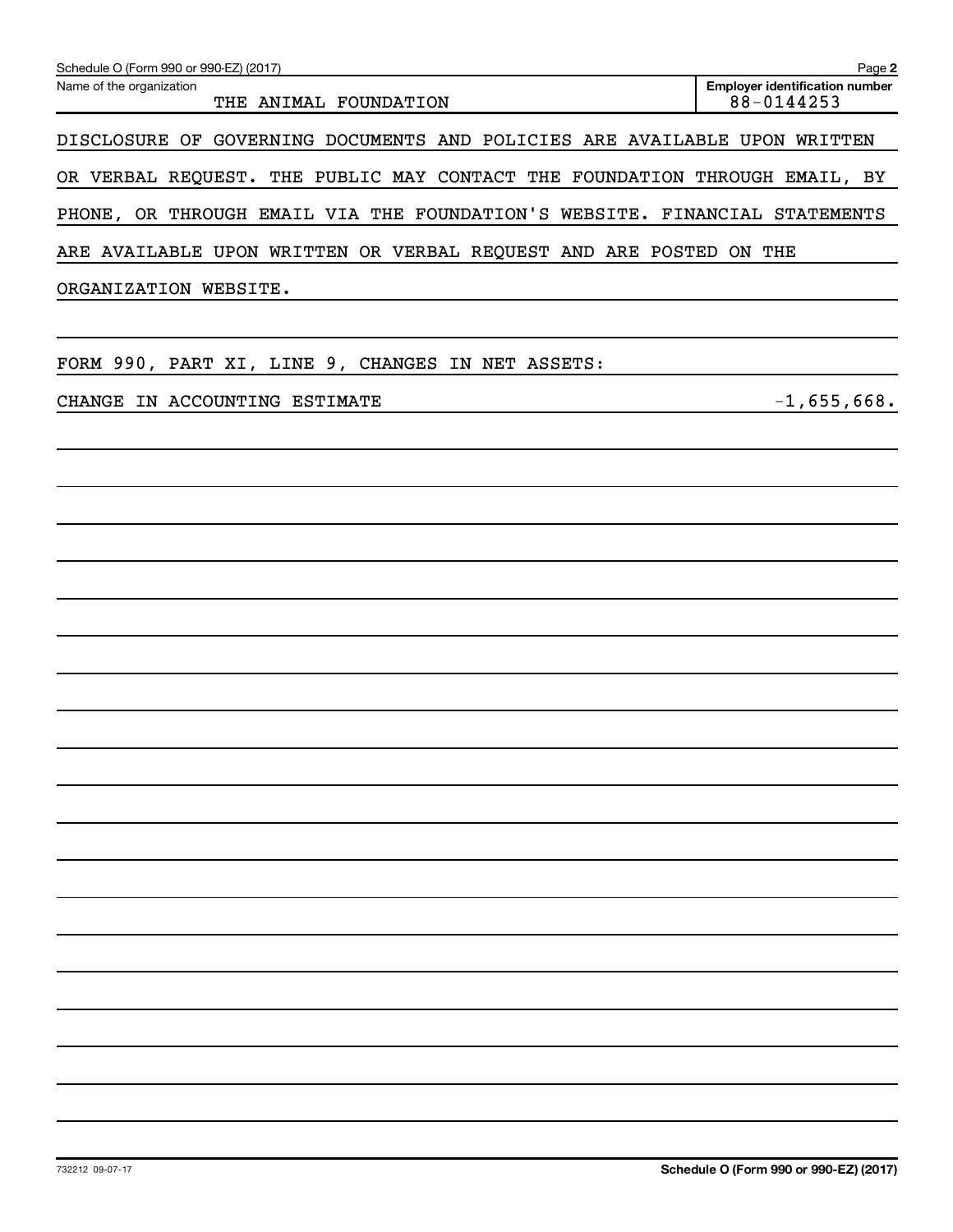Schedule O (Form 990 or 990-EZ) (2017) Page 2

Name of the organization: THE ANIMAL FOUNDATION

Employer identification number: 88-0144253

DISCLOSURE OF GOVERNING DOCUMENTS AND POLICIES ARE AVAILABLE UPON WRITTEN OR VERBAL REQUEST. THE PUBLIC MAY CONTACT THE FOUNDATION THROUGH EMAIL, BY PHONE, OR THROUGH EMAIL VIA THE FOUNDATION'S WEBSITE. FINANCIAL STATEMENTS ARE AVAILABLE UPON WRITTEN OR VERBAL REQUEST AND ARE POSTED ON THE ORGANIZATION WEBSITE.

FORM 990, PART XI, LINE 9, CHANGES IN NET ASSETS:

| | |
|---|---|
| CHANGE IN ACCOUNTING ESTIMATE | -1,655,668. |

732212 09-07-17

Schedule O (Form 990 or 990-EZ) (2017)